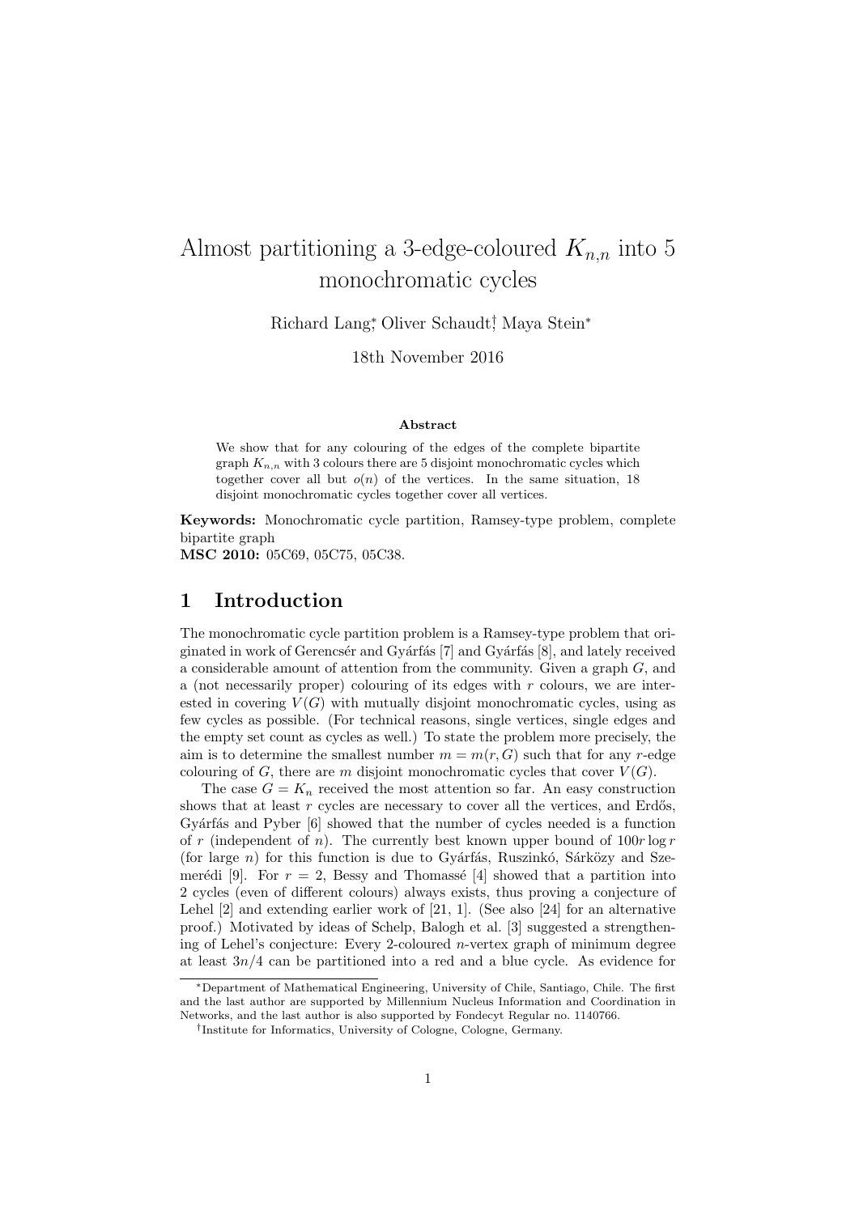# Almost partitioning a 3-edge-coloured $K_{n,n}$ into 5 monochromatic cycles

Richard Lang[*], Oliver Schaudt[†], Maya Stein[*]

18th November 2016

### Abstract

We show that for any colouring of the edges of the complete bipartite graph $K_{n,n}$ with 3 colours there are 5 disjoint monochromatic cycles which together cover all but $o(n)$ of the vertices. In the same situation, 18 disjoint monochromatic cycles together cover all vertices.

**Keywords:** Monochromatic cycle partition, Ramsey-type problem, complete bipartite graph

**MSC 2010:** 05C69, 05C75, 05C38.

## 1 Introduction

The monochromatic cycle partition problem is a Ramsey-type problem that originated in work of Gerencsér and Gyárfás [7] and Gyárfás [8], and lately received a considerable amount of attention from the community. Given a graph $G$, and a (not necessarily proper) colouring of its edges with $r$ colours, we are interested in covering $V(G)$ with mutually disjoint monochromatic cycles, using as few cycles as possible. (For technical reasons, single vertices, single edges and the empty set count as cycles as well.) To state the problem more precisely, the aim is to determine the smallest number $m = m(r, G)$ such that for any $r$-edge colouring of $G$, there are $m$ disjoint monochromatic cycles that cover $V(G)$.

The case $G = K_n$ received the most attention so far. An easy construction shows that at least $r$ cycles are necessary to cover all the vertices, and Erdős, Gyárfás and Pyber [6] showed that the number of cycles needed is a function of $r$ (independent of $n$). The currently best known upper bound of $100r \log r$ (for large $n$) for this function is due to Gyárfás, Ruszinkó, Sárközy and Szemerédi [9]. For $r = 2$, Bessy and Thomassé [4] showed that a partition into 2 cycles (even of different colours) always exists, thus proving a conjecture of Lehel [2] and extending earlier work of [21, 1]. (See also [24] for an alternative proof.) Motivated by ideas of Schelp, Balogh et al. [3] suggested a strengthening of Lehel's conjecture: Every 2-coloured $n$-vertex graph of minimum degree at least $3n/4$ can be partitioned into a red and a blue cycle. As evidence for

---

[*]Department of Mathematical Engineering, University of Chile, Santiago, Chile. The first and the last author are supported by Millennium Nucleus Information and Coordination in Networks, and the last author is also supported by Fondecyt Regular no. 1140766.

[†]Institute for Informatics, University of Cologne, Cologne, Germany.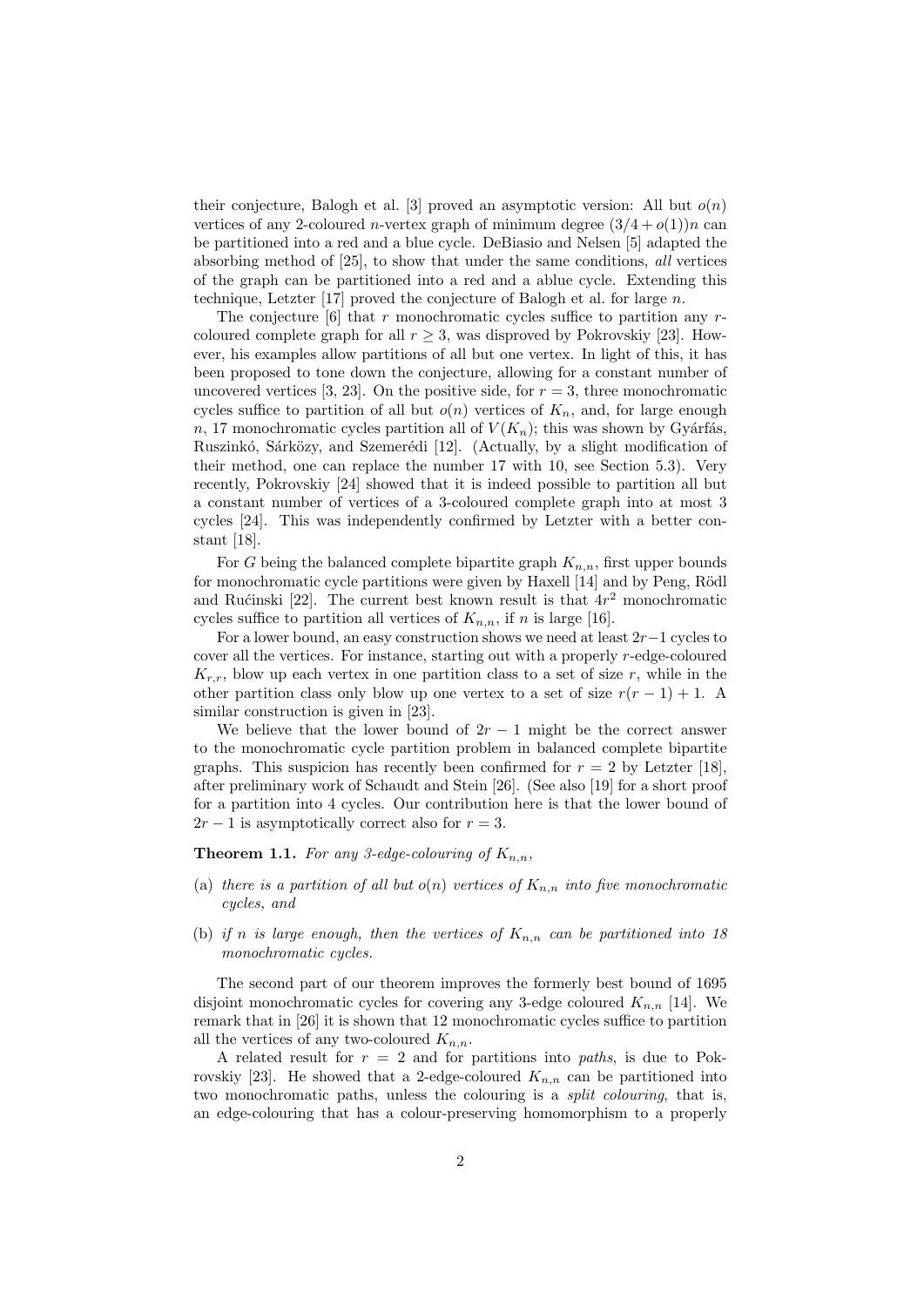their conjecture, Balogh et al. [3] proved an asymptotic version: All but $o(n)$ vertices of any 2-coloured $n$-vertex graph of minimum degree $(3/4 + o(1))n$ can be partitioned into a red and a blue cycle. DeBiasio and Nelsen [5] adapted the absorbing method of [25], to show that under the same conditions, *all* vertices of the graph can be partitioned into a red and a ablue cycle. Extending this technique, Letzter [17] proved the conjecture of Balogh et al. for large $n$.

The conjecture [6] that $r$ monochromatic cycles suffice to partition any $r$-coloured complete graph for all $r \geq 3$, was disproved by Pokrovskiy [23]. However, his examples allow partitions of all but one vertex. In light of this, it has been proposed to tone down the conjecture, allowing for a constant number of uncovered vertices [3, 23]. On the positive side, for $r = 3$, three monochromatic cycles suffice to partition of all but $o(n)$ vertices of $K_n$, and, for large enough $n$, 17 monochromatic cycles partition all of $V(K_n)$; this was shown by Gyárfás, Ruszinkó, Sárközy, and Szemerédi [12]. (Actually, by a slight modification of their method, one can replace the number 17 with 10, see Section 5.3). Very recently, Pokrovskiy [24] showed that it is indeed possible to partition all but a constant number of vertices of a 3-coloured complete graph into at most 3 cycles [24]. This was independently confirmed by Letzter with a better constant [18].

For $G$ being the balanced complete bipartite graph $K_{n,n}$, first upper bounds for monochromatic cycle partitions were given by Haxell [14] and by Peng, Rödl and Rućinski [22]. The current best known result is that $4r^2$ monochromatic cycles suffice to partition all vertices of $K_{n,n}$, if $n$ is large [16].

For a lower bound, an easy construction shows we need at least $2r-1$ cycles to cover all the vertices. For instance, starting out with a properly $r$-edge-coloured $K_{r,r}$, blow up each vertex in one partition class to a set of size $r$, while in the other partition class only blow up one vertex to a set of size $r(r-1)+1$. A similar construction is given in [23].

We believe that the lower bound of $2r - 1$ might be the correct answer to the monochromatic cycle partition problem in balanced complete bipartite graphs. This suspicion has recently been confirmed for $r = 2$ by Letzter [18], after preliminary work of Schaudt and Stein [26]. (See also [19] for a short proof for a partition into 4 cycles. Our contribution here is that the lower bound of $2r - 1$ is asymptotically correct also for $r = 3$.

**Theorem 1.1.** *For any 3-edge-colouring of $K_{n,n}$,*

(a) *there is a partition of all but $o(n)$ vertices of $K_{n,n}$ into five monochromatic cycles, and*

(b) *if $n$ is large enough, then the vertices of $K_{n,n}$ can be partitioned into 18 monochromatic cycles.*

The second part of our theorem improves the formerly best bound of 1695 disjoint monochromatic cycles for covering any 3-edge coloured $K_{n,n}$ [14]. We remark that in [26] it is shown that 12 monochromatic cycles suffice to partition all the vertices of any two-coloured $K_{n,n}$.

A related result for $r = 2$ and for partitions into *paths*, is due to Pokrovskiy [23]. He showed that a 2-edge-coloured $K_{n,n}$ can be partitioned into two monochromatic paths, unless the colouring is a *split colouring*, that is, an edge-colouring that has a colour-preserving homomorphism to a properly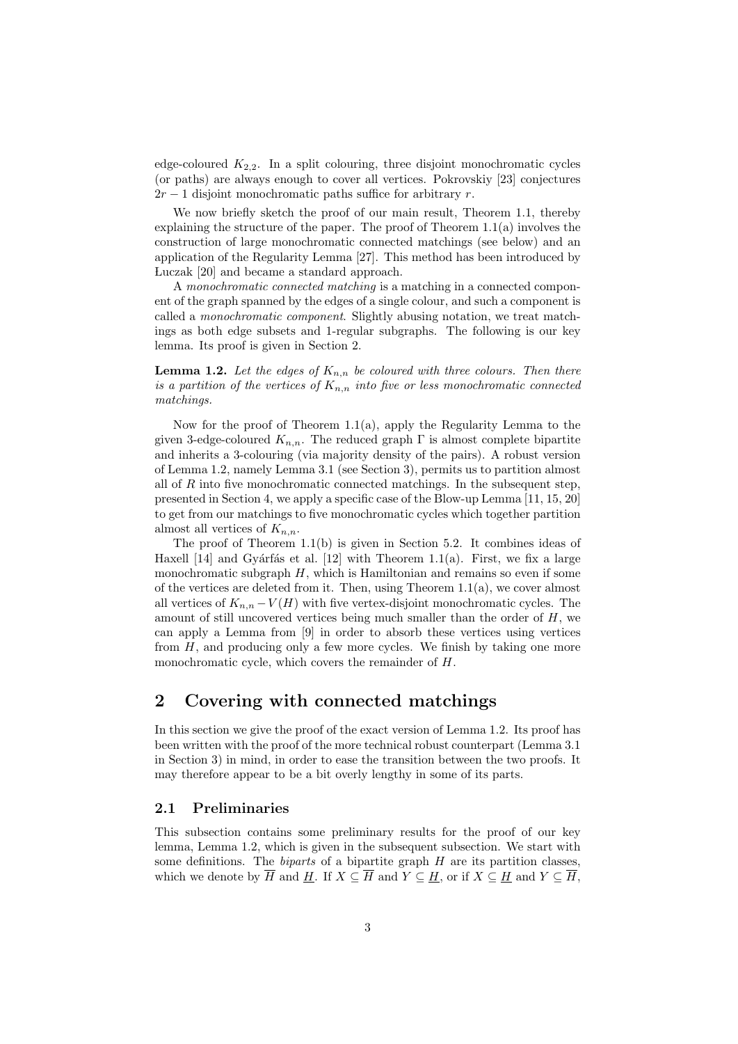edge-coloured $K_{2,2}$. In a split colouring, three disjoint monochromatic cycles (or paths) are always enough to cover all vertices. Pokrovskiy [23] conjectures $2r-1$ disjoint monochromatic paths suffice for arbitrary $r$.

We now briefly sketch the proof of our main result, Theorem 1.1, thereby explaining the structure of the paper. The proof of Theorem 1.1(a) involves the construction of large monochromatic connected matchings (see below) and an application of the Regularity Lemma [27]. This method has been introduced by Łuczak [20] and became a standard approach.

A *monochromatic connected matching* is a matching in a connected component of the graph spanned by the edges of a single colour, and such a component is called a *monochromatic component*. Slightly abusing notation, we treat matchings as both edge subsets and 1-regular subgraphs. The following is our key lemma. Its proof is given in Section 2.

**Lemma 1.2.** *Let the edges of $K_{n,n}$ be coloured with three colours. Then there is a partition of the vertices of $K_{n,n}$ into five or less monochromatic connected matchings.*

Now for the proof of Theorem 1.1(a), apply the Regularity Lemma to the given 3-edge-coloured $K_{n,n}$. The reduced graph $\Gamma$ is almost complete bipartite and inherits a 3-colouring (via majority density of the pairs). A robust version of Lemma 1.2, namely Lemma 3.1 (see Section 3), permits us to partition almost all of $R$ into five monochromatic connected matchings. In the subsequent step, presented in Section 4, we apply a specific case of the Blow-up Lemma [11, 15, 20] to get from our matchings to five monochromatic cycles which together partition almost all vertices of $K_{n,n}$.

The proof of Theorem 1.1(b) is given in Section 5.2. It combines ideas of Haxell [14] and Gyárfás et al. [12] with Theorem 1.1(a). First, we fix a large monochromatic subgraph $H$, which is Hamiltonian and remains so even if some of the vertices are deleted from it. Then, using Theorem 1.1(a), we cover almost all vertices of $K_{n,n} - V(H)$ with five vertex-disjoint monochromatic cycles. The amount of still uncovered vertices being much smaller than the order of $H$, we can apply a Lemma from [9] in order to absorb these vertices using vertices from $H$, and producing only a few more cycles. We finish by taking one more monochromatic cycle, which covers the remainder of $H$.

# 2 Covering with connected matchings

In this section we give the proof of the exact version of Lemma 1.2. Its proof has been written with the proof of the more technical robust counterpart (Lemma 3.1 in Section 3) in mind, in order to ease the transition between the two proofs. It may therefore appear to be a bit overly lengthy in some of its parts.

## 2.1 Preliminaries

This subsection contains some preliminary results for the proof of our key lemma, Lemma 1.2, which is given in the subsequent subsection. We start with some definitions. The *biparts* of a bipartite graph $H$ are its partition classes, which we denote by $\overline{H}$ and $\underline{H}$. If $X \subseteq \overline{H}$ and $Y \subseteq \underline{H}$, or if $X \subseteq \underline{H}$ and $Y \subseteq \overline{H}$,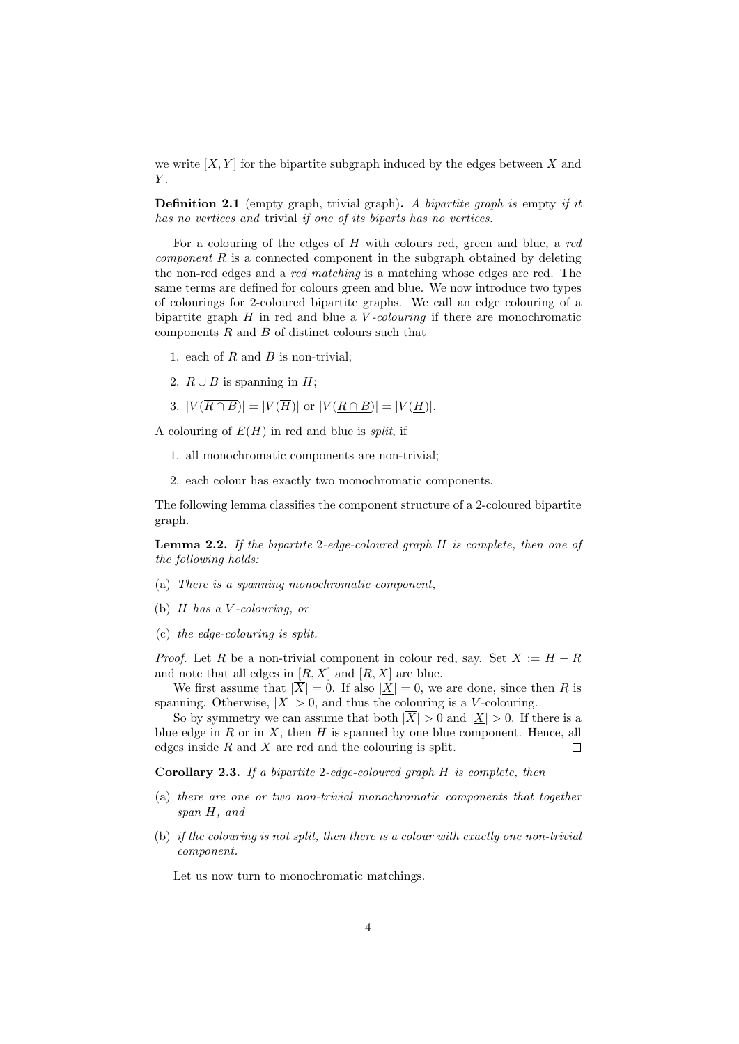we write $[X, Y]$ for the bipartite subgraph induced by the edges between $X$ and $Y$.

**Definition 2.1** (empty graph, trivial graph)**.** *A bipartite graph is* empty *if it has no vertices and* trivial *if one of its biparts has no vertices.*

For a colouring of the edges of $H$ with colours red, green and blue, a *red component* $R$ is a connected component in the subgraph obtained by deleting the non-red edges and a *red matching* is a matching whose edges are red. The same terms are defined for colours green and blue. We now introduce two types of colourings for 2-coloured bipartite graphs. We call an edge colouring of a bipartite graph $H$ in red and blue a *V-colouring* if there are monochromatic components $R$ and $B$ of distinct colours such that

1. each of $R$ and $B$ is non-trivial;
2. $R \cup B$ is spanning in $H$;
3. $|V(\overline{R \cap B})| = |V(\overline{H})|$ or $|V(\underline{R \cap B})| = |V(\underline{H})|$.

A colouring of $E(H)$ in red and blue is *split*, if

1. all monochromatic components are non-trivial;
2. each colour has exactly two monochromatic components.

The following lemma classifies the component structure of a 2-coloured bipartite graph.

**Lemma 2.2.** *If the bipartite 2-edge-coloured graph $H$ is complete, then one of the following holds:*

(a) *There is a spanning monochromatic component,*

(b) *$H$ has a V-colouring, or*

(c) *the edge-colouring is split.*

*Proof.* Let $R$ be a non-trivial component in colour red, say. Set $X := H - R$ and note that all edges in $[\overline{R}, \underline{X}]$ and $[\underline{R}, \overline{X}]$ are blue.

We first assume that $|\overline{X}| = 0$. If also $|\underline{X}| = 0$, we are done, since then $R$ is spanning. Otherwise, $|\underline{X}| > 0$, and thus the colouring is a $V$-colouring.

So by symmetry we can assume that both $|\overline{X}| > 0$ and $|\underline{X}| > 0$. If there is a blue edge in $R$ or in $X$, then $H$ is spanned by one blue component. Hence, all edges inside $R$ and $X$ are red and the colouring is split. $\square$

**Corollary 2.3.** *If a bipartite 2-edge-coloured graph $H$ is complete, then*

(a) *there are one or two non-trivial monochromatic components that together span $H$, and*

(b) *if the colouring is not split, then there is a colour with exactly one non-trivial component.*

Let us now turn to monochromatic matchings.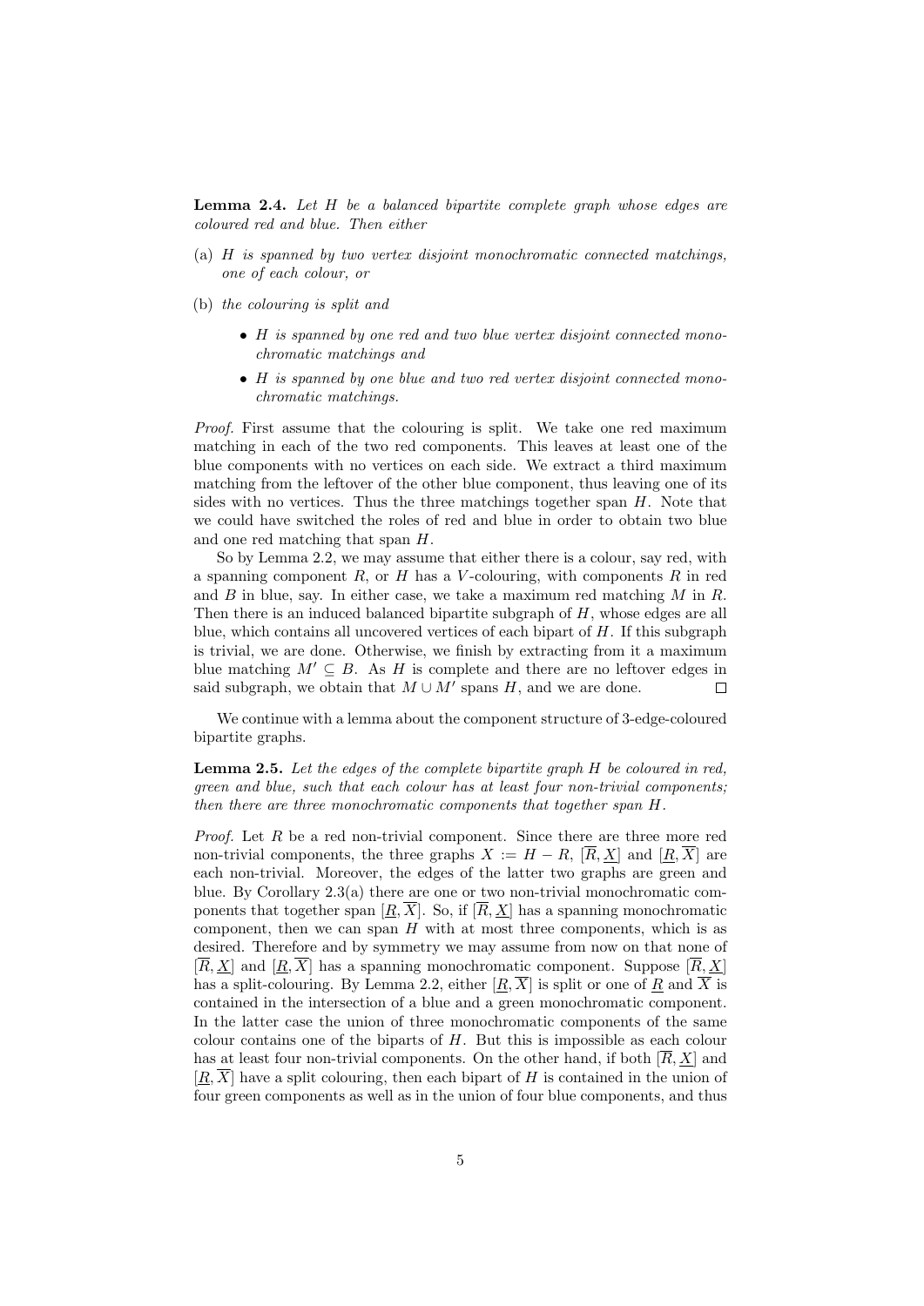**Lemma 2.4.** *Let $H$ be a balanced bipartite complete graph whose edges are coloured red and blue. Then either*

- (a) *$H$ is spanned by two vertex disjoint monochromatic connected matchings, one of each colour, or*
- (b) *the colouring is split and*
  - *$H$ is spanned by one red and two blue vertex disjoint connected monochromatic matchings and*
  - *$H$ is spanned by one blue and two red vertex disjoint connected monochromatic matchings.*

*Proof.* First assume that the colouring is split. We take one red maximum matching in each of the two red components. This leaves at least one of the blue components with no vertices on each side. We extract a third maximum matching from the leftover of the other blue component, thus leaving one of its sides with no vertices. Thus the three matchings together span $H$. Note that we could have switched the roles of red and blue in order to obtain two blue and one red matching that span $H$.

So by Lemma 2.2, we may assume that either there is a colour, say red, with a spanning component $R$, or $H$ has a $V$-colouring, with components $R$ in red and $B$ in blue, say. In either case, we take a maximum red matching $M$ in $R$. Then there is an induced balanced bipartite subgraph of $H$, whose edges are all blue, which contains all uncovered vertices of each bipart of $H$. If this subgraph is trivial, we are done. Otherwise, we finish by extracting from it a maximum blue matching $M' \subseteq B$. As $H$ is complete and there are no leftover edges in said subgraph, we obtain that $M \cup M'$ spans $H$, and we are done. $\square$

We continue with a lemma about the component structure of 3-edge-coloured bipartite graphs.

**Lemma 2.5.** *Let the edges of the complete bipartite graph $H$ be coloured in red, green and blue, such that each colour has at least four non-trivial components; then there are three monochromatic components that together span $H$.*

*Proof.* Let $R$ be a red non-trivial component. Since there are three more red non-trivial components, the three graphs $X := H - R$, $[\overline{R}, \underline{X}]$ and $[\underline{R}, \overline{X}]$ are each non-trivial. Moreover, the edges of the latter two graphs are green and blue. By Corollary 2.3(a) there are one or two non-trivial monochromatic components that together span $[\underline{R}, \overline{X}]$. So, if $[\overline{R}, \underline{X}]$ has a spanning monochromatic component, then we can span $H$ with at most three components, which is as desired. Therefore and by symmetry we may assume from now on that none of $[\overline{R}, \underline{X}]$ and $[\underline{R}, \overline{X}]$ has a spanning monochromatic component. Suppose $[\overline{R}, \underline{X}]$ has a split-colouring. By Lemma 2.2, either $[\underline{R}, \overline{X}]$ is split or one of $\underline{R}$ and $\overline{X}$ is contained in the intersection of a blue and a green monochromatic component. In the latter case the union of three monochromatic components of the same colour contains one of the biparts of $H$. But this is impossible as each colour has at least four non-trivial components. On the other hand, if both $[\overline{R}, \underline{X}]$ and $[\underline{R}, \overline{X}]$ have a split colouring, then each bipart of $H$ is contained in the union of four green components as well as in the union of four blue components, and thus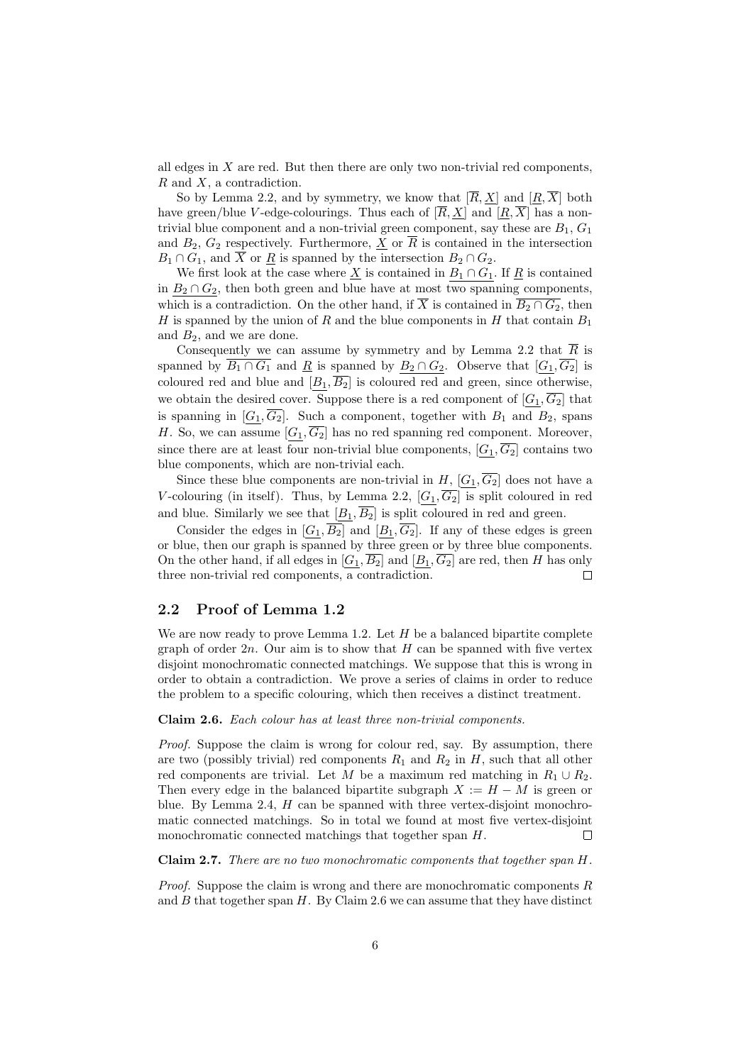all edges in $X$ are red. But then there are only two non-trivial red components, $R$ and $X$, a contradiction.

So by Lemma 2.2, and by symmetry, we know that $[\overline{R}, \underline{X}]$ and $[\underline{R}, \overline{X}]$ both have green/blue $V$-edge-colourings. Thus each of $[\overline{R}, \underline{X}]$ and $[\underline{R}, \overline{X}]$ has a non-trivial blue component and a non-trivial green component, say these are $B_1$, $G_1$ and $B_2$, $G_2$ respectively. Furthermore, $\underline{X}$ or $\overline{R}$ is contained in the intersection $B_1 \cap G_1$, and $\overline{X}$ or $\underline{R}$ is spanned by the intersection $B_2 \cap G_2$.

We first look at the case where $\underline{X}$ is contained in $\underline{B_1 \cap G_1}$. If $\underline{R}$ is contained in $\underline{B_2 \cap G_2}$, then both green and blue have at most two spanning components, which is a contradiction. On the other hand, if $\overline{X}$ is contained in $\overline{B_2 \cap G_2}$, then $H$ is spanned by the union of $R$ and the blue components in $H$ that contain $B_1$ and $B_2$, and we are done.

Consequently we can assume by symmetry and by Lemma 2.2 that $\overline{R}$ is spanned by $\overline{B_1 \cap G_1}$ and $\underline{R}$ is spanned by $\underline{B_2 \cap G_2}$. Observe that $[\underline{G_1}, \overline{G_2}]$ is coloured red and blue and $[\underline{B_1}, \overline{B_2}]$ is coloured red and green, since otherwise, we obtain the desired cover. Suppose there is a red component of $[\underline{G_1}, \overline{G_2}]$ that is spanning in $[\underline{G_1}, \overline{G_2}]$. Such a component, together with $B_1$ and $B_2$, spans $H$. So, we can assume $[\underline{G_1}, \overline{G_2}]$ has no red spanning red component. Moreover, since there are at least four non-trivial blue components, $[\underline{G_1}, \overline{G_2}]$ contains two blue components, which are non-trivial each.

Since these blue components are non-trivial in $H$, $[\underline{G_1}, \overline{G_2}]$ does not have a $V$-colouring (in itself). Thus, by Lemma 2.2, $[\underline{G_1}, \overline{G_2}]$ is split coloured in red and blue. Similarly we see that $[\underline{B_1}, \overline{B_2}]$ is split coloured in red and green.

Consider the edges in $[\underline{G_1}, \overline{B_2}]$ and $[\underline{B_1}, \overline{G_2}]$. If any of these edges is green or blue, then our graph is spanned by three green or by three blue components. On the other hand, if all edges in $[\underline{G_1}, \overline{B_2}]$ and $[\underline{B_1}, \overline{G_2}]$ are red, then $H$ has only three non-trivial red components, a contradiction. $\square$

## 2.2 Proof of Lemma 1.2

We are now ready to prove Lemma 1.2. Let $H$ be a balanced bipartite complete graph of order $2n$. Our aim is to show that $H$ can be spanned with five vertex disjoint monochromatic connected matchings. We suppose that this is wrong in order to obtain a contradiction. We prove a series of claims in order to reduce the problem to a specific colouring, which then receives a distinct treatment.

**Claim 2.6.** *Each colour has at least three non-trivial components.*

*Proof.* Suppose the claim is wrong for colour red, say. By assumption, there are two (possibly trivial) red components $R_1$ and $R_2$ in $H$, such that all other red components are trivial. Let $M$ be a maximum red matching in $R_1 \cup R_2$. Then every edge in the balanced bipartite subgraph $X := H - M$ is green or blue. By Lemma 2.4, $H$ can be spanned with three vertex-disjoint monochromatic connected matchings. So in total we found at most five vertex-disjoint monochromatic connected matchings that together span $H$. $\square$

**Claim 2.7.** *There are no two monochromatic components that together span $H$.*

*Proof.* Suppose the claim is wrong and there are monochromatic components $R$ and $B$ that together span $H$. By Claim 2.6 we can assume that they have distinct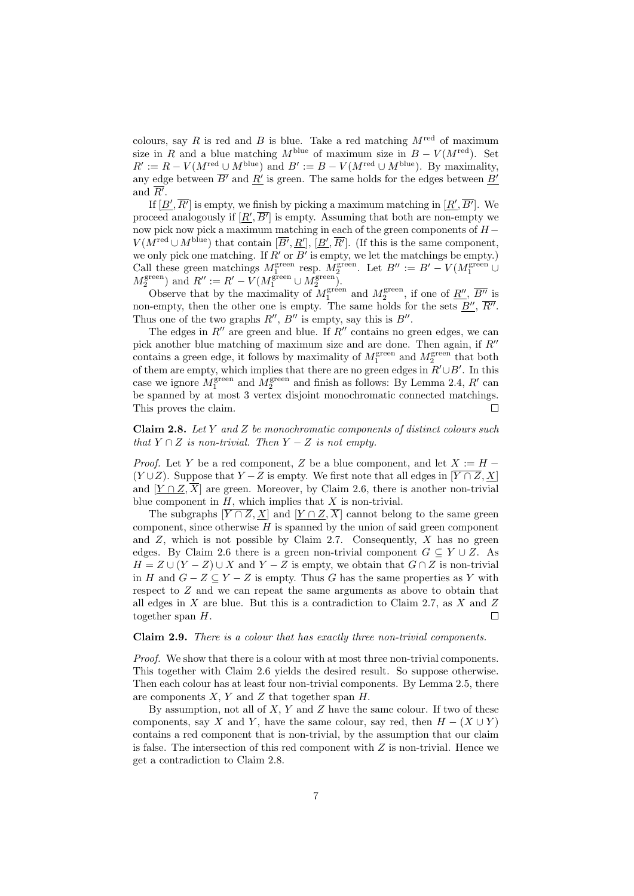colours, say $R$ is red and $B$ is blue. Take a red matching $M^{\text{red}}$ of maximum size in $R$ and a blue matching $M^{\text{blue}}$ of maximum size in $B - V(M^{\text{red}})$. Set $R' := R - V(M^{\text{red}} \cup M^{\text{blue}})$ and $B' := B - V(M^{\text{red}} \cup M^{\text{blue}})$. By maximality, any edge between $\overline{B'}$ and $\underline{R'}$ is green. The same holds for the edges between $\underline{B'}$ and $\overline{R'}$.

If $[\underline{B'}, \overline{R'}]$ is empty, we finish by picking a maximum matching in $[\underline{R'}, \overline{B'}]$. We proceed analogously if $[\underline{R'}, \overline{B'}]$ is empty. Assuming that both are non-empty we now pick now pick a maximum matching in each of the green components of $H - V(M^{\text{red}} \cup M^{\text{blue}})$ that contain $[\overline{B'}, \underline{R'}]$, $[\underline{B'}, \overline{R'}]$. (If this is the same component, we only pick one matching. If $R'$ or $B'$ is empty, we let the matchings be empty.) Call these green matchings $M_1^{\text{green}}$ resp. $M_2^{\text{green}}$. Let $B'' := B' - V(M_1^{\text{green}} \cup M_2^{\text{green}})$ and $R'' := R' - V(M_1^{\text{green}} \cup M_2^{\text{green}})$.

Observe that by the maximality of $M_1^{\text{green}}$ and $M_2^{\text{green}}$, if one of $\underline{R''}$, $\overline{B''}$ is non-empty, then the other one is empty. The same holds for the sets $\underline{B''}$, $\overline{R''}$. Thus one of the two graphs $R''$, $B''$ is empty, say this is $B''$.

The edges in $R''$ are green and blue. If $R''$ contains no green edges, we can pick another blue matching of maximum size and are done. Then again, if $R''$ contains a green edge, it follows by maximality of $M_1^{\text{green}}$ and $M_2^{\text{green}}$ that both of them are empty, which implies that there are no green edges in $R' \cup B'$. In this case we ignore $M_1^{\text{green}}$ and $M_2^{\text{green}}$ and finish as follows: By Lemma 2.4, $R'$ can be spanned by at most 3 vertex disjoint monochromatic connected matchings. This proves the claim. $\square$

**Claim 2.8.** *Let $Y$ and $Z$ be monochromatic components of distinct colours such that $Y \cap Z$ is non-trivial. Then $Y - Z$ is not empty.*

*Proof.* Let $Y$ be a red component, $Z$ be a blue component, and let $X := H - (Y \cup Z)$. Suppose that $Y - Z$ is empty. We first note that all edges in $[\overline{Y \cap Z}, \underline{X}]$ and $[\underline{Y \cap Z}, \overline{X}]$ are green. Moreover, by Claim 2.6, there is another non-trivial blue component in $H$, which implies that $X$ is non-trivial.

The subgraphs $[\overline{Y \cap Z}, \underline{X}]$ and $[\underline{Y \cap Z}, \overline{X}]$ cannot belong to the same green component, since otherwise $H$ is spanned by the union of said green component and $Z$, which is not possible by Claim 2.7. Consequently, $X$ has no green edges. By Claim 2.6 there is a green non-trivial component $G \subseteq Y \cup Z$. As $H = Z \cup (Y - Z) \cup X$ and $Y - Z$ is empty, we obtain that $G \cap Z$ is non-trivial in $H$ and $G - Z \subseteq Y - Z$ is empty. Thus $G$ has the same properties as $Y$ with respect to $Z$ and we can repeat the same arguments as above to obtain that all edges in $X$ are blue. But this is a contradiction to Claim 2.7, as $X$ and $Z$ together span $H$. $\square$

**Claim 2.9.** *There is a colour that has exactly three non-trivial components.*

*Proof.* We show that there is a colour with at most three non-trivial components. This together with Claim 2.6 yields the desired result. So suppose otherwise. Then each colour has at least four non-trivial components. By Lemma 2.5, there are components $X$, $Y$ and $Z$ that together span $H$.

By assumption, not all of $X$, $Y$ and $Z$ have the same colour. If two of these components, say $X$ and $Y$, have the same colour, say red, then $H - (X \cup Y)$ contains a red component that is non-trivial, by the assumption that our claim is false. The intersection of this red component with $Z$ is non-trivial. Hence we get a contradiction to Claim 2.8.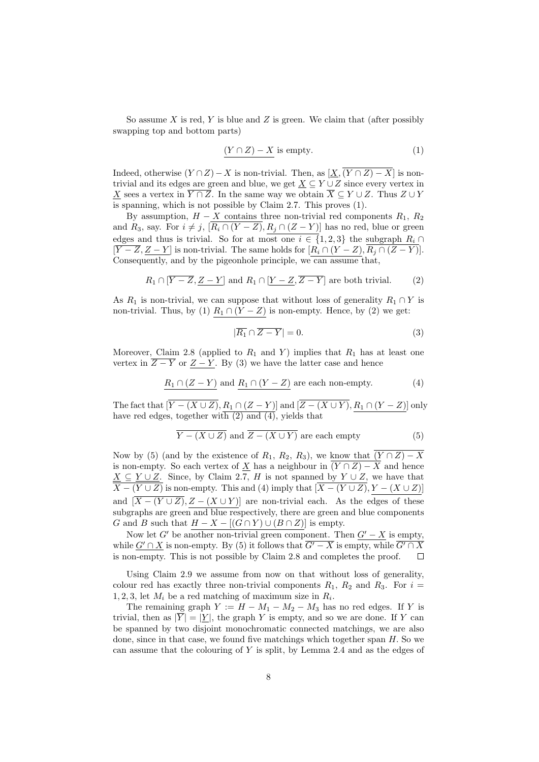So assume $X$ is red, $Y$ is blue and $Z$ is green. We claim that (after possibly swapping top and bottom parts)

$$\underline{(Y \cap Z) - X} \text{ is empty.} \tag{1}$$

Indeed, otherwise $(Y \cap Z) - X$ is non-trivial. Then, as $[\underline{X}, \overline{(Y \cap Z) - X}]$ is non-trivial and its edges are green and blue, we get $\underline{X} \subseteq Y \cup Z$ since every vertex in $\underline{X}$ sees a vertex in $\overline{Y \cap Z}$. In the same way we obtain $\overline{X} \subseteq Y \cup Z$. Thus $Z \cup Y$ is spanning, which is not possible by Claim 2.7. This proves (1).

By assumption, $H - X$ contains three non-trivial red components $R_1$, $R_2$ and $R_3$, say. For $i \neq j$, $[\overline{R_i \cap (Y - Z)}, \underline{R_j \cap (Z - Y)}]$ has no red, blue or green edges and thus is trivial. So for at most one $i \in \{1, 2, 3\}$ the subgraph $R_i \cap [\overline{Y - Z}, \underline{Z - Y}]$ is non-trivial. The same holds for $[\underline{R_i \cap (Y - Z)}, \overline{R_j \cap (Z - Y)}]$. Consequently, and by the pigeonhole principle, we can assume that,

$$R_1 \cap [\overline{Y - Z}, \underline{Z - Y}] \text{ and } R_1 \cap [\underline{Y - Z}, \overline{Z - Y}] \text{ are both trivial.} \tag{2}$$

As $R_1$ is non-trivial, we can suppose that without loss of generality $R_1 \cap Y$ is non-trivial. Thus, by (1) $\underline{R_1 \cap (Y - Z)}$ is non-empty. Hence, by (2) we get:

$$|\overline{R_1} \cap \overline{Z - Y}| = 0. \tag{3}$$

Moreover, Claim 2.8 (applied to $R_1$ and $Y$) implies that $R_1$ has at least one vertex in $\overline{Z - Y}$ or $\underline{Z - Y}$. By (3) we have the latter case and hence

$$\underline{R_1 \cap (Z - Y)} \text{ and } \underline{R_1 \cap (Y - Z)} \text{ are each non-empty.} \tag{4}$$

The fact that $[\overline{Y - (X \cup Z)}, \underline{R_1 \cap (Z - Y)}]$ and $[\overline{Z - (X \cup Y)}, \underline{R_1 \cap (Y - Z)}]$ only have red edges, together with (2) and (4), yields that

$$\overline{Y - (X \cup Z)} \text{ and } \overline{Z - (X \cup Y)} \text{ are each empty} \tag{5}$$

Now by (5) (and by the existence of $R_1$, $R_2$, $R_3$), we know that $\overline{(Y \cap Z) - X}$ is non-empty. So each vertex of $\underline{X}$ has a neighbour in $\overline{(Y \cap Z) - X}$ and hence $\underline{X} \subseteq \underline{Y \cup Z}$. Since, by Claim 2.7, $H$ is not spanned by $Y \cup Z$, we have that $\overline{X - (Y \cup Z)}$ is non-empty. This and (4) imply that $[\overline{X - (Y \cup Z)}, \underline{Y - (X \cup Z)}]$ and $[\overline{X - (Y \cup Z)}, \underline{Z - (X \cup Y)}]$ are non-trivial each. As the edges of these subgraphs are green and blue respectively, there are green and blue components $G$ and $B$ such that $\underline{H - X - [(G \cap Y) \cup (B \cap Z)]}$ is empty.

Now let $G'$ be another non-trivial green component. Then $\underline{G' - X}$ is empty, while $\underline{G' \cap X}$ is non-empty. By (5) it follows that $\overline{G' - X}$ is empty, while $\overline{G' \cap X}$ is non-empty. This is not possible by Claim 2.8 and completes the proof. $\square$

Using Claim 2.9 we assume from now on that without loss of generality, colour red has exactly three non-trivial components $R_1$, $R_2$ and $R_3$. For $i = 1, 2, 3$, let $M_i$ be a red matching of maximum size in $R_i$.

The remaining graph $Y := H - M_1 - M_2 - M_3$ has no red edges. If $Y$ is trivial, then as $|\overline{Y}| = |\underline{Y}|$, the graph $Y$ is empty, and so we are done. If $Y$ can be spanned by two disjoint monochromatic connected matchings, we are also done, since in that case, we found five matchings which together span $H$. So we can assume that the colouring of $Y$ is split, by Lemma 2.4 and as the edges of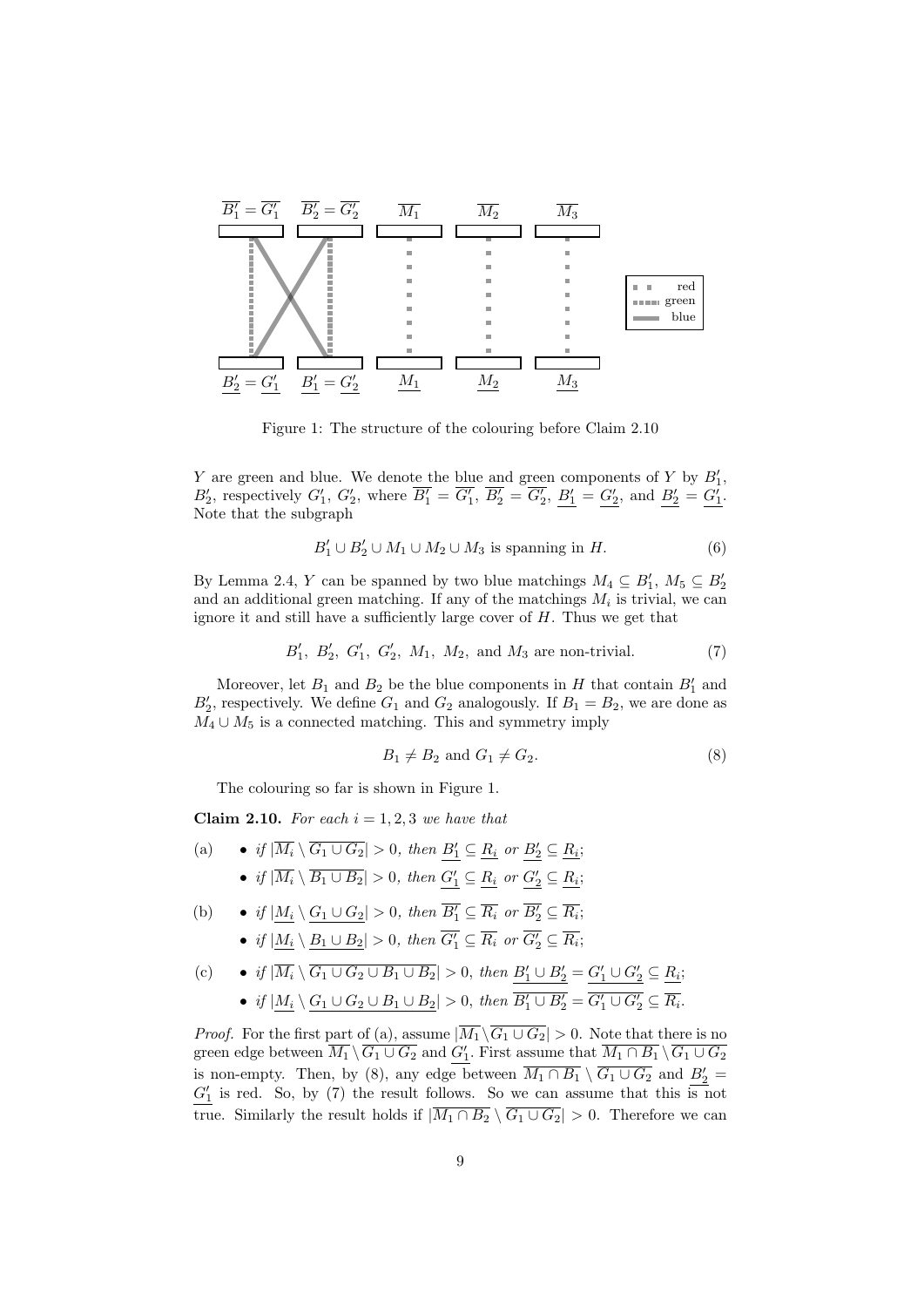Figure 1: The structure of the colouring before Claim 2.10

$Y$ are green and blue. We denote the blue and green components of $Y$ by $B_1'$, $B_2'$, respectively $G_1'$, $G_2'$, where $\overline{B_1'} = \overline{G_1'}$, $\overline{B_2'} = \overline{G_2'}$, $\underline{B_1'} = \underline{G_2'}$, and $\underline{B_2'} = \underline{G_1'}$. Note that the subgraph

$$B_1' \cup B_2' \cup M_1 \cup M_2 \cup M_3 \text{ is spanning in } H. \tag{6}$$

By Lemma 2.4, $Y$ can be spanned by two blue matchings $M_4 \subseteq B_1'$, $M_5 \subseteq B_2'$ and an additional green matching. If any of the matchings $M_i$ is trivial, we can ignore it and still have a sufficiently large cover of $H$. Thus we get that

$$B_1',\ B_2',\ G_1',\ G_2',\ M_1,\ M_2, \text{ and } M_3 \text{ are non-trivial.} \tag{7}$$

Moreover, let $B_1$ and $B_2$ be the blue components in $H$ that contain $B_1'$ and $B_2'$, respectively. We define $G_1$ and $G_2$ analogously. If $B_1 = B_2$, we are done as $M_4 \cup M_5$ is a connected matching. This and symmetry imply

$$B_1 \neq B_2 \text{ and } G_1 \neq G_2. \tag{8}$$

The colouring so far is shown in Figure 1.

**Claim 2.10.** *For each $i = 1, 2, 3$ we have that*

(a)
- *if $|\overline{M_i} \setminus \overline{G_1 \cup G_2}| > 0$, then $\underline{B_1'} \subseteq \underline{R_i}$ or $\underline{B_2'} \subseteq \underline{R_i}$;*
- *if $|\overline{M_i} \setminus \overline{B_1 \cup B_2}| > 0$, then $\underline{G_1'} \subseteq \underline{R_i}$ or $\underline{G_2'} \subseteq \underline{R_i}$;*

(b)
- *if $|\underline{M_i} \setminus \underline{G_1 \cup G_2}| > 0$, then $\overline{B_1'} \subseteq \overline{R_i}$ or $\overline{B_2'} \subseteq \overline{R_i}$;*
- *if $|\underline{M_i} \setminus \underline{B_1 \cup B_2}| > 0$, then $\overline{G_1'} \subseteq \overline{R_i}$ or $\overline{G_2'} \subseteq \overline{R_i}$;*

(c)
- *if $|\overline{M_i} \setminus \overline{G_1 \cup G_2 \cup B_1 \cup B_2}| > 0$, then $\underline{B_1' \cup B_2'} = \underline{G_1' \cup G_2'} \subseteq \underline{R_i}$;*
- *if $|\underline{M_i} \setminus \underline{G_1 \cup G_2 \cup B_1 \cup B_2}| > 0$, then $\overline{B_1' \cup B_2'} = \overline{G_1' \cup G_2'} \subseteq \overline{R_i}$.*

*Proof.* For the first part of (a), assume $|\overline{M_1} \setminus \overline{G_1 \cup G_2}| > 0$. Note that there is no green edge between $\overline{M_1} \setminus \overline{G_1 \cup G_2}$ and $\underline{G_1'}$. First assume that $\overline{M_1 \cap B_1} \setminus \overline{G_1 \cup G_2}$ is non-empty. Then, by (8), any edge between $\overline{M_1 \cap B_1} \setminus \overline{G_1 \cup G_2}$ and $\underline{B_2'} = \underline{G_1'}$ is red. So, by (7) the result follows. So we can assume that this is not true. Similarly the result holds if $|\overline{M_1 \cap B_2} \setminus \overline{G_1 \cup G_2}| > 0$. Therefore we can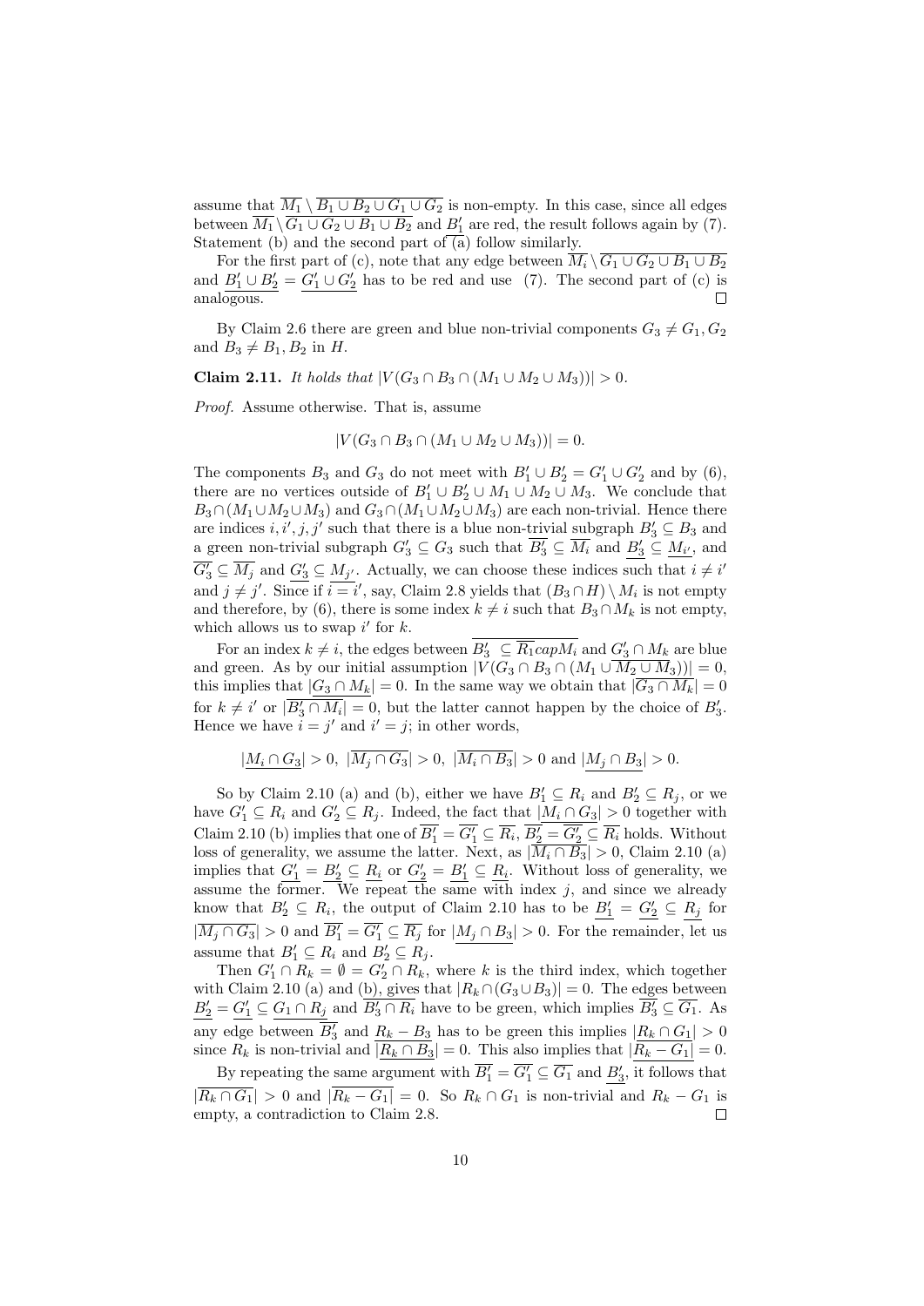assume that $\overline{M_1} \setminus \overline{B_1 \cup B_2 \cup G_1 \cup G_2}$ is non-empty. In this case, since all edges between $\overline{M_1} \setminus \overline{G_1 \cup G_2 \cup B_1 \cup B_2}$ and $\overline{B_1'}$ are red, the result follows again by (7). Statement (b) and the second part of (a) follow similarly.

For the first part of (c), note that any edge between $\overline{M_i} \setminus \overline{G_1 \cup G_2 \cup B_1 \cup B_2}$ and $\underline{B_1' \cup B_2'} = \underline{G_1' \cup G_2'}$ has to be red and use (7). The second part of (c) is analogous. $\square$

By Claim 2.6 there are green and blue non-trivial components $G_3 \neq G_1, G_2$ and $B_3 \neq B_1, B_2$ in $H$.

**Claim 2.11.** *It holds that* $|V(G_3 \cap B_3 \cap (M_1 \cup M_2 \cup M_3))| > 0$.

*Proof.* Assume otherwise. That is, assume

$$|V(G_3 \cap B_3 \cap (M_1 \cup M_2 \cup M_3))| = 0.$$

The components $B_3$ and $G_3$ do not meet with $B_1' \cup B_2' = G_1' \cup G_2'$ and by (6), there are no vertices outside of $B_1' \cup B_2' \cup M_1 \cup M_2 \cup M_3$. We conclude that $B_3 \cap (M_1 \cup M_2 \cup M_3)$ and $G_3 \cap (M_1 \cup M_2 \cup M_3)$ are each non-trivial. Hence there are indices $i, i', j, j'$ such that there is a blue non-trivial subgraph $B_3' \subseteq B_3$ and a green non-trivial subgraph $G_3' \subseteq G_3$ such that $\overline{B_3'} \subseteq \overline{M_i}$ and $\underline{B_3'} \subseteq \underline{M_{i'}}$, and $\overline{G_3'} \subseteq \overline{M_j}$ and $\underline{G_3'} \subseteq \underline{M_{j'}}$. Actually, we can choose these indices such that $i \neq i'$ and $j \neq j'$. Since if $i = i'$, say, Claim 2.8 yields that $(B_3 \cap H) \setminus M_i$ is not empty and therefore, by (6), there is some index $k \neq i$ such that $B_3 \cap M_k$ is not empty, which allows us to swap $i'$ for $k$.

For an index $k \neq i$, the edges between $\overline{B_3'} \subseteq \overline{R_1 capM_i}$ and $\underline{G_3' \cap M_k}$ are blue and green. As by our initial assumption $|V(G_3 \cap B_3 \cap (M_1 \cup M_2 \cup M_3))| = 0$, this implies that $|\underline{G_3 \cap M_k}| = 0$. In the same way we obtain that $|\overline{G_3 \cap M_k}| = 0$ for $k \neq i'$ or $|\overline{B_3' \cap M_i}| = 0$, but the latter cannot happen by the choice of $B_3'$. Hence we have $i = j'$ and $i' = j$; in other words,

$$|\underline{M_i \cap G_3}| > 0,\ |\overline{M_j \cap G_3}| > 0,\ |\overline{M_i \cap B_3}| > 0 \text{ and } |\underline{M_j \cap B_3}| > 0.$$

So by Claim 2.10 (a) and (b), either we have $B_1' \subseteq R_i$ and $B_2' \subseteq R_j$, or we have $G_1' \subseteq R_i$ and $G_2' \subseteq R_j$. Indeed, the fact that $|\underline{M_i \cap G_3}| > 0$ together with Claim 2.10 (b) implies that one of $\overline{B_1'} = \overline{G_1'} \subseteq \overline{R_i}$, $\overline{B_2'} = \overline{G_2'} \subseteq \overline{R_i}$ holds. Without loss of generality, we assume the latter. Next, as $|\overline{M_i \cap B_3}| > 0$, Claim 2.10 (a) implies that $\underline{G_1'} = \underline{B_2'} \subseteq \underline{R_i}$ or $\underline{G_2'} = \underline{B_1'} \subseteq \underline{R_i}$. Without loss of generality, we assume the former. We repeat the same with index $j$, and since we already know that $B_2' \subseteq R_i$, the output of Claim 2.10 has to be $\underline{B_1'} = \underline{G_2'} \subseteq \underline{R_j}$ for $|\overline{M_j \cap G_3}| > 0$ and $\overline{B_1'} = \overline{G_1'} \subseteq \overline{R_j}$ for $|\underline{M_j \cap B_3}| > 0$. For the remainder, let us assume that $B_1' \subseteq R_i$ and $B_2' \subseteq R_j$.

Then $G_1' \cap R_k = \emptyset = G_2' \cap R_k$, where $k$ is the third index, which together with Claim 2.10 (a) and (b), gives that $|R_k \cap (G_3 \cup B_3)| = 0$. The edges between $\underline{B_2'} = \underline{G_1'} \subseteq \underline{G_1 \cap R_j}$ and $\overline{B_3' \cap R_i}$ have to be green, which implies $\overline{B_3'} \subseteq \overline{G_1}$. As any edge between $\overline{B_3'}$ and $\underline{R_k - B_3}$ has to be green this implies $|\underline{R_k \cap G_1}| > 0$ since $R_k$ is non-trivial and $|\overline{R_k \cap B_3}| = 0$. This also implies that $|\underline{R_k - G_1}| = 0$.

By repeating the same argument with $\overline{B_1'} = \overline{G_1'} \subseteq \overline{G_1}$ and $\underline{B_3'}$, it follows that $|\overline{R_k \cap G_1}| > 0$ and $|\overline{R_k - G_1}| = 0$. So $R_k \cap G_1$ is non-trivial and $R_k - G_1$ is empty, a contradiction to Claim 2.8. $\square$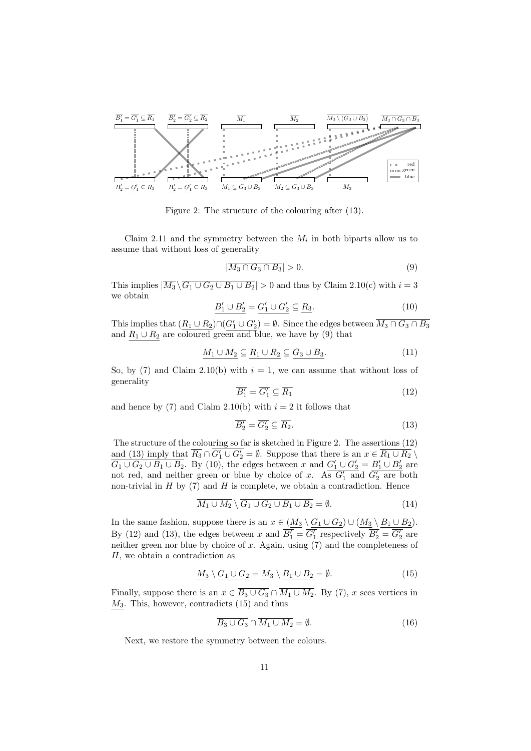Figure 2: The structure of the colouring after (13).

Claim 2.11 and the symmetry between the $M_i$ in both biparts allow us to assume that without loss of generality

$$|\overline{M_3 \cap G_3 \cap B_3}| > 0. \tag{9}$$

This implies $|\overline{M_3} \setminus \overline{G_1 \cup G_2 \cup B_1 \cup B_2}| > 0$ and thus by Claim 2.10(c) with $i = 3$ we obtain

$$\underline{B_1'} \cup \underline{B_2'} = \underline{G_1'} \cup \underline{G_2'} \subseteq \underline{R_3}. \tag{10}$$

This implies that $(\underline{R_1 \cup R_2}) \cap (\underline{G_1' \cup G_2'}) = \emptyset$. Since the edges between $\overline{M_3 \cap G_3 \cap B_3}$ and $\underline{R_1 \cup R_2}$ are coloured green and blue, we have by (9) that

$$\underline{M_1 \cup M_2} \subseteq \underline{R_1 \cup R_2} \subseteq \underline{G_3 \cup B_3}. \tag{11}$$

So, by (7) and Claim 2.10(b) with $i = 1$, we can assume that without loss of generality

$$\overline{B_1'} = \overline{G_1'} \subseteq \overline{R_1} \tag{12}$$

and hence by (7) and Claim 2.10(b) with $i = 2$ it follows that

$$\overline{B_2'} = \overline{G_2'} \subseteq \overline{R_2}. \tag{13}$$

The structure of the colouring so far is sketched in Figure 2. The assertions (12) and (13) imply that $\overline{R_3} \cap \overline{G_1' \cup G_2'} = \emptyset$. Suppose that there is an $x \in \overline{R_1 \cup R_2} \setminus \overline{G_1 \cup G_2 \cup B_1 \cup B_2}$. By (10), the edges between $x$ and $\underline{G_1' \cup G_2'} = \underline{B_1' \cup B_2'}$ are not red, and neither green or blue by choice of $x$. As $\overline{G_1'}$ and $\overline{G_2'}$ are both non-trivial in $H$ by (7) and $H$ is complete, we obtain a contradiction. Hence

$$\overline{M_1 \cup M_2} \setminus \overline{G_1 \cup G_2 \cup B_1 \cup B_2} = \emptyset. \tag{14}$$

In the same fashion, suppose there is an $x \in (\underline{M_3} \setminus \underline{G_1 \cup G_2}) \cup (\underline{M_3} \setminus \underline{B_1 \cup B_2})$. By (12) and (13), the edges between $x$ and $\overline{B_1'} = \overline{G_1'}$ respectively $\overline{B_2'} = \overline{G_2'}$ are neither green nor blue by choice of $x$. Again, using (7) and the completeness of $H$, we obtain a contradiction as

$$\underline{M_3} \setminus \underline{G_1 \cup G_2} = \underline{M_3} \setminus \underline{B_1 \cup B_2} = \emptyset. \tag{15}$$

Finally, suppose there is an $x \in \overline{B_3 \cup G_3} \cap \overline{M_1 \cup M_2}$. By (7), $x$ sees vertices in $\underline{M_3}$. This, however, contradicts (15) and thus

$$\overline{B_3 \cup G_3} \cap \overline{M_1 \cup M_2} = \emptyset. \tag{16}$$

Next, we restore the symmetry between the colours.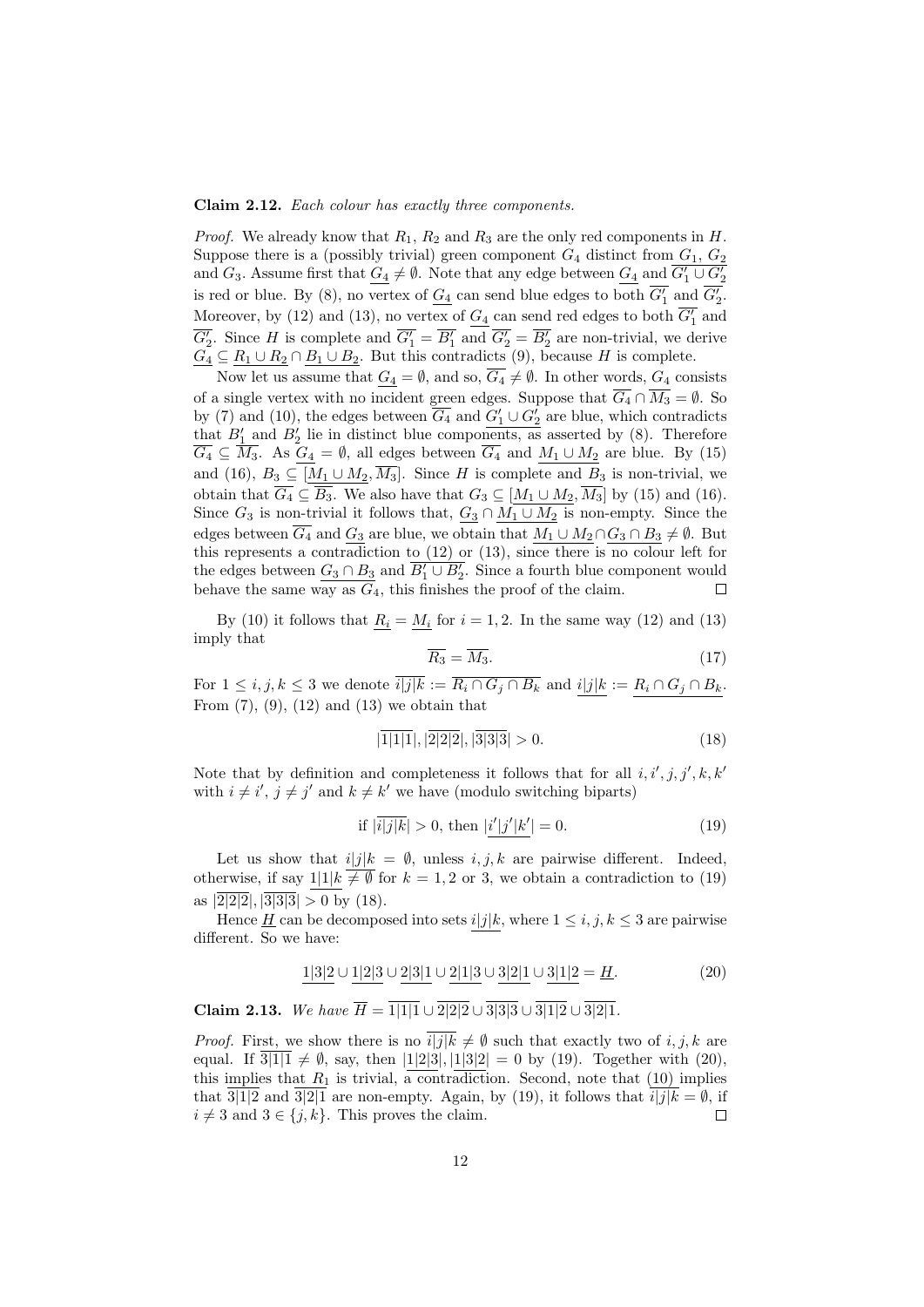**Claim 2.12.** *Each colour has exactly three components.*

*Proof.* We already know that $R_1$, $R_2$ and $R_3$ are the only red components in $H$. Suppose there is a (possibly trivial) green component $G_4$ distinct from $G_1$, $G_2$ and $G_3$. Assume first that $\underline{G_4} \neq \emptyset$. Note that any edge between $\underline{G_4}$ and $\overline{G_1' \cup G_2'}$ is red or blue. By (8), no vertex of $\underline{G_4}$ can send blue edges to both $\overline{G_1'}$ and $\overline{G_2'}$. Moreover, by (12) and (13), no vertex of $\underline{G_4}$ can send red edges to both $\overline{G_1'}$ and $\overline{G_2'}$. Since $H$ is complete and $\overline{G_1'} = \overline{B_1'}$ and $\overline{G_2'} = \overline{B_2'}$ are non-trivial, we derive $\underline{G_4} \subseteq \underline{R_1 \cup R_2} \cap \underline{B_1 \cup B_2}$. But this contradicts (9), because $H$ is complete.

Now let us assume that $\underline{G_4} = \emptyset$, and so, $\overline{G_4} \neq \emptyset$. In other words, $G_4$ consists of a single vertex with no incident green edges. Suppose that $\overline{G_4} \cap \overline{M_3} = \emptyset$. So by (7) and (10), the edges between $\overline{G_4}$ and $\underline{G_1' \cup G_2'}$ are blue, which contradicts that $B_1'$ and $B_2'$ lie in distinct blue components, as asserted by (8). Therefore $\overline{G_4} \subseteq \overline{M_3}$. As $\underline{G_4} = \emptyset$, all edges between $\overline{G_4}$ and $\underline{M_1 \cup M_2}$ are blue. By (15) and (16), $B_3 \subseteq [\underline{M_1 \cup M_2}, \overline{M_3}]$. Since $H$ is complete and $B_3$ is non-trivial, we obtain that $\overline{G_4} \subseteq \overline{B_3}$. We also have that $G_3 \subseteq [\underline{M_1 \cup M_2}, \overline{M_3}]$ by (15) and (16). Since $G_3$ is non-trivial it follows that, $\underline{G_3} \cap \underline{M_1 \cup M_2}$ is non-empty. Since the edges between $\overline{G_4}$ and $\underline{G_3}$ are blue, we obtain that $\underline{M_1 \cup M_2} \cap \underline{G_3 \cap B_3} \neq \emptyset$. But this represents a contradiction to (12) or (13), since there is no colour left for the edges between $\underline{G_3 \cap B_3}$ and $\overline{B_1' \cup B_2'}$. Since a fourth blue component would behave the same way as $G_4$, this finishes the proof of the claim. $\square$

By (10) it follows that $\underline{R_i} = \underline{M_i}$ for $i = 1, 2$. In the same way (12) and (13) imply that

$$\overline{R_3} = \overline{M_3}. \tag{17}$$

For $1 \leq i, j, k \leq 3$ we denote $\overline{i|j|k} := \overline{R_i \cap G_j \cap B_k}$ and $\underline{i|j|k} := \underline{R_i \cap G_j \cap B_k}$. From (7), (9), (12) and (13) we obtain that

$$|\overline{1|1|1}|, |\overline{2|2|2}|, |\overline{3|3|3}| > 0. \tag{18}$$

Note that by definition and completeness it follows that for all $i, i', j, j', k, k'$ with $i \neq i'$, $j \neq j'$ and $k \neq k'$ we have (modulo switching biparts)

$$\text{if } |\overline{i|j|k}| > 0, \text{ then } |\underline{i'|j'|k'}| = 0. \tag{19}$$

Let us show that $\underline{i|j|k} = \emptyset$, unless $i, j, k$ are pairwise different. Indeed, otherwise, if say $\underline{1|1|k} \neq \emptyset$ for $k = 1, 2$ or $3$, we obtain a contradiction to (19) as $|\overline{2|2|2}|, |\overline{3|3|3}| > 0$ by (18).

Hence $\underline{H}$ can be decomposed into sets $\underline{i|j|k}$, where $1 \leq i, j, k \leq 3$ are pairwise different. So we have:

$$\underline{1|3|2} \cup \underline{1|2|3} \cup \underline{2|3|1} \cup \underline{2|1|3} \cup \underline{3|2|1} \cup \underline{3|1|2} = \underline{H}. \tag{20}$$

**Claim 2.13.** *We have* $\overline{H} = \overline{1|1|1} \cup \overline{2|2|2} \cup \overline{3|3|3} \cup \overline{3|1|2} \cup \overline{3|2|1}$.

*Proof.* First, we show there is no $\overline{i|j|k} \neq \emptyset$ such that exactly two of $i, j, k$ are equal. If $\overline{3|1|1} \neq \emptyset$, say, then $|\underline{1|2|3}|, |\underline{1|3|2}| = 0$ by (19). Together with (20), this implies that $\underline{R_1}$ is trivial, a contradiction. Second, note that (10) implies that $\overline{3|1|2}$ and $\overline{3|2|1}$ are non-empty. Again, by (19), it follows that $\overline{i|j|k} = \emptyset$, if $i \neq 3$ and $3 \in \{j, k\}$. This proves the claim. $\square$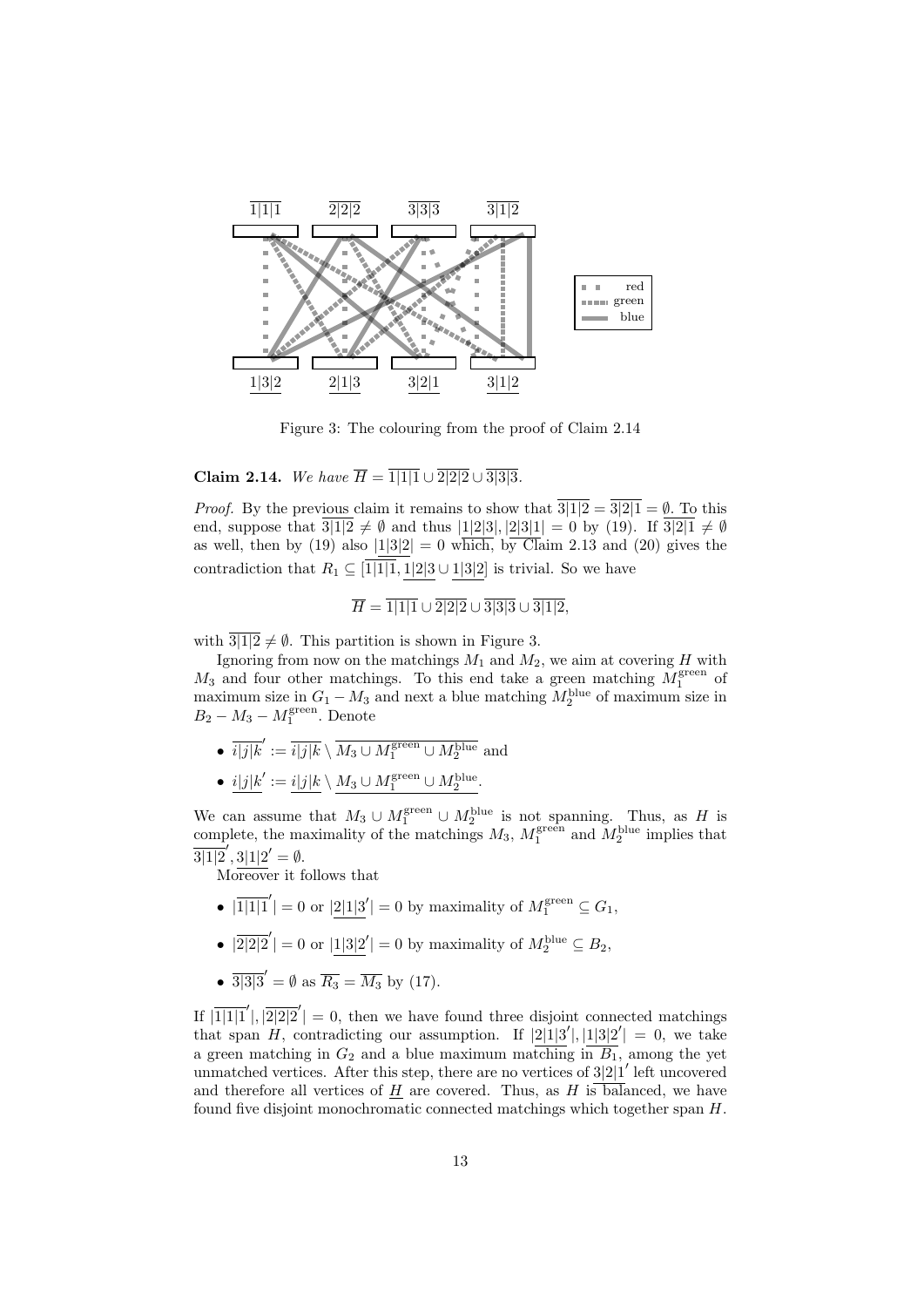Figure 3: The colouring from the proof of Claim 2.14

**Claim 2.14.** *We have $\overline{H} = \overline{1|1|1} \cup \overline{2|2|2} \cup \overline{3|3|3}$.*

*Proof.* By the previous claim it remains to show that $\overline{3|1|2} = \overline{3|2|1} = \emptyset$. To this end, suppose that $\overline{3|1|2} \neq \emptyset$ and thus $|\underline{1|2|3}|, |\underline{2|3|1}| = 0$ by (19). If $\overline{3|2|1} \neq \emptyset$ as well, then by (19) also $|\underline{1|3|2}| = 0$ which, by Claim 2.13 and (20) gives the contradiction that $R_1 \subseteq [\overline{1|1|1}, \underline{1|2|3} \cup \underline{1|3|2}]$ is trivial. So we have

$$\overline{H} = \overline{1|1|1} \cup \overline{2|2|2} \cup \overline{3|3|3} \cup \overline{3|1|2},$$

with $\overline{3|1|2} \neq \emptyset$. This partition is shown in Figure 3.

Ignoring from now on the matchings $M_1$ and $M_2$, we aim at covering $H$ with $M_3$ and four other matchings. To this end take a green matching $M_1^{\text{green}}$ of maximum size in $G_1 - M_3$ and next a blue matching $M_2^{\text{blue}}$ of maximum size in $B_2 - M_3 - M_1^{\text{green}}$. Denote

- $\overline{i|j|k}' := \overline{i|j|k} \setminus \overline{M_3 \cup M_1^{\text{green}} \cup M_2^{\text{blue}}}$ and
- $\underline{i|j|k}' := \underline{i|j|k} \setminus \underline{M_3 \cup M_1^{\text{green}} \cup M_2^{\text{blue}}}$.

We can assume that $M_3 \cup M_1^{\text{green}} \cup M_2^{\text{blue}}$ is not spanning. Thus, as $H$ is complete, the maximality of the matchings $M_3$, $M_1^{\text{green}}$ and $M_2^{\text{blue}}$ implies that $\overline{3|1|2}', \underline{3|1|2}' = \emptyset$.

Moreover it follows that

- $|\overline{1|1|1}'| = 0$ or $|\underline{2|1|3}'| = 0$ by maximality of $M_1^{\text{green}} \subseteq G_1$,
- $|\overline{2|2|2}'| = 0$ or $|\underline{1|3|2}'| = 0$ by maximality of $M_2^{\text{blue}} \subseteq B_2$,
- $\overline{3|3|3}' = \emptyset$ as $\overline{R_3} = \overline{M_3}$ by (17).

If $|\overline{1|1|1}'|, |\overline{2|2|2}'| = 0$, then we have found three disjoint connected matchings that span $H$, contradicting our assumption. If $|\underline{2|1|3}'|, |\underline{1|3|2}'| = 0$, we take a green matching in $G_2$ and a blue maximum matching in $B_1$, among the yet unmatched vertices. After this step, there are no vertices of $\underline{3|2|1}'$ left uncovered and therefore all vertices of $\underline{H}$ are covered. Thus, as $H$ is balanced, we have found five disjoint monochromatic connected matchings which together span $H$.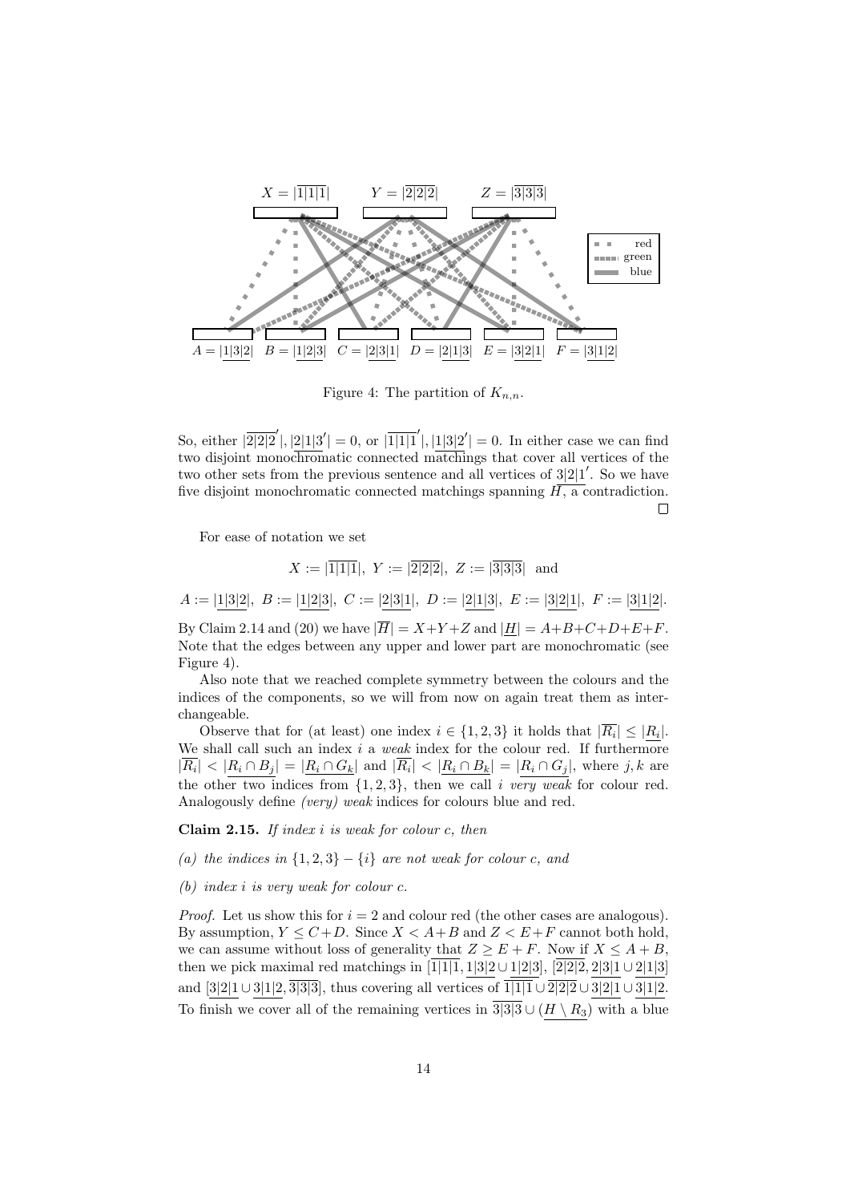Figure 4: The partition of $K_{n,n}$.

So, either $|\overline{2|2|2}'|, |2|\underline{1|3}'| = 0$, or $|\overline{1|1|1}'|, |1|\underline{3|2}'| = 0$. In either case we can find two disjoint monochromatic connected matchings that cover all vertices of the two other sets from the previous sentence and all vertices of $3|\underline{2|1}'$. So we have five disjoint monochromatic connected matchings spanning $H$, a contradiction. $\square$

For ease of notation we set

$$X := |\overline{1|1|1}|,\ Y := |\overline{2|2|2}|,\ Z := |\overline{3|3|3}| \ \text{ and}$$

$$A := |1|\underline{3|2}|,\ B := |1|\underline{2|3}|,\ C := |2|\underline{3|1}|,\ D := |2|\underline{1|3}|,\ E := |3|\underline{2|1}|,\ F := |3|\underline{1|2}|.$$

By Claim 2.14 and (20) we have $|\overline{H}| = X+Y+Z$ and $|\underline{H}| = A+B+C+D+E+F$. Note that the edges between any upper and lower part are monochromatic (see Figure 4).

Also note that we reached complete symmetry between the colours and the indices of the components, so we will from now on again treat them as interchangeable.

Observe that for (at least) one index $i \in \{1,2,3\}$ it holds that $|\overline{R_i}| \leq |\underline{R_i}|$. We shall call such an index $i$ a *weak* index for the colour red. If furthermore $|\overline{R_i}| < |\underline{R_i \cap B_j}| = |\underline{R_i \cap G_k}|$ and $|\overline{R_i}| < |\underline{R_i \cap B_k}| = |\underline{R_i \cap G_j}|$, where $j,k$ are the other two indices from $\{1,2,3\}$, then we call $i$ *very weak* for colour red. Analogously define *(very) weak* indices for colours blue and red.

**Claim 2.15.** *If index $i$ is weak for colour $c$, then*

*(a) the indices in $\{1,2,3\} - \{i\}$ are not weak for colour $c$, and*

*(b) index $i$ is very weak for colour $c$.*

*Proof.* Let us show this for $i = 2$ and colour red (the other cases are analogous). By assumption, $Y \leq C+D$. Since $X < A+B$ and $Z < E+F$ cannot both hold, we can assume without loss of generality that $Z \geq E+F$. Now if $X \leq A+B$, then we pick maximal red matchings in $[\overline{1|1|1}, 1|\underline{3|2} \cup 1|\underline{2|3}]$, $[\overline{2|2|2}, 2|\underline{3|1} \cup 2|\underline{1|3}]$ and $[3|\underline{2|1} \cup 3|\underline{1|2}, \overline{3|3|3}]$, thus covering all vertices of $\overline{1|1|1} \cup \overline{2|2|2} \cup 3|\underline{2|1} \cup 3|\underline{1|2}$. To finish we cover all of the remaining vertices in $\overline{3|3|3} \cup (\underline{H \setminus R_3})$ with a blue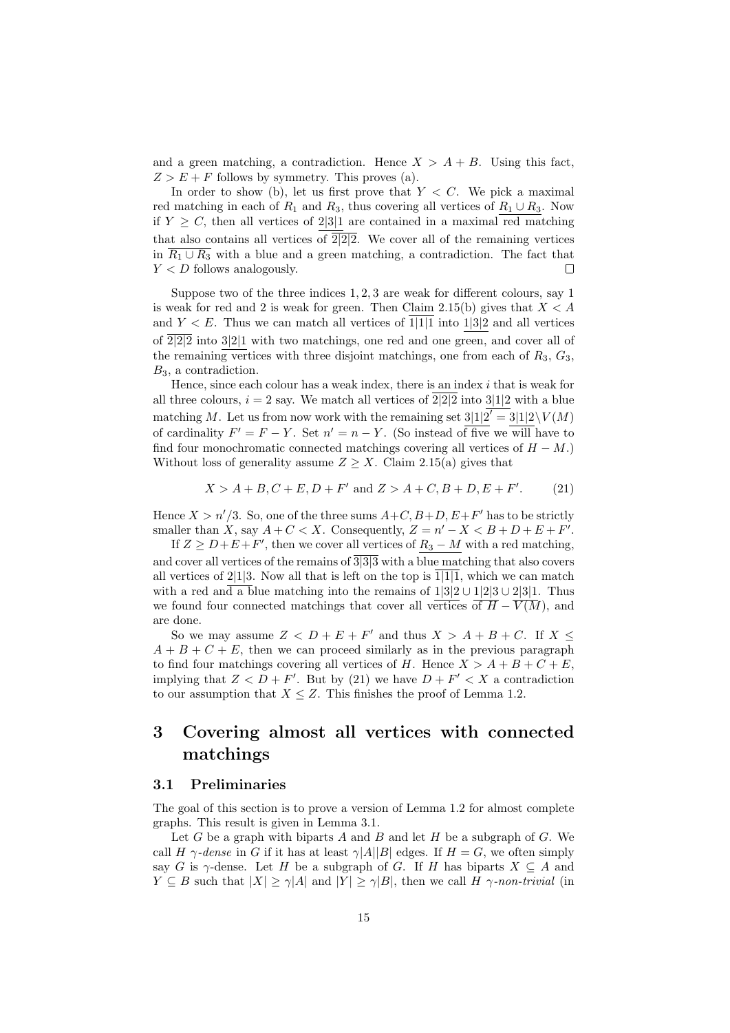and a green matching, a contradiction. Hence $X > A + B$. Using this fact, $Z > E + F$ follows by symmetry. This proves (a).

In order to show (b), let us first prove that $Y < C$. We pick a maximal red matching in each of $R_1$ and $R_3$, thus covering all vertices of $\overline{R_1 \cup R_3}$. Now if $Y \geq C$, then all vertices of $\underline{2|3|1}$ are contained in a maximal red matching that also contains all vertices of $\overline{2|2|2}$. We cover all of the remaining vertices in $\overline{R_1 \cup R_3}$ with a blue and a green matching, a contradiction. The fact that $Y < D$ follows analogously. $\square$

Suppose two of the three indices $1, 2, 3$ are weak for different colours, say 1 is weak for red and 2 is weak for green. Then Claim 2.15(b) gives that $X < A$ and $Y < E$. Thus we can match all vertices of $\overline{1|1|1}$ into $\underline{1|3|2}$ and all vertices of $\overline{2|2|2}$ into $\underline{3|2|1}$ with two matchings, one red and one green, and cover all of the remaining vertices with three disjoint matchings, one from each of $R_3$, $G_3$, $B_3$, a contradiction.

Hence, since each colour has a weak index, there is an index $i$ that is weak for all three colours, $i = 2$ say. We match all vertices of $\overline{2|2|2}$ into $\underline{3|1|2}$ with a blue matching $M$. Let us from now work with the remaining set $\underline{3|1|2'} = \underline{3|1|2} \setminus V(M)$ of cardinality $F' = F - Y$. Set $n' = n - Y$. (So instead of five we will have to find four monochromatic connected matchings covering all vertices of $H - M$.) Without loss of generality assume $Z \geq X$. Claim 2.15(a) gives that

$$X > A + B, C + E, D + F' \text{ and } Z > A + C, B + D, E + F'. \qquad (21)$$

Hence $X > n'/3$. So, one of the three sums $A+C, B+D, E+F'$ has to be strictly smaller than $X$, say $A + C < X$. Consequently, $Z = n' - X < B + D + E + F'$.

If $Z \geq D+E+F'$, then we cover all vertices of $\underline{R_3 - M}$ with a red matching, and cover all vertices of the remains of $\overline{3|3|3}$ with a blue matching that also covers all vertices of $\underline{2|1|3}$. Now all that is left on the top is $\overline{1|1|1}$, which we can match with a red and a blue matching into the remains of $\underline{1|3|2} \cup \underline{1|2|3} \cup \underline{2|3|1}$. Thus we found four connected matchings that cover all vertices of $\overline{H - V(M)}$, and are done.

So we may assume $Z < D + E + F'$ and thus $X > A + B + C$. If $X \leq A + B + C + E$, then we can proceed similarly as in the previous paragraph to find four matchings covering all vertices of $H$. Hence $X > A + B + C + E$, implying that $Z < D + F'$. But by (21) we have $D + F' < X$ a contradiction to our assumption that $X \leq Z$. This finishes the proof of Lemma 1.2.

# 3 Covering almost all vertices with connected matchings

## 3.1 Preliminaries

The goal of this section is to prove a version of Lemma 1.2 for almost complete graphs. This result is given in Lemma 3.1.

Let $G$ be a graph with biparts $A$ and $B$ and let $H$ be a subgraph of $G$. We call $H$ *$\gamma$-dense* in $G$ if it has at least $\gamma|A||B|$ edges. If $H = G$, we often simply say $G$ is $\gamma$-dense. Let $H$ be a subgraph of $G$. If $H$ has biparts $X \subseteq A$ and $Y \subseteq B$ such that $|X| \geq \gamma|A|$ and $|Y| \geq \gamma|B|$, then we call $H$ *$\gamma$-non-trivial* (in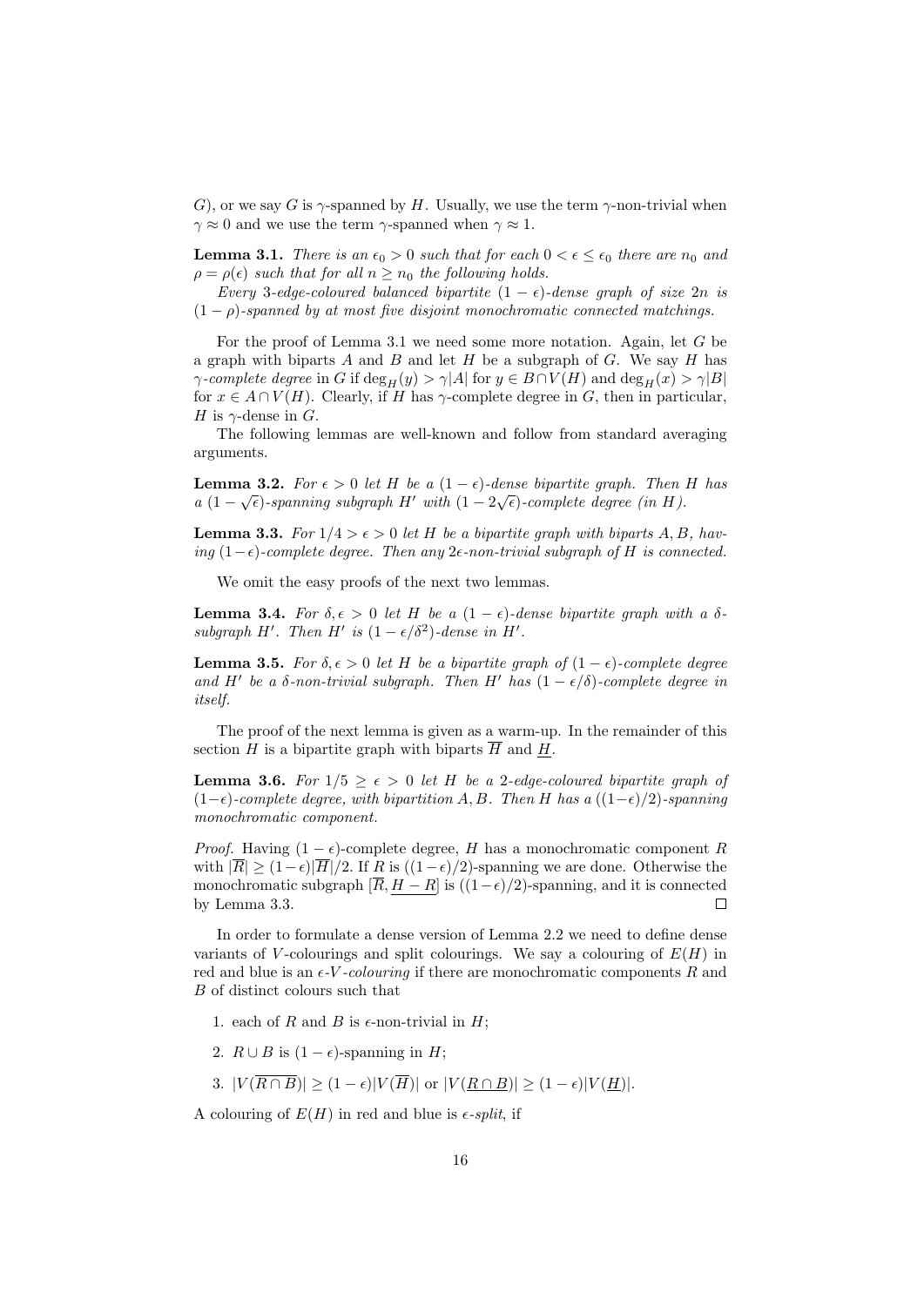$G$), or we say $G$ is $\gamma$-spanned by $H$. Usually, we use the term $\gamma$-non-trivial when $\gamma \approx 0$ and we use the term $\gamma$-spanned when $\gamma \approx 1$.

**Lemma 3.1.** *There is an $\epsilon_0 > 0$ such that for each $0 < \epsilon \leq \epsilon_0$ there are $n_0$ and $\rho = \rho(\epsilon)$ such that for all $n \geq n_0$ the following holds.*

*Every 3-edge-coloured balanced bipartite $(1-\epsilon)$-dense graph of size $2n$ is $(1-\rho)$-spanned by at most five disjoint monochromatic connected matchings.*

For the proof of Lemma 3.1 we need some more notation. Again, let $G$ be a graph with biparts $A$ and $B$ and let $H$ be a subgraph of $G$. We say $H$ has *$\gamma$-complete degree* in $G$ if $\deg_H(y) > \gamma|A|$ for $y \in B \cap V(H)$ and $\deg_H(x) > \gamma|B|$ for $x \in A \cap V(H)$. Clearly, if $H$ has $\gamma$-complete degree in $G$, then in particular, $H$ is $\gamma$-dense in $G$.

The following lemmas are well-known and follow from standard averaging arguments.

**Lemma 3.2.** *For $\epsilon > 0$ let $H$ be a $(1-\epsilon)$-dense bipartite graph. Then $H$ has a $(1-\sqrt{\epsilon})$-spanning subgraph $H'$ with $(1-2\sqrt{\epsilon})$-complete degree (in $H$).*

**Lemma 3.3.** *For $1/4 > \epsilon > 0$ let $H$ be a bipartite graph with biparts $A, B$, having $(1-\epsilon)$-complete degree. Then any $2\epsilon$-non-trivial subgraph of $H$ is connected.*

We omit the easy proofs of the next two lemmas.

**Lemma 3.4.** *For $\delta, \epsilon > 0$ let $H$ be a $(1-\epsilon)$-dense bipartite graph with a $\delta$-subgraph $H'$. Then $H'$ is $(1-\epsilon/\delta^2)$-dense in $H'$.*

**Lemma 3.5.** *For $\delta, \epsilon > 0$ let $H$ be a bipartite graph of $(1-\epsilon)$-complete degree and $H'$ be a $\delta$-non-trivial subgraph. Then $H'$ has $(1-\epsilon/\delta)$-complete degree in itself.*

The proof of the next lemma is given as a warm-up. In the remainder of this section $H$ is a bipartite graph with biparts $\overline{H}$ and $\underline{H}$.

**Lemma 3.6.** *For $1/5 \geq \epsilon > 0$ let $H$ be a 2-edge-coloured bipartite graph of $(1-\epsilon)$-complete degree, with bipartition $A, B$. Then $H$ has a $((1-\epsilon)/2)$-spanning monochromatic component.*

*Proof.* Having $(1-\epsilon)$-complete degree, $H$ has a monochromatic component $R$ with $|\overline{R}| \geq (1-\epsilon)|\overline{H}|/2$. If $R$ is $((1-\epsilon)/2)$-spanning we are done. Otherwise the monochromatic subgraph $[\overline{R}, \underline{H-R}]$ is $((1-\epsilon)/2)$-spanning, and it is connected by Lemma 3.3. $\square$

In order to formulate a dense version of Lemma 2.2 we need to define dense variants of $V$-colourings and split colourings. We say a colouring of $E(H)$ in red and blue is an *$\epsilon$-$V$-colouring* if there are monochromatic components $R$ and $B$ of distinct colours such that

1. each of $R$ and $B$ is $\epsilon$-non-trivial in $H$;
2. $R \cup B$ is $(1-\epsilon)$-spanning in $H$;
3. $|V(\overline{R \cap B})| \geq (1-\epsilon)|V(\overline{H})|$ or $|V(\underline{R \cap B})| \geq (1-\epsilon)|V(\underline{H})|$.

A colouring of $E(H)$ in red and blue is *$\epsilon$-split*, if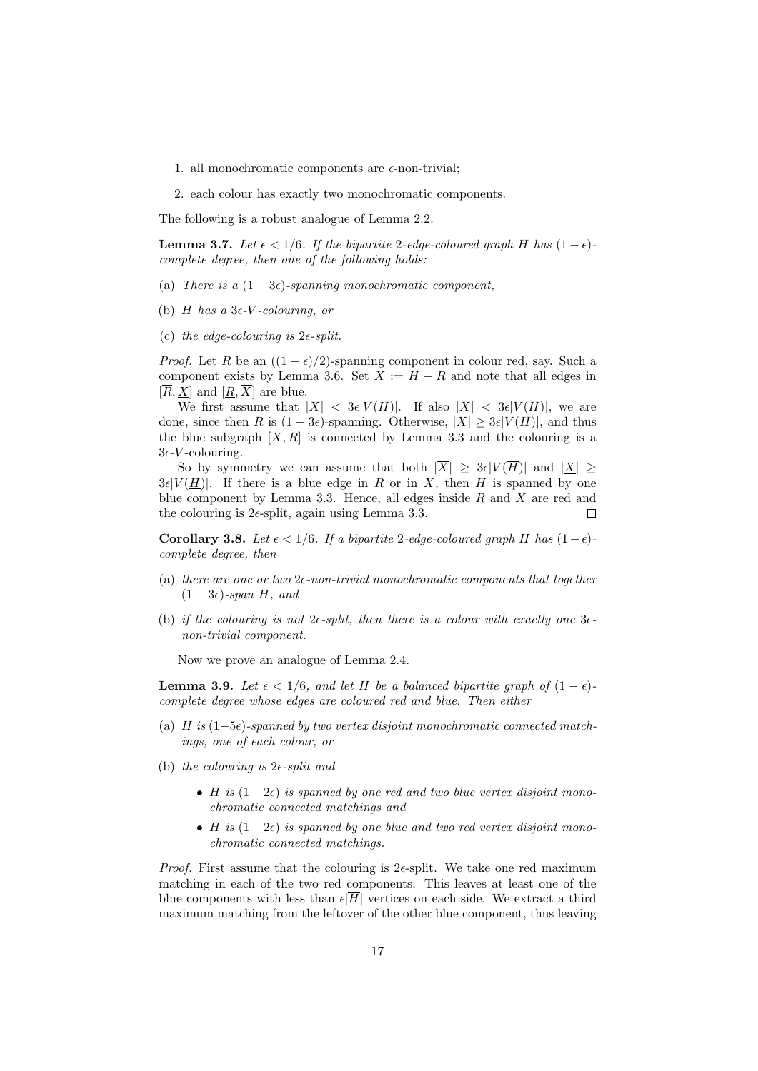1. all monochromatic components are $\epsilon$-non-trivial;

2. each colour has exactly two monochromatic components.

The following is a robust analogue of Lemma 2.2.

**Lemma 3.7.** *Let $\epsilon < 1/6$. If the bipartite 2-edge-coloured graph $H$ has $(1-\epsilon)$-complete degree, then one of the following holds:*

(a) *There is a $(1-3\epsilon)$-spanning monochromatic component,*

(b) *$H$ has a $3\epsilon$-$V$-colouring, or*

(c) *the edge-colouring is $2\epsilon$-split.*

*Proof.* Let $R$ be an $((1-\epsilon)/2)$-spanning component in colour red, say. Such a component exists by Lemma 3.6. Set $X := H - R$ and note that all edges in $[\overline{R}, \underline{X}]$ and $[\underline{R}, \overline{X}]$ are blue.

We first assume that $|\overline{X}| < 3\epsilon|V(\overline{H})|$. If also $|\underline{X}| < 3\epsilon|V(\underline{H})|$, we are done, since then $R$ is $(1-3\epsilon)$-spanning. Otherwise, $|\underline{X}| \geq 3\epsilon|V(\underline{H})|$, and thus the blue subgraph $[\underline{X}, \overline{R}]$ is connected by Lemma 3.3 and the colouring is a $3\epsilon$-$V$-colouring.

So by symmetry we can assume that both $|\overline{X}| \geq 3\epsilon|V(\overline{H})|$ and $|\underline{X}| \geq 3\epsilon|V(\underline{H})|$. If there is a blue edge in $R$ or in $X$, then $H$ is spanned by one blue component by Lemma 3.3. Hence, all edges inside $R$ and $X$ are red and the colouring is $2\epsilon$-split, again using Lemma 3.3. $\square$

**Corollary 3.8.** *Let $\epsilon < 1/6$. If a bipartite 2-edge-coloured graph $H$ has $(1-\epsilon)$-complete degree, then*

(a) *there are one or two $2\epsilon$-non-trivial monochromatic components that together $(1-3\epsilon)$-span $H$, and*

(b) *if the colouring is not $2\epsilon$-split, then there is a colour with exactly one $3\epsilon$-non-trivial component.*

Now we prove an analogue of Lemma 2.4.

**Lemma 3.9.** *Let $\epsilon < 1/6$, and let $H$ be a balanced bipartite graph of $(1-\epsilon)$-complete degree whose edges are coloured red and blue. Then either*

(a) *$H$ is $(1-5\epsilon)$-spanned by two vertex disjoint monochromatic connected matchings, one of each colour, or*

(b) *the colouring is $2\epsilon$-split and*

- *$H$ is $(1-2\epsilon)$ is spanned by one red and two blue vertex disjoint monochromatic connected matchings and*
- *$H$ is $(1-2\epsilon)$ is spanned by one blue and two red vertex disjoint monochromatic connected matchings.*

*Proof.* First assume that the colouring is $2\epsilon$-split. We take one red maximum matching in each of the two red components. This leaves at least one of the blue components with less than $\epsilon|\overline{H}|$ vertices on each side. We extract a third maximum matching from the leftover of the other blue component, thus leaving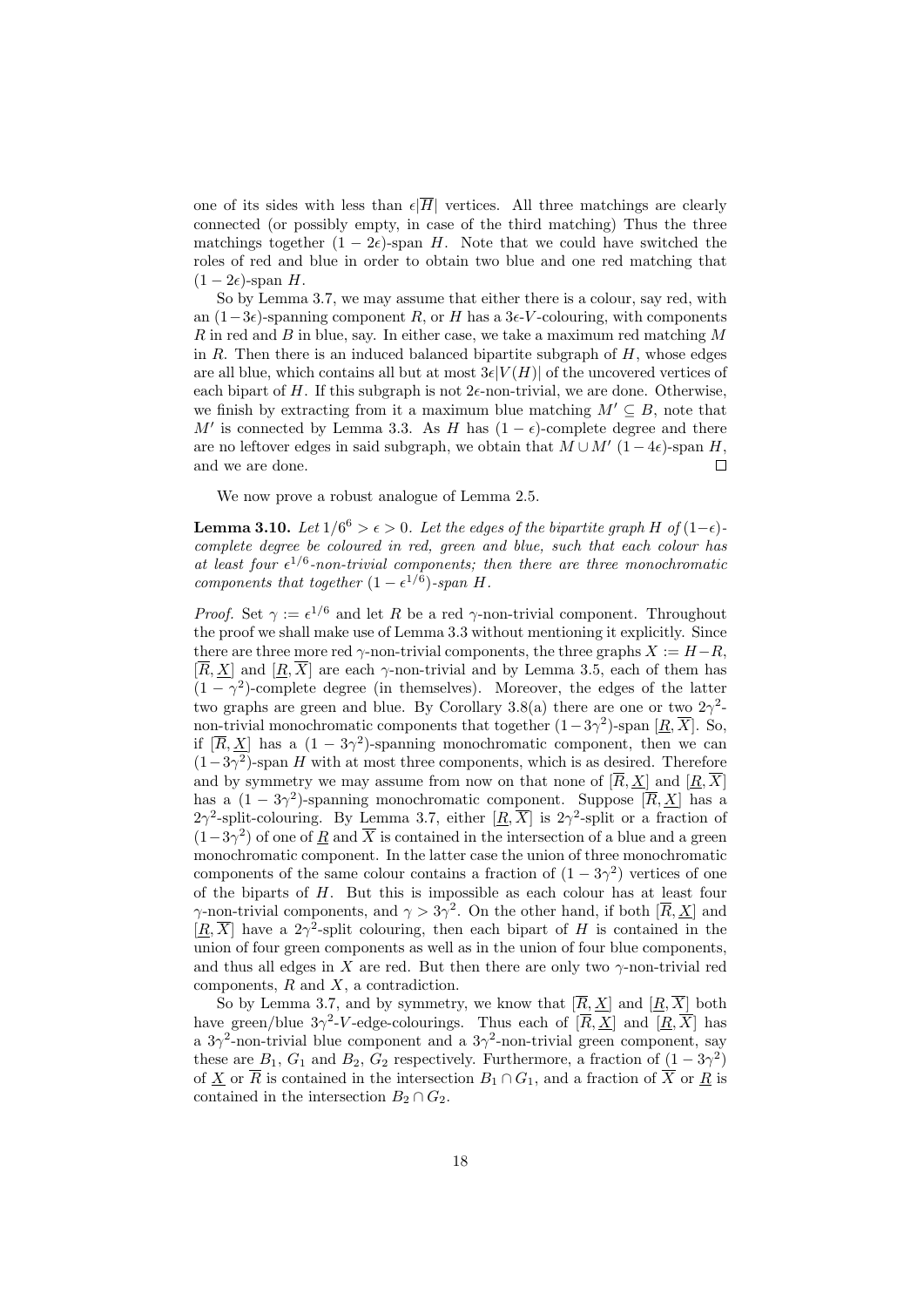one of its sides with less than $\epsilon|\overline{H}|$ vertices. All three matchings are clearly connected (or possibly empty, in case of the third matching) Thus the three matchings together $(1-2\epsilon)$-span $H$. Note that we could have switched the roles of red and blue in order to obtain two blue and one red matching that $(1-2\epsilon)$-span $H$.

So by Lemma 3.7, we may assume that either there is a colour, say red, with an $(1-3\epsilon)$-spanning component $R$, or $H$ has a $3\epsilon$-$V$-colouring, with components $R$ in red and $B$ in blue, say. In either case, we take a maximum red matching $M$ in $R$. Then there is an induced balanced bipartite subgraph of $H$, whose edges are all blue, which contains all but at most $3\epsilon|V(H)|$ of the uncovered vertices of each bipart of $H$. If this subgraph is not $2\epsilon$-non-trivial, we are done. Otherwise, we finish by extracting from it a maximum blue matching $M' \subseteq B$, note that $M'$ is connected by Lemma 3.3. As $H$ has $(1-\epsilon)$-complete degree and there are no leftover edges in said subgraph, we obtain that $M \cup M'$ $(1-4\epsilon)$-span $H$, and we are done. $\square$

We now prove a robust analogue of Lemma 2.5.

**Lemma 3.10.** *Let $1/6^6 > \epsilon > 0$. Let the edges of the bipartite graph $H$ of $(1-\epsilon)$-complete degree be coloured in red, green and blue, such that each colour has at least four $\epsilon^{1/6}$-non-trivial components; then there are three monochromatic components that together $(1-\epsilon^{1/6})$-span $H$.*

*Proof.* Set $\gamma := \epsilon^{1/6}$ and let $R$ be a red $\gamma$-non-trivial component. Throughout the proof we shall make use of Lemma 3.3 without mentioning it explicitly. Since there are three more red $\gamma$-non-trivial components, the three graphs $X := H - R$, $[\overline{R}, \underline{X}]$ and $[\underline{R}, \overline{X}]$ are each $\gamma$-non-trivial and by Lemma 3.5, each of them has $(1-\gamma^2)$-complete degree (in themselves). Moreover, the edges of the latter two graphs are green and blue. By Corollary 3.8(a) there are one or two $2\gamma^2$-non-trivial monochromatic components that together $(1-3\gamma^2)$-span $[\underline{R}, \overline{X}]$. So, if $[\overline{R}, \underline{X}]$ has a $(1-3\gamma^2)$-spanning monochromatic component, then we can $(1-3\gamma^2)$-span $H$ with at most three components, which is as desired. Therefore and by symmetry we may assume from now on that none of $[\overline{R}, \underline{X}]$ and $[\underline{R}, \overline{X}]$ has a $(1-3\gamma^2)$-spanning monochromatic component. Suppose $[\overline{R}, \underline{X}]$ has a $2\gamma^2$-split-colouring. By Lemma 3.7, either $[\underline{R}, \overline{X}]$ is $2\gamma^2$-split or a fraction of $(1-3\gamma^2)$ of one of $\underline{R}$ and $\overline{X}$ is contained in the intersection of a blue and a green monochromatic component. In the latter case the union of three monochromatic components of the same colour contains a fraction of $(1-3\gamma^2)$ vertices of one of the biparts of $H$. But this is impossible as each colour has at least four $\gamma$-non-trivial components, and $\gamma > 3\gamma^2$. On the other hand, if both $[\overline{R}, \underline{X}]$ and $[\underline{R}, \overline{X}]$ have a $2\gamma^2$-split colouring, then each bipart of $H$ is contained in the union of four green components as well as in the union of four blue components, and thus all edges in $X$ are red. But then there are only two $\gamma$-non-trivial red components, $R$ and $X$, a contradiction.

So by Lemma 3.7, and by symmetry, we know that $[\overline{R}, \underline{X}]$ and $[\underline{R}, \overline{X}]$ both have green/blue $3\gamma^2$-$V$-edge-colourings. Thus each of $[\overline{R}, \underline{X}]$ and $[\underline{R}, \overline{X}]$ has a $3\gamma^2$-non-trivial blue component and a $3\gamma^2$-non-trivial green component, say these are $B_1$, $G_1$ and $B_2$, $G_2$ respectively. Furthermore, a fraction of $(1-3\gamma^2)$ of $\underline{X}$ or $\overline{R}$ is contained in the intersection $B_1 \cap G_1$, and a fraction of $\overline{X}$ or $\underline{R}$ is contained in the intersection $B_2 \cap G_2$.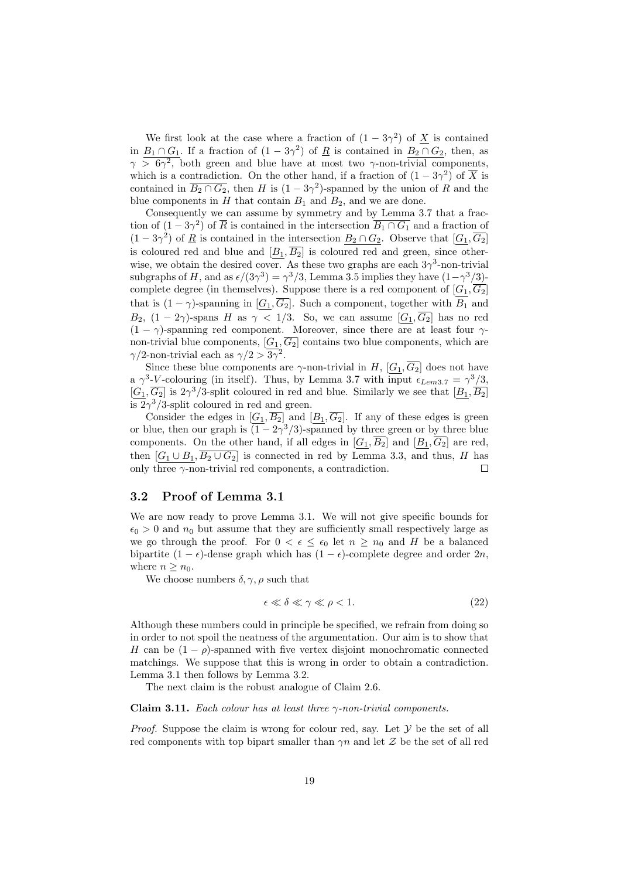We first look at the case where a fraction of $(1-3\gamma^2)$ of $\underline{X}$ is contained in $\underline{B_1 \cap G_1}$. If a fraction of $(1-3\gamma^2)$ of $\underline{R}$ is contained in $\underline{B_2 \cap G_2}$, then, as $\gamma > 6\gamma^2$, both green and blue have at most two $\gamma$-non-trivial components, which is a contradiction. On the other hand, if a fraction of $(1-3\gamma^2)$ of $\overline{X}$ is contained in $\overline{B_2 \cap G_2}$, then $H$ is $(1-3\gamma^2)$-spanned by the union of $R$ and the blue components in $H$ that contain $B_1$ and $B_2$, and we are done.

Consequently we can assume by symmetry and by Lemma 3.7 that a fraction of $(1-3\gamma^2)$ of $\overline{R}$ is contained in the intersection $\overline{B_1 \cap G_1}$ and a fraction of $(1-3\gamma^2)$ of $\underline{R}$ is contained in the intersection $\underline{B_2 \cap G_2}$. Observe that $[\underline{G_1}, \overline{G_2}]$ is coloured red and blue and $[\underline{B_1}, \overline{B_2}]$ is coloured red and green, since otherwise, we obtain the desired cover. As these two graphs are each $3\gamma^3$-non-trivial subgraphs of $H$, and as $\epsilon/(3\gamma^3) = \gamma^3/3$, Lemma 3.5 implies they have $(1-\gamma^3/3)$-complete degree (in themselves). Suppose there is a red component of $[\underline{G_1}, \overline{G_2}]$ that is $(1-\gamma)$-spanning in $[\underline{G_1}, \overline{G_2}]$. Such a component, together with $B_1$ and $B_2$, $(1-2\gamma)$-spans $H$ as $\gamma < 1/3$. So, we can assume $[\underline{G_1}, \overline{G_2}]$ has no red $(1-\gamma)$-spanning red component. Moreover, since there are at least four $\gamma$-non-trivial blue components, $[\underline{G_1}, \overline{G_2}]$ contains two blue components, which are $\gamma/2$-non-trivial each as $\gamma/2 > 3\gamma^2$.

Since these blue components are $\gamma$-non-trivial in $H$, $[\underline{G_1}, \overline{G_2}]$ does not have a $\gamma^3$-$V$-colouring (in itself). Thus, by Lemma 3.7 with input $\epsilon_{Lem3.7} = \gamma^3/3$, $[\underline{G_1}, \overline{G_2}]$ is $2\gamma^3/3$-split coloured in red and blue. Similarly we see that $[\underline{B_1}, \overline{B_2}]$ is $2\gamma^3/3$-split coloured in red and green.

Consider the edges in $[\underline{G_1}, \overline{B_2}]$ and $[\underline{B_1}, \overline{G_2}]$. If any of these edges is green or blue, then our graph is $(1-2\gamma^3/3)$-spanned by three green or by three blue components. On the other hand, if all edges in $[\underline{G_1}, \overline{B_2}]$ and $[\underline{B_1}, \overline{G_2}]$ are red, then $[\underline{G_1 \cup B_1}, \overline{B_2 \cup G_2}]$ is connected in red by Lemma 3.3, and thus, $H$ has only three $\gamma$-non-trivial red components, a contradiction. $\square$

## 3.2 Proof of Lemma 3.1

We are now ready to prove Lemma 3.1. We will not give specific bounds for $\epsilon_0 > 0$ and $n_0$ but assume that they are sufficiently small respectively large as we go through the proof. For $0 < \epsilon \leq \epsilon_0$ let $n \geq n_0$ and $H$ be a balanced bipartite $(1-\epsilon)$-dense graph which has $(1-\epsilon)$-complete degree and order $2n$, where $n \geq n_0$.

We choose numbers $\delta, \gamma, \rho$ such that

$$\epsilon \ll \delta \ll \gamma \ll \rho < 1. \tag{22}$$

Although these numbers could in principle be specified, we refrain from doing so in order to not spoil the neatness of the argumentation. Our aim is to show that $H$ can be $(1-\rho)$-spanned with five vertex disjoint monochromatic connected matchings. We suppose that this is wrong in order to obtain a contradiction. Lemma 3.1 then follows by Lemma 3.2.

The next claim is the robust analogue of Claim 2.6.

**Claim 3.11.** *Each colour has at least three $\gamma$-non-trivial components.*

*Proof.* Suppose the claim is wrong for colour red, say. Let $\mathcal{Y}$ be the set of all red components with top bipart smaller than $\gamma n$ and let $\mathcal{Z}$ be the set of all red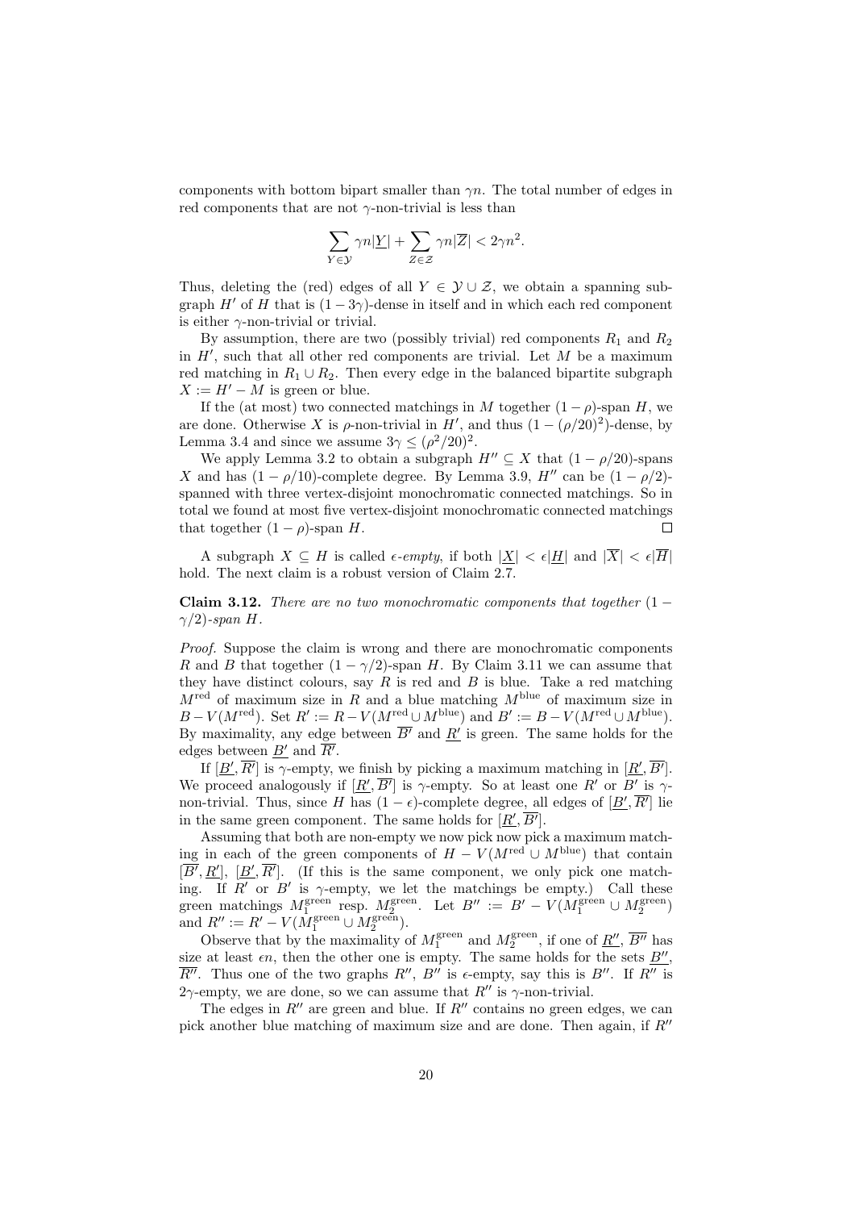components with bottom bipart smaller than $\gamma n$. The total number of edges in red components that are not $\gamma$-non-trivial is less than

$$\sum_{Y\in\mathcal{Y}} \gamma n|\underline{Y}| + \sum_{Z\in\mathcal{Z}} \gamma n|\overline{Z}| < 2\gamma n^2.$$

Thus, deleting the (red) edges of all $Y \in \mathcal{Y} \cup \mathcal{Z}$, we obtain a spanning subgraph $H'$ of $H$ that is $(1-3\gamma)$-dense in itself and in which each red component is either $\gamma$-non-trivial or trivial.

By assumption, there are two (possibly trivial) red components $R_1$ and $R_2$ in $H'$, such that all other red components are trivial. Let $M$ be a maximum red matching in $R_1 \cup R_2$. Then every edge in the balanced bipartite subgraph $X := H' - M$ is green or blue.

If the (at most) two connected matchings in $M$ together $(1-\rho)$-span $H$, we are done. Otherwise $X$ is $\rho$-non-trivial in $H'$, and thus $(1-(\rho/20)^2)$-dense, by Lemma 3.4 and since we assume $3\gamma \leq (\rho^2/20)^2$.

We apply Lemma 3.2 to obtain a subgraph $H'' \subseteq X$ that $(1-\rho/20)$-spans $X$ and has $(1-\rho/10)$-complete degree. By Lemma 3.9, $H''$ can be $(1-\rho/2)$-spanned with three vertex-disjoint monochromatic connected matchings. So in total we found at most five vertex-disjoint monochromatic connected matchings that together $(1-\rho)$-span $H$. $\square$

A subgraph $X \subseteq H$ is called *$\epsilon$-empty*, if both $|\underline{X}| < \epsilon|\underline{H}|$ and $|\overline{X}| < \epsilon|\overline{H}|$ hold. The next claim is a robust version of Claim 2.7.

**Claim 3.12.** *There are no two monochromatic components that together $(1-\gamma/2)$-span $H$.*

*Proof.* Suppose the claim is wrong and there are monochromatic components $R$ and $B$ that together $(1-\gamma/2)$-span $H$. By Claim 3.11 we can assume that they have distinct colours, say $R$ is red and $B$ is blue. Take a red matching $M^{\text{red}}$ of maximum size in $R$ and a blue matching $M^{\text{blue}}$ of maximum size in $B - V(M^{\text{red}})$. Set $R' := R - V(M^{\text{red}} \cup M^{\text{blue}})$ and $B' := B - V(M^{\text{red}} \cup M^{\text{blue}})$. By maximality, any edge between $\overline{B'}$ and $\underline{R'}$ is green. The same holds for the edges between $\underline{B'}$ and $\overline{R'}$.

If $[\underline{B'}, \overline{R'}]$ is $\gamma$-empty, we finish by picking a maximum matching in $[\underline{R'}, \overline{B'}]$. We proceed analogously if $[\underline{R'}, \overline{B'}]$ is $\gamma$-empty. So at least one $R'$ or $B'$ is $\gamma$-non-trivial. Thus, since $H$ has $(1-\epsilon)$-complete degree, all edges of $[\underline{B'}, \overline{R'}]$ lie in the same green component. The same holds for $[\underline{R'}, \overline{B'}]$.

Assuming that both are non-empty we now pick now pick a maximum matching in each of the green components of $H - V(M^{\text{red}} \cup M^{\text{blue}})$ that contain $[\overline{B'}, \underline{R'}]$, $[\underline{B'}, \overline{R'}]$. (If this is the same component, we only pick one matching. If $R'$ or $B'$ is $\gamma$-empty, we let the matchings be empty.) Call these green matchings $M_1^{\text{green}}$ resp. $M_2^{\text{green}}$. Let $B'' := B' - V(M_1^{\text{green}} \cup M_2^{\text{green}})$ and $R'' := R' - V(M_1^{\text{green}} \cup M_2^{\text{green}})$.

Observe that by the maximality of $M_1^{\text{green}}$ and $M_2^{\text{green}}$, if one of $\underline{R''}$, $\overline{B''}$ has size at least $\epsilon n$, then the other one is empty. The same holds for the sets $\underline{B''}$, $\overline{R''}$. Thus one of the two graphs $R''$, $B''$ is $\epsilon$-empty, say this is $B''$. If $R''$ is $2\gamma$-empty, we are done, so we can assume that $R''$ is $\gamma$-non-trivial.

The edges in $R''$ are green and blue. If $R''$ contains no green edges, we can pick another blue matching of maximum size and are done. Then again, if $R''$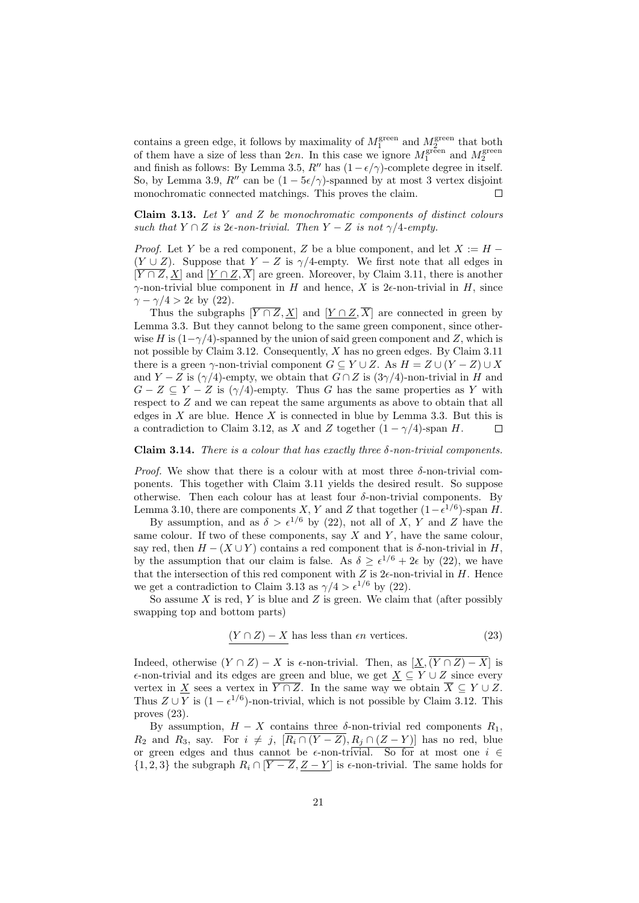contains a green edge, it follows by maximality of $M_1^{\text{green}}$ and $M_2^{\text{green}}$ that both of them have a size of less than $2\epsilon n$. In this case we ignore $M_1^{\text{green}}$ and $M_2^{\text{green}}$ and finish as follows: By Lemma 3.5, $R''$ has $(1-\epsilon/\gamma)$-complete degree in itself. So, by Lemma 3.9, $R''$ can be $(1-5\epsilon/\gamma)$-spanned by at most 3 vertex disjoint monochromatic connected matchings. This proves the claim. □

**Claim 3.13.** *Let $Y$ and $Z$ be monochromatic components of distinct colours such that $Y \cap Z$ is $2\epsilon$-non-trivial. Then $Y - Z$ is not $\gamma/4$-empty.*

*Proof.* Let $Y$ be a red component, $Z$ be a blue component, and let $X := H - (Y \cup Z)$. Suppose that $Y - Z$ is $\gamma/4$-empty. We first note that all edges in $[\overline{Y \cap Z}, \underline{X}]$ and $[\underline{Y \cap Z}, \overline{X}]$ are green. Moreover, by Claim 3.11, there is another $\gamma$-non-trivial blue component in $H$ and hence, $X$ is $2\epsilon$-non-trivial in $H$, since $\gamma - \gamma/4 > 2\epsilon$ by (22).

Thus the subgraphs $[\overline{Y \cap Z}, \underline{X}]$ and $[\underline{Y \cap Z}, \overline{X}]$ are connected in green by Lemma 3.3. But they cannot belong to the same green component, since otherwise $H$ is $(1-\gamma/4)$-spanned by the union of said green component and $Z$, which is not possible by Claim 3.12. Consequently, $X$ has no green edges. By Claim 3.11 there is a green $\gamma$-non-trivial component $G \subseteq Y \cup Z$. As $H = Z \cup (Y - Z) \cup X$ and $Y - Z$ is $(\gamma/4)$-empty, we obtain that $G \cap Z$ is $(3\gamma/4)$-non-trivial in $H$ and $G - Z \subseteq Y - Z$ is $(\gamma/4)$-empty. Thus $G$ has the same properties as $Y$ with respect to $Z$ and we can repeat the same arguments as above to obtain that all edges in $X$ are blue. Hence $X$ is connected in blue by Lemma 3.3. But this is a contradiction to Claim 3.12, as $X$ and $Z$ together $(1-\gamma/4)$-span $H$. □

**Claim 3.14.** *There is a colour that has exactly three $\delta$-non-trivial components.*

*Proof.* We show that there is a colour with at most three $\delta$-non-trivial components. This together with Claim 3.11 yields the desired result. So suppose otherwise. Then each colour has at least four $\delta$-non-trivial components. By Lemma 3.10, there are components $X$, $Y$ and $Z$ that together $(1-\epsilon^{1/6})$-span $H$.

By assumption, and as $\delta > \epsilon^{1/6}$ by (22), not all of $X$, $Y$ and $Z$ have the same colour. If two of these components, say $X$ and $Y$, have the same colour, say red, then $H - (X \cup Y)$ contains a red component that is $\delta$-non-trivial in $H$, by the assumption that our claim is false. As $\delta \geq \epsilon^{1/6} + 2\epsilon$ by (22), we have that the intersection of this red component with $Z$ is $2\epsilon$-non-trivial in $H$. Hence we get a contradiction to Claim 3.13 as $\gamma/4 > \epsilon^{1/6}$ by (22).

So assume $X$ is red, $Y$ is blue and $Z$ is green. We claim that (after possibly swapping top and bottom parts)

$$\underline{(Y \cap Z) - X} \text{ has less than } \epsilon n \text{ vertices.} \tag{23}$$

Indeed, otherwise $(Y \cap Z) - X$ is $\epsilon$-non-trivial. Then, as $[\underline{X}, \overline{(Y \cap Z) - X}]$ is $\epsilon$-non-trivial and its edges are green and blue, we get $\underline{X} \subseteq Y \cup Z$ since every vertex in $\underline{X}$ sees a vertex in $\overline{Y \cap Z}$. In the same way we obtain $\overline{X} \subseteq Y \cup Z$. Thus $Z \cup Y$ is $(1-\epsilon^{1/6})$-non-trivial, which is not possible by Claim 3.12. This proves (23).

By assumption, $H - X$ contains three $\delta$-non-trivial red components $R_1$, $R_2$ and $R_3$, say. For $i \neq j$, $[\overline{R_i \cap (Y - Z)}, \underline{R_j \cap (Z - Y)}]$ has no red, blue or green edges and thus cannot be $\epsilon$-non-trivial. So for at most one $i \in \{1, 2, 3\}$ the subgraph $R_i \cap [\overline{Y - Z}, \underline{Z - Y}]$ is $\epsilon$-non-trivial. The same holds for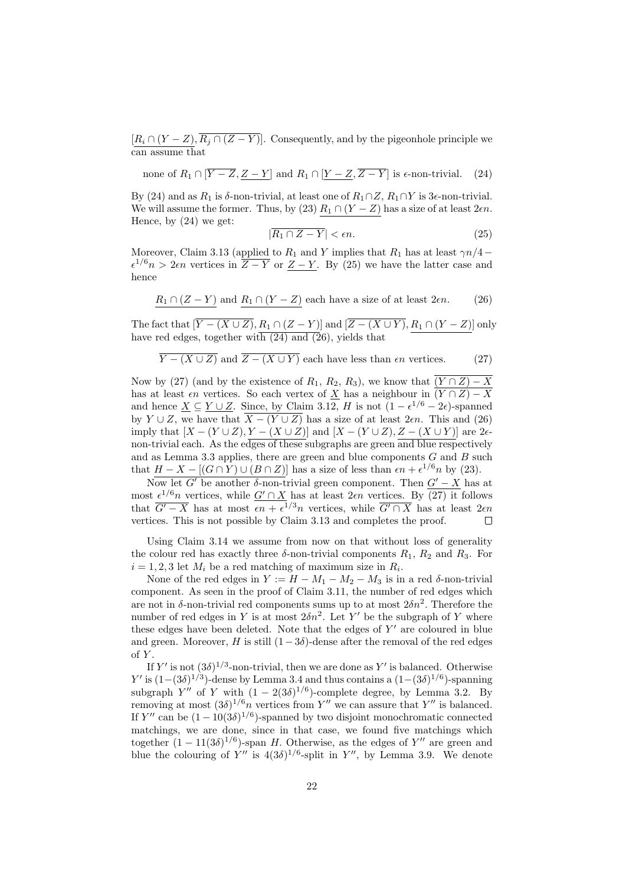$[\underline{R_i \cap (Y-Z)}, \overline{R_j \cap (Z-Y)}]$. Consequently, and by the pigeonhole principle we can assume that

$$\text{none of } R_1 \cap [\overline{Y-Z}, \underline{Z-Y}] \text{ and } R_1 \cap [\underline{Y-Z}, \overline{Z-Y}] \text{ is } \epsilon\text{-non-trivial.} \tag{24}$$

By (24) and as $R_1$ is $\delta$-non-trivial, at least one of $R_1 \cap Z$, $R_1 \cap Y$ is $3\epsilon$-non-trivial. We will assume the former. Thus, by (23) $\underline{R_1 \cap (Y-Z)}$ has a size of at least $2\epsilon n$. Hence, by (24) we get:

$$|\overline{R_1 \cap Z - Y}| < \epsilon n. \tag{25}$$

Moreover, Claim 3.13 (applied to $R_1$ and $Y$ implies that $R_1$ has at least $\gamma n/4 - \epsilon^{1/6} n > 2\epsilon n$ vertices in $\overline{Z-Y}$ or $\underline{Z-Y}$. By (25) we have the latter case and hence

$$\underline{R_1 \cap (Z-Y)} \text{ and } \underline{R_1 \cap (Y-Z)} \text{ each have a size of at least } 2\epsilon n. \tag{26}$$

The fact that $[\overline{Y-(X \cup Z)}, \underline{R_1 \cap (Z-Y)}]$ and $[\overline{Z-(X \cup Y)}, \underline{R_1 \cap (Y-Z)}]$ only have red edges, together with (24) and (26), yields that

$$\overline{Y-(X \cup Z)} \text{ and } \overline{Z-(X \cup Y)} \text{ each have less than } \epsilon n \text{ vertices.} \tag{27}$$

Now by (27) (and by the existence of $R_1$, $R_2$, $R_3$), we know that $\overline{(Y \cap Z) - X}$ has at least $\epsilon n$ vertices. So each vertex of $\underline{X}$ has a neighbour in $\overline{(Y \cap Z) - X}$ and hence $\underline{X} \subseteq \underline{Y \cup Z}$. Since, by Claim 3.12, $H$ is not $(1 - \epsilon^{1/6} - 2\epsilon)$-spanned by $Y \cup Z$, we have that $\overline{X - (Y \cup Z)}$ has a size of at least $2\epsilon n$. This and (26) imply that $[X-(Y \cup Z), Y-(X \cup Z)]$ and $[X-(Y \cup Z), Z-(X \cup Y)]$ are $2\epsilon$-non-trivial each. As the edges of these subgraphs are green and blue respectively and as Lemma 3.3 applies, there are green and blue components $G$ and $B$ such that $\underline{H - X - [(G \cap Y) \cup (B \cap Z)]}$ has a size of less than $\epsilon n + \epsilon^{1/6} n$ by (23).

Now let $G'$ be another $\delta$-non-trivial green component. Then $\underline{G' - X}$ has at most $\epsilon^{1/6} n$ vertices, while $\underline{G' \cap X}$ has at least $2\epsilon n$ vertices. By (27) it follows that $\overline{G' - X}$ has at most $\epsilon n + \epsilon^{1/3} n$ vertices, while $\overline{G' \cap X}$ has at least $2\epsilon n$ vertices. This is not possible by Claim 3.13 and completes the proof. $\square$

Using Claim 3.14 we assume from now on that without loss of generality the colour red has exactly three $\delta$-non-trivial components $R_1$, $R_2$ and $R_3$. For $i = 1, 2, 3$ let $M_i$ be a red matching of maximum size in $R_i$.

None of the red edges in $Y := H - M_1 - M_2 - M_3$ is in a red $\delta$-non-trivial component. As seen in the proof of Claim 3.11, the number of red edges which are not in $\delta$-non-trivial red components sums up to at most $2\delta n^2$. Therefore the number of red edges in $Y$ is at most $2\delta n^2$. Let $Y'$ be the subgraph of $Y$ where these edges have been deleted. Note that the edges of $Y'$ are coloured in blue and green. Moreover, $H$ is still $(1 - 3\delta)$-dense after the removal of the red edges of $Y$.

If $Y'$ is not $(3\delta)^{1/3}$-non-trivial, then we are done as $Y'$ is balanced. Otherwise $Y'$ is $(1-(3\delta)^{1/3})$-dense by Lemma 3.4 and thus contains a $(1-(3\delta)^{1/6})$-spanning subgraph $Y''$ of $Y$ with $(1 - 2(3\delta)^{1/6})$-complete degree, by Lemma 3.2. By removing at most $(3\delta)^{1/6} n$ vertices from $Y''$ we can assure that $Y''$ is balanced. If $Y''$ can be $(1 - 10(3\delta)^{1/6})$-spanned by two disjoint monochromatic connected matchings, we are done, since in that case, we found five matchings which together $(1 - 11(3\delta)^{1/6})$-span $H$. Otherwise, as the edges of $Y''$ are green and blue the colouring of $Y''$ is $4(3\delta)^{1/6}$-split in $Y''$, by Lemma 3.9. We denote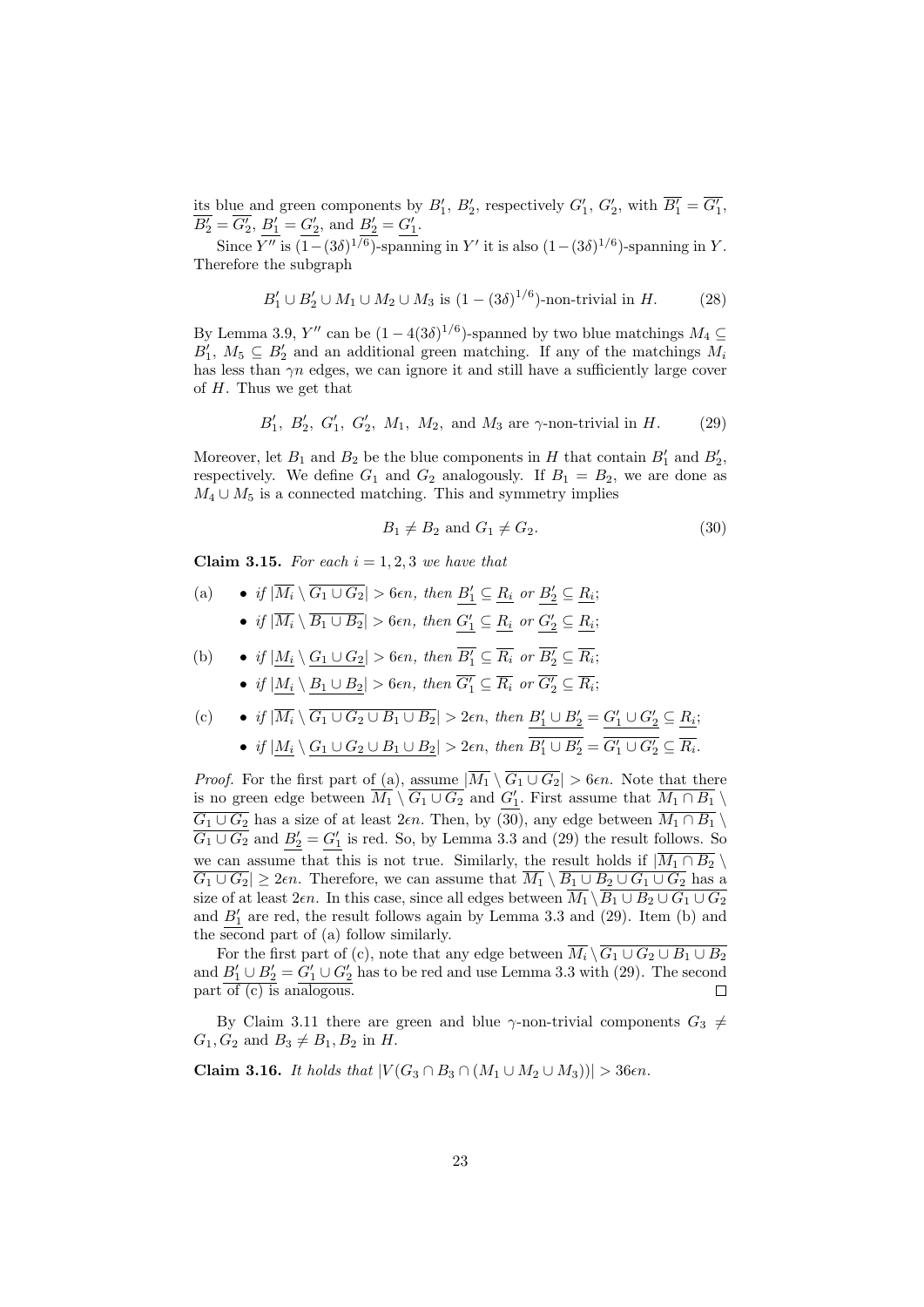its blue and green components by $B_1'$, $B_2'$, respectively $G_1'$, $G_2'$, with $\overline{B_1'} = \overline{G_1'}$, $\overline{B_2'} = \overline{G_2'}$, $\underline{B_1'} = \underline{G_2'}$, and $\underline{B_2'} = \underline{G_1'}$.

Since $Y''$ is $(1-(3\delta)^{1/6})$-spanning in $Y'$ it is also $(1-(3\delta)^{1/6})$-spanning in $Y$. Therefore the subgraph

$$B_1' \cup B_2' \cup M_1 \cup M_2 \cup M_3 \text{ is } (1-(3\delta)^{1/6})\text{-non-trivial in } H. \tag{28}$$

By Lemma 3.9, $Y''$ can be $(1-4(3\delta)^{1/6})$-spanned by two blue matchings $M_4 \subseteq B_1'$, $M_5 \subseteq B_2'$ and an additional green matching. If any of the matchings $M_i$ has less than $\gamma n$ edges, we can ignore it and still have a sufficiently large cover of $H$. Thus we get that

$$B_1',\ B_2',\ G_1',\ G_2',\ M_1,\ M_2, \text{ and } M_3 \text{ are } \gamma\text{-non-trivial in } H. \tag{29}$$

Moreover, let $B_1$ and $B_2$ be the blue components in $H$ that contain $B_1'$ and $B_2'$, respectively. We define $G_1$ and $G_2$ analogously. If $B_1 = B_2$, we are done as $M_4 \cup M_5$ is a connected matching. This and symmetry implies

$$B_1 \neq B_2 \text{ and } G_1 \neq G_2. \tag{30}$$

**Claim 3.15.** *For each $i = 1, 2, 3$ we have that*

(a)
- *if $|\overline{M_i} \setminus \overline{G_1 \cup G_2}| > 6\epsilon n$, then $\underline{B_1'} \subseteq \underline{R_i}$ or $\underline{B_2'} \subseteq \underline{R_i}$;*
- *if $|\overline{M_i} \setminus \overline{B_1 \cup B_2}| > 6\epsilon n$, then $\underline{G_1'} \subseteq \underline{R_i}$ or $\underline{G_2'} \subseteq \underline{R_i}$;*

(b)
- *if $|\underline{M_i} \setminus \underline{G_1 \cup G_2}| > 6\epsilon n$, then $\overline{B_1'} \subseteq \overline{R_i}$ or $\overline{B_2'} \subseteq \overline{R_i}$;*
- *if $|\underline{M_i} \setminus \underline{B_1 \cup B_2}| > 6\epsilon n$, then $\overline{G_1'} \subseteq \overline{R_i}$ or $\overline{G_2'} \subseteq \overline{R_i}$;*

(c)
- *if $|\overline{M_i} \setminus \overline{G_1 \cup G_2 \cup B_1 \cup B_2}| > 2\epsilon n$, then $\underline{B_1' \cup B_2'} = \underline{G_1' \cup G_2'} \subseteq \underline{R_i}$;*
- *if $|\underline{M_i} \setminus \underline{G_1 \cup G_2 \cup B_1 \cup B_2}| > 2\epsilon n$, then $\overline{B_1' \cup B_2'} = \overline{G_1' \cup G_2'} \subseteq \overline{R_i}$.*

*Proof.* For the first part of (a), assume $|\overline{M_1} \setminus \overline{G_1 \cup G_2}| > 6\epsilon n$. Note that there is no green edge between $\overline{M_1} \setminus \overline{G_1 \cup G_2}$ and $\underline{G_1'}$. First assume that $\overline{M_1 \cap B_1} \setminus \overline{G_1 \cup G_2}$ has a size of at least $2\epsilon n$. Then, by (30), any edge between $\overline{M_1 \cap B_1} \setminus \overline{G_1 \cup G_2}$ and $\underline{B_2'} = \underline{G_1'}$ is red. So, by Lemma 3.3 and (29) the result follows. So we can assume that this is not true. Similarly, the result holds if $|\overline{M_1 \cap B_2} \setminus \overline{G_1 \cup G_2}| \geq 2\epsilon n$. Therefore, we can assume that $\overline{M_1} \setminus \overline{B_1 \cup B_2 \cup G_1 \cup G_2}$ has a size of at least $2\epsilon n$. In this case, since all edges between $\overline{M_1} \setminus \overline{B_1 \cup B_2 \cup G_1 \cup G_2}$ and $\underline{B_1'}$ are red, the result follows again by Lemma 3.3 and (29). Item (b) and the second part of (a) follow similarly.

For the first part of (c), note that any edge between $\overline{M_i} \setminus \overline{G_1 \cup G_2 \cup B_1 \cup B_2}$ and $\underline{B_1' \cup B_2'} = \underline{G_1' \cup G_2'}$ has to be red and use Lemma 3.3 with (29). The second part of (c) is analogous. $\square$

By Claim 3.11 there are green and blue $\gamma$-non-trivial components $G_3 \neq G_1, G_2$ and $B_3 \neq B_1, B_2$ in $H$.

**Claim 3.16.** *It holds that $|V(G_3 \cap B_3 \cap (M_1 \cup M_2 \cup M_3))| > 36\epsilon n$.*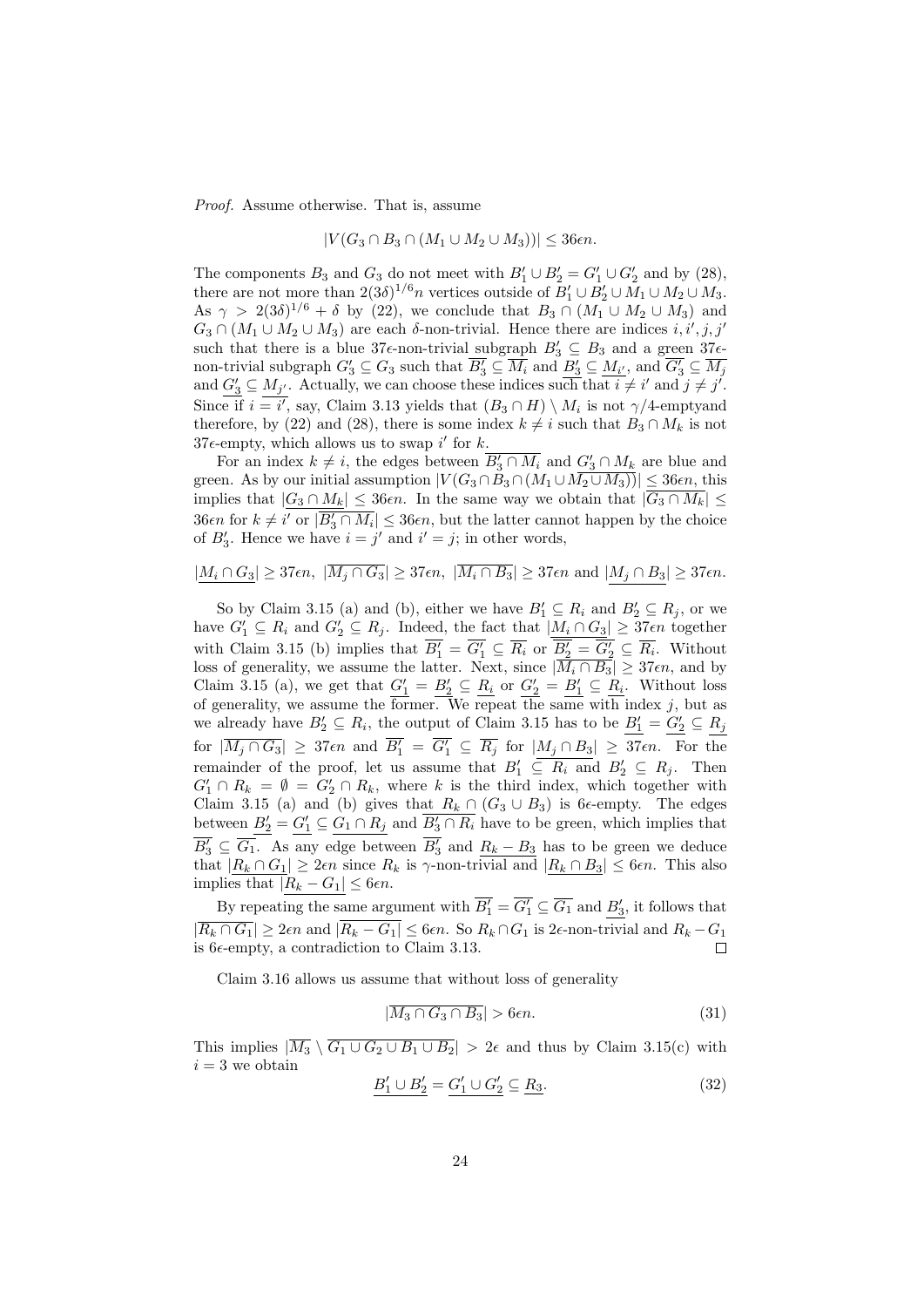*Proof.* Assume otherwise. That is, assume

$$|V(G_3 \cap B_3 \cap (M_1 \cup M_2 \cup M_3))| \leq 36\epsilon n.$$

The components $B_3$ and $G_3$ do not meet with $B_1' \cup B_2' = G_1' \cup G_2'$ and by (28), there are not more than $2(3\delta)^{1/6} n$ vertices outside of $B_1' \cup B_2' \cup M_1 \cup M_2 \cup M_3$. As $\gamma > 2(3\delta)^{1/6} + \delta$ by (22), we conclude that $B_3 \cap (M_1 \cup M_2 \cup M_3)$ and $G_3 \cap (M_1 \cup M_2 \cup M_3)$ are each $\delta$-non-trivial. Hence there are indices $i, i', j, j'$ such that there is a blue $37\epsilon$-non-trivial subgraph $B_3' \subseteq B_3$ and a green $37\epsilon$-non-trivial subgraph $G_3' \subseteq G_3$ such that $\overline{B_3'} \subseteq \overline{M_i}$ and $\underline{B_3'} \subseteq \underline{M_{i'}}$, and $\overline{G_3'} \subseteq \overline{M_j}$ and $\underline{G_3'} \subseteq \underline{M_{j'}}$. Actually, we can choose these indices such that $i \neq i'$ and $j \neq j'$. Since if $i = i'$, say, Claim 3.13 yields that $(B_3 \cap H) \setminus M_i$ is not $\gamma/4$-emptyand therefore, by (22) and (28), there is some index $k \neq i$ such that $B_3 \cap M_k$ is not $37\epsilon$-empty, which allows us to swap $i'$ for $k$.

For an index $k \neq i$, the edges between $\overline{B_3' \cap M_i}$ and $\underline{G_3' \cap M_k}$ are blue and green. As by our initial assumption $|V(G_3 \cap B_3 \cap (M_1 \cup M_2 \cup M_3))| \leq 36\epsilon n$, this implies that $|\underline{G_3 \cap M_k}| \leq 36\epsilon n$. In the same way we obtain that $|\overline{G_3 \cap M_k}| \leq 36\epsilon n$ for $k \neq i'$ or $|\overline{B_3' \cap M_i}| \leq 36\epsilon n$, but the latter cannot happen by the choice of $B_3'$. Hence we have $i = j'$ and $i' = j$; in other words,

$$|\underline{M_i \cap G_3}| \geq 37\epsilon n,\ |\overline{M_j \cap G_3}| \geq 37\epsilon n,\ |\overline{M_i \cap B_3}| \geq 37\epsilon n \text{ and } |\underline{M_j \cap B_3}| \geq 37\epsilon n.$$

So by Claim 3.15 (a) and (b), either we have $B_1' \subseteq R_i$ and $B_2' \subseteq R_j$, or we have $G_1' \subseteq R_i$ and $G_2' \subseteq R_j$. Indeed, the fact that $|\underline{M_i \cap G_3}| \geq 37\epsilon n$ together with Claim 3.15 (b) implies that $\overline{B_1'} = \overline{G_1'} \subseteq \overline{R_i}$ or $\overline{B_2'} = \overline{G_2'} \subseteq \overline{R_i}$. Without loss of generality, we assume the latter. Next, since $|\overline{M_i \cap B_3}| \geq 37\epsilon n$, and by Claim 3.15 (a), we get that $\underline{G_1'} = \underline{B_2'} \subseteq \underline{R_i}$ or $\underline{G_2'} = \underline{B_1'} \subseteq \underline{R_i}$. Without loss of generality, we assume the former. We repeat the same with index $j$, but as we already have $B_2' \subseteq R_i$, the output of Claim 3.15 has to be $\underline{B_1'} = \underline{G_2'} \subseteq \underline{R_j}$ for $|\overline{M_j \cap G_3}| \geq 37\epsilon n$ and $\overline{B_1'} = \overline{G_1'} \subseteq \overline{R_j}$ for $|\underline{M_j \cap B_3}| \geq 37\epsilon n$. For the remainder of the proof, let us assume that $B_1' \subseteq R_i$ and $B_2' \subseteq R_j$. Then $G_1' \cap R_k = \emptyset = G_2' \cap R_k$, where $k$ is the third index, which together with Claim 3.15 (a) and (b) gives that $R_k \cap (G_3 \cup B_3)$ is $6\epsilon$-empty. The edges between $\underline{B_2'} = \underline{G_1'} \subseteq \underline{G_1 \cap R_j}$ and $\overline{B_3' \cap R_i}$ have to be green, which implies that $\overline{B_3'} \subseteq \overline{G_1}$. As any edge between $\overline{B_3'}$ and $\underline{R_k - B_3}$ has to be green we deduce that $|\underline{R_k \cap G_1}| \geq 2\epsilon n$ since $R_k$ is $\gamma$-non-trivial and $|\underline{R_k \cap B_3}| \leq 6\epsilon n$. This also implies that $|\underline{R_k - G_1}| \leq 6\epsilon n$.

By repeating the same argument with $\overline{B_1'} = \overline{G_1'} \subseteq \overline{G_1}$ and $\underline{B_3'}$, it follows that $|\overline{R_k \cap G_1}| \geq 2\epsilon n$ and $|\overline{R_k - G_1}| \leq 6\epsilon n$. So $R_k \cap G_1$ is $2\epsilon$-non-trivial and $R_k - G_1$ is $6\epsilon$-empty, a contradiction to Claim 3.13. $\square$

Claim 3.16 allows us assume that without loss of generality

$$|\overline{M_3 \cap G_3 \cap B_3}| > 6\epsilon n. \tag{31}$$

This implies $|\overline{M_3} \setminus \overline{G_1 \cup G_2 \cup B_1 \cup B_2}| > 2\epsilon$ and thus by Claim 3.15(c) with $i = 3$ we obtain

$$\underline{B_1' \cup B_2'} = \underline{G_1' \cup G_2'} \subseteq \underline{R_3}. \tag{32}$$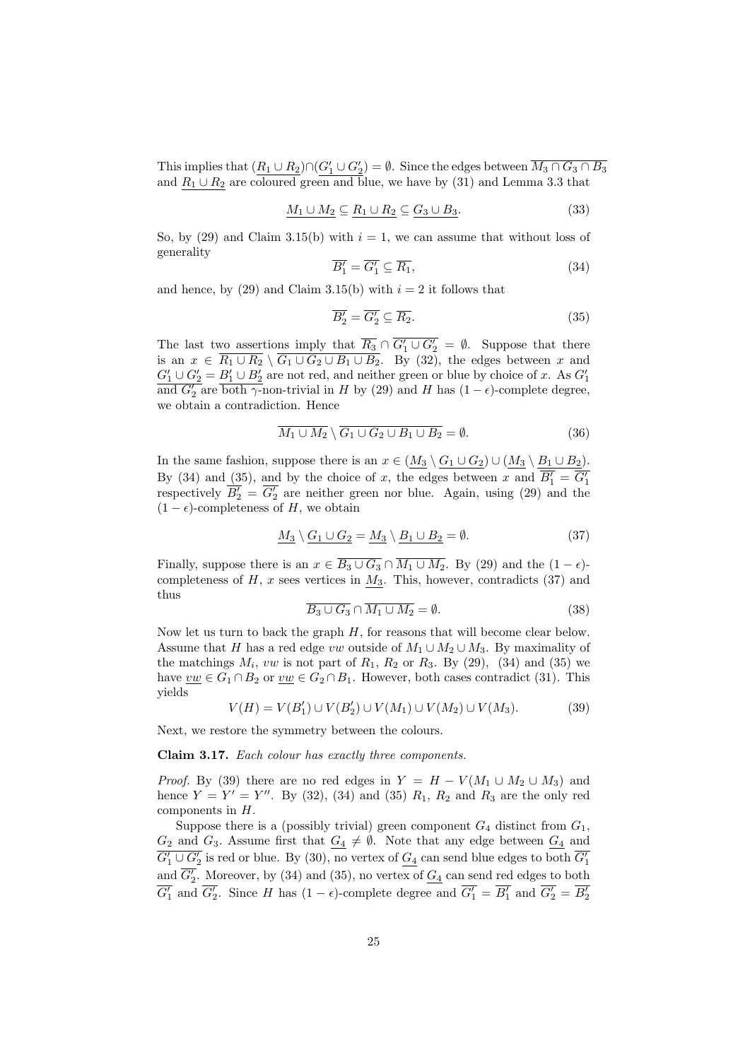This implies that $(\underline{R_1 \cup R_2}) \cap (\underline{G_1' \cup G_2'}) = \emptyset$. Since the edges between $\overline{M_3 \cap G_3 \cap B_3}$ and $\underline{R_1 \cup R_2}$ are coloured green and blue, we have by (31) and Lemma 3.3 that

$$\underline{M_1 \cup M_2} \subseteq \underline{R_1 \cup R_2} \subseteq \underline{G_3 \cup B_3}. \tag{33}$$

So, by (29) and Claim 3.15(b) with $i = 1$, we can assume that without loss of generality

$$\overline{B_1'} = \overline{G_1'} \subseteq \overline{R_1}, \tag{34}$$

and hence, by (29) and Claim 3.15(b) with $i = 2$ it follows that

$$\overline{B_2'} = \overline{G_2'} \subseteq \overline{R_2}. \tag{35}$$

The last two assertions imply that $\overline{R_3} \cap \overline{G_1' \cup G_2'} = \emptyset$. Suppose that there is an $x \in \overline{R_1 \cup R_2} \setminus \overline{G_1 \cup G_2 \cup B_1 \cup B_2}$. By (32), the edges between $x$ and $\underline{G_1' \cup G_2'} = \underline{B_1' \cup B_2'}$ are not red, and neither green or blue by choice of $x$. As $G_1'$ and $G_2'$ are both $\gamma$-non-trivial in $H$ by (29) and $H$ has $(1-\epsilon)$-complete degree, we obtain a contradiction. Hence

$$\overline{M_1 \cup M_2} \setminus \overline{G_1 \cup G_2 \cup B_1 \cup B_2} = \emptyset. \tag{36}$$

In the same fashion, suppose there is an $x \in (\underline{M_3} \setminus \underline{G_1 \cup G_2}) \cup (\underline{M_3} \setminus \underline{B_1 \cup B_2})$. By (34) and (35), and by the choice of $x$, the edges between $x$ and $\overline{B_1'} = \overline{G_1'}$ respectively $\overline{B_2'} = \overline{G_2'}$ are neither green nor blue. Again, using (29) and the $(1-\epsilon)$-completeness of $H$, we obtain

$$\underline{M_3} \setminus \underline{G_1 \cup G_2} = \underline{M_3} \setminus \underline{B_1 \cup B_2} = \emptyset. \tag{37}$$

Finally, suppose there is an $x \in \overline{B_3 \cup G_3} \cap \overline{M_1 \cup M_2}$. By (29) and the $(1-\epsilon)$-completeness of $H$, $x$ sees vertices in $\underline{M_3}$. This, however, contradicts (37) and thus

$$\overline{B_3 \cup G_3} \cap \overline{M_1 \cup M_2} = \emptyset. \tag{38}$$

Now let us turn to back the graph $H$, for reasons that will become clear below. Assume that $H$ has a red edge $vw$ outside of $M_1 \cup M_2 \cup M_3$. By maximality of the matchings $M_i$, $vw$ is not part of $R_1$, $R_2$ or $R_3$. By (29), (34) and (35) we have $\underline{vw} \in G_1 \cap B_2$ or $\underline{vw} \in G_2 \cap B_1$. However, both cases contradict (31). This yields

$$V(H) = V(B_1') \cup V(B_2') \cup V(M_1) \cup V(M_2) \cup V(M_3). \tag{39}$$

Next, we restore the symmetry between the colours.

**Claim 3.17.** *Each colour has exactly three components.*

*Proof.* By (39) there are no red edges in $Y = H - V(M_1 \cup M_2 \cup M_3)$ and hence $Y = Y' = Y''$. By (32), (34) and (35) $R_1$, $R_2$ and $R_3$ are the only red components in $H$.

Suppose there is a (possibly trivial) green component $G_4$ distinct from $G_1$, $G_2$ and $G_3$. Assume first that $\underline{G_4} \neq \emptyset$. Note that any edge between $\underline{G_4}$ and $\overline{G_1' \cup G_2'}$ is red or blue. By (30), no vertex of $\underline{G_4}$ can send blue edges to both $\overline{G_1'}$ and $\overline{G_2'}$. Moreover, by (34) and (35), no vertex of $\underline{G_4}$ can send red edges to both $\overline{G_1'}$ and $\overline{G_2'}$. Since $H$ has $(1-\epsilon)$-complete degree and $\overline{G_1'} = \overline{B_1'}$ and $\overline{G_2'} = \overline{B_2'}$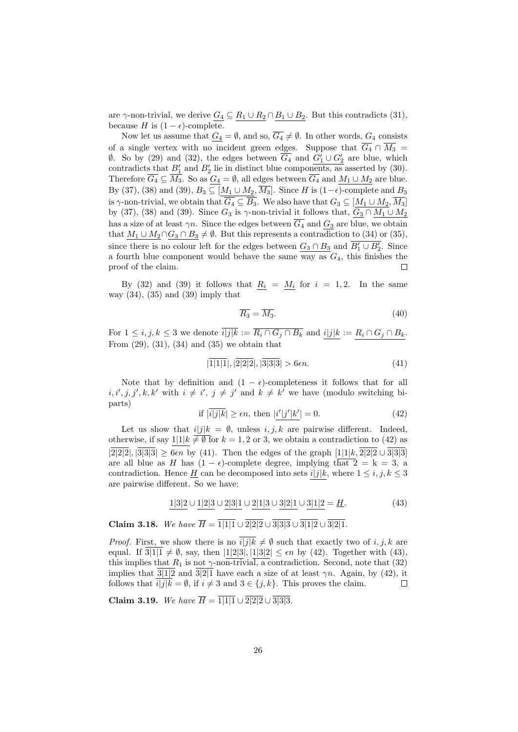are $\gamma$-non-trivial, we derive $\underline{G_4} \subseteq \underline{R_1 \cup R_2} \cap \underline{B_1 \cup B_2}$. But this contradicts (31), because $H$ is $(1-\epsilon)$-complete.

Now let us assume that $\underline{G_4} = \emptyset$, and so, $\overline{G_4} \neq \emptyset$. In other words, $G_4$ consists of a single vertex with no incident green edges. Suppose that $\overline{G_4} \cap \overline{M_3} = \emptyset$. So by (29) and (32), the edges between $\overline{G_4}$ and $\underline{G_1' \cup G_2'}$ are blue, which contradicts that $B_1'$ and $B_2'$ lie in distinct blue components, as asserted by (30). Therefore $\overline{G_4} \subseteq \overline{M_3}$. So as $\underline{G_4} = \emptyset$, all edges between $\overline{G_4}$ and $\underline{M_1 \cup M_2}$ are blue. By (37), (38) and (39), $B_3 \subseteq [\underline{M_1 \cup M_2}, \overline{M_3}]$. Since $H$ is $(1-\epsilon)$-complete and $B_3$ is $\gamma$-non-trivial, we obtain that $\overline{G_4} \subseteq \overline{B_3}$. We also have that $G_3 \subseteq [\underline{M_1 \cup M_2}, \overline{M_3}]$ by (37), (38) and (39). Since $G_3$ is $\gamma$-non-trivial it follows that, $\underline{G_3} \cap \underline{M_1 \cup M_2}$ has a size of at least $\gamma n$. Since the edges between $\overline{G_4}$ and $\underline{G_3}$ are blue, we obtain that $\underline{M_1 \cup M_2} \cap \underline{G_3 \cap B_3} \neq \emptyset$. But this represents a contradiction to (34) or (35), since there is no colour left for the edges between $\underline{G_3 \cap B_3}$ and $\overline{B_1' \cup B_2'}$. Since a fourth blue component would behave the same way as $G_4$, this finishes the proof of the claim. $\square$

By (32) and (39) it follows that $\underline{R_i} = \underline{M_i}$ for $i = 1, 2$. In the same way (34), (35) and (39) imply that

$$\overline{R_3} = \overline{M_3}. \tag{40}$$

For $1 \leq i, j, k \leq 3$ we denote $\overline{i|j|k} := \overline{R_i \cap G_j \cap B_k}$ and $\underline{i|j|k} := \underline{R_i \cap G_j \cap B_k}$. From (29), (31), (34) and (35) we obtain that

$$|\overline{1|1|1}|, |\overline{2|2|2}|, |\overline{3|3|3}| > 6\epsilon n. \tag{41}$$

Note that by definition and $(1-\epsilon)$-completeness it follows that for all $i, i', j, j', k, k'$ with $i \neq i'$, $j \neq j'$ and $k \neq k'$ we have (modulo switching biparts)

$$\text{if } |\overline{i|j|k}| \geq \epsilon n, \text{ then } |\underline{i'|j'|k'}| = 0. \tag{42}$$

Let us show that $\underline{i|j|k} = \emptyset$, unless $i, j, k$ are pairwise different. Indeed, otherwise, if say $\underline{1|1|k} \neq \emptyset$ for $k = 1, 2$ or $3$, we obtain a contradiction to (42) as $|\overline{2|2|2}|, |\overline{3|3|3}| \geq 6\epsilon n$ by (41). Then the edges of the graph $[\underline{1|1|k}, \overline{2|2|2} \cup \overline{3|3|3}]$ are all blue as $H$ has $(1-\epsilon)$-complete degree, implying that $2 = \mathrm{k} = 3$, a contradiction. Hence $\underline{H}$ can be decomposed into sets $\underline{i|j|k}$, where $1 \leq i, j, k \leq 3$ are pairwise different. So we have:

$$\underline{1|3|2} \cup \underline{1|2|3} \cup \underline{2|3|1} \cup \underline{2|1|3} \cup \underline{3|2|1} \cup \underline{3|1|2} = \underline{H}. \tag{43}$$

**Claim 3.18.** *We have* $\overline{H} = \overline{1|1|1} \cup \overline{2|2|2} \cup \overline{3|3|3} \cup \overline{3|1|2} \cup \overline{3|2|1}$.

*Proof.* First, we show there is no $\overline{i|j|k} \neq \emptyset$ such that exactly two of $i, j, k$ are equal. If $\overline{3|1|1} \neq \emptyset$, say, then $|\underline{1|2|3}|, |\underline{1|3|2}| \leq \epsilon n$ by (42). Together with (43), this implies that $R_1$ is not $\gamma$-non-trivial, a contradiction. Second, note that (32) implies that $\overline{3|1|2}$ and $\overline{3|2|1}$ have each a size of at least $\gamma n$. Again, by (42), it follows that $\overline{i|j|k} = \emptyset$, if $i \neq 3$ and $3 \in \{j, k\}$. This proves the claim. $\square$

**Claim 3.19.** *We have* $\overline{H} = \overline{1|1|1} \cup \overline{2|2|2} \cup \overline{3|3|3}$.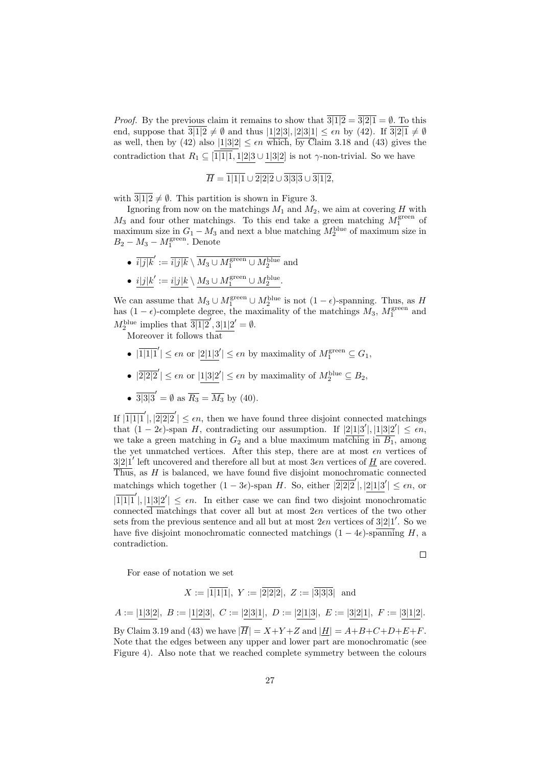*Proof.* By the previous claim it remains to show that $\overline{3|1|2} = \overline{3|2|1} = \emptyset$. To this end, suppose that $\overline{3|1|2} \neq \emptyset$ and thus $|\underline{1|2|3}|, |\underline{2|3|1}| \leq \epsilon n$ by (42). If $\overline{3|2|1} \neq \emptyset$ as well, then by (42) also $|\underline{1|3|2}| \leq \epsilon n$ which, by Claim 3.18 and (43) gives the contradiction that $R_1 \subseteq [\overline{1|1|1}, \underline{1|2|3} \cup \underline{1|3|2}]$ is not $\gamma$-non-trivial. So we have

$$\overline{H} = \overline{1|1|1} \cup \overline{2|2|2} \cup \overline{3|3|3} \cup \overline{3|1|2},$$

with $\overline{3|1|2} \neq \emptyset$. This partition is shown in Figure 3.

Ignoring from now on the matchings $M_1$ and $M_2$, we aim at covering $H$ with $M_3$ and four other matchings. To this end take a green matching $M_1^{\text{green}}$ of maximum size in $G_1 - M_3$ and next a blue matching $M_2^{\text{blue}}$ of maximum size in $B_2 - M_3 - M_1^{\text{green}}$. Denote

- $\overline{i|j|k}' := \overline{i|j|k} \setminus \overline{M_3 \cup M_1^{\text{green}} \cup M_2^{\text{blue}}}$ and
- $\underline{i|j|k}' := \underline{i|j|k} \setminus \underline{M_3 \cup M_1^{\text{green}} \cup M_2^{\text{blue}}}$.

We can assume that $M_3 \cup M_1^{\text{green}} \cup M_2^{\text{blue}}$ is not $(1-\epsilon)$-spanning. Thus, as $H$ has $(1-\epsilon)$-complete degree, the maximality of the matchings $M_3$, $M_1^{\text{green}}$ and $M_2^{\text{blue}}$ implies that $\overline{3|1|2}', \underline{3|1|2}' = \emptyset$.

Moreover it follows that

- $|\overline{1|1|1}'| \leq \epsilon n$ or $|\underline{2|1|3}'| \leq \epsilon n$ by maximality of $M_1^{\text{green}} \subseteq G_1$,
- $|\overline{2|2|2}'| \leq \epsilon n$ or $|\underline{1|3|2}'| \leq \epsilon n$ by maximality of $M_2^{\text{blue}} \subseteq B_2$,
- $\overline{3|3|3}' = \emptyset$ as $\overline{R_3} = \overline{M_3}$ by (40).

If $|\overline{1|1|1}'|, |\overline{2|2|2}'| \leq \epsilon n$, then we have found three disjoint connected matchings that $(1-2\epsilon)$-span $H$, contradicting our assumption. If $|\underline{2|1|3}'|, |\underline{1|3|2}'| \leq \epsilon n$, we take a green matching in $G_2$ and a blue maximum matching in $B_1$, among the yet unmatched vertices. After this step, there are at most $\epsilon n$ vertices of $\underline{3|2|1}'$ left uncovered and therefore all but at most $3\epsilon n$ vertices of $\underline{H}$ are covered. Thus, as $H$ is balanced, we have found five disjoint monochromatic connected matchings which together $(1-3\epsilon)$-span $H$. So, either $|\overline{2|2|2}'|, |\underline{2|1|3}'| \leq \epsilon n$, or $|\overline{1|1|1}'|, |\underline{1|3|2}'| \leq \epsilon n$. In either case we can find two disjoint monochromatic connected matchings that cover all but at most $2\epsilon n$ vertices of the two other sets from the previous sentence and all but at most $2\epsilon n$ vertices of $\underline{3|2|1}'$. So we have five disjoint monochromatic connected matchings $(1-4\epsilon)$-spanning $H$, a contradiction. $\square$

For ease of notation we set

$$X := |\overline{1|1|1}|,\ Y := |\overline{2|2|2}|,\ Z := |\overline{3|3|3}| \ \text{ and}$$

$$A := |\underline{1|3|2}|,\ B := |\underline{1|2|3}|,\ C := |\underline{2|3|1}|,\ D := |\underline{2|1|3}|,\ E := |\underline{3|2|1}|,\ F := |\underline{3|1|2}|.$$

By Claim 3.19 and (43) we have $|\overline{H}| = X+Y+Z$ and $|\underline{H}| = A+B+C+D+E+F$. Note that the edges between any upper and lower part are monochromatic (see Figure 4). Also note that we reached complete symmetry between the colours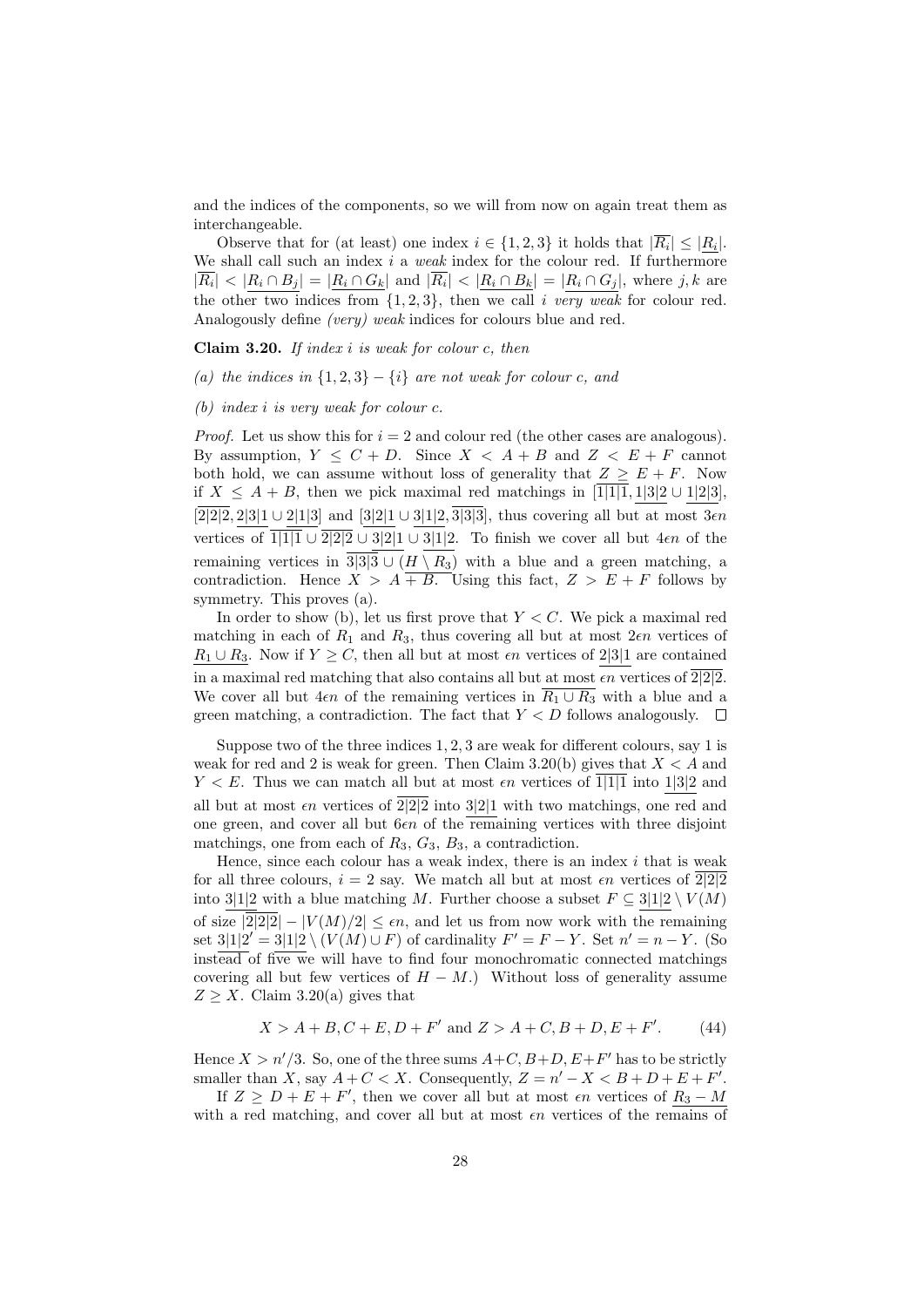and the indices of the components, so we will from now on again treat them as interchangeable.

Observe that for (at least) one index $i \in \{1,2,3\}$ it holds that $|\overline{R_i}| \leq |\underline{R_i}|$. We shall call such an index $i$ a *weak* index for the colour red. If furthermore $|\overline{R_i}| < |\underline{R_i \cap B_j}| = |\underline{R_i \cap G_k}|$ and $|\overline{R_i}| < |\underline{R_i \cap B_k}| = |\underline{R_i \cap G_j}|$, where $j, k$ are the other two indices from $\{1,2,3\}$, then we call $i$ *very weak* for colour red. Analogously define *(very) weak* indices for colours blue and red.

**Claim 3.20.** *If index $i$ is weak for colour $c$, then*

*(a) the indices in $\{1,2,3\} - \{i\}$ are not weak for colour $c$, and*

*(b) index $i$ is very weak for colour $c$.*

*Proof.* Let us show this for $i = 2$ and colour red (the other cases are analogous). By assumption, $Y \leq C + D$. Since $X < A + B$ and $Z < E + F$ cannot both hold, we can assume without loss of generality that $Z \geq E + F$. Now if $X \leq A + B$, then we pick maximal red matchings in $[\overline{1|1|1}, \underline{1|3|2} \cup \underline{1|2|3}]$, $[\overline{2|2|2}, \underline{2|3|1} \cup \underline{2|1|3}]$ and $[\underline{3|2|1} \cup \underline{3|1|2}, \overline{3|3|3}]$, thus covering all but at most $3\epsilon n$ vertices of $\overline{1|1|1} \cup \overline{2|2|2} \cup \underline{3|2|1} \cup \underline{3|1|2}$. To finish we cover all but $4\epsilon n$ of the remaining vertices in $\overline{3|3|3} \cup (\underline{H \setminus R_3})$ with a blue and a green matching, a contradiction. Hence $X > A + B$. Using this fact, $Z > E + F$ follows by symmetry. This proves (a).

In order to show (b), let us first prove that $Y < C$. We pick a maximal red matching in each of $R_1$ and $R_3$, thus covering all but at most $2\epsilon n$ vertices of $\underline{R_1 \cup R_3}$. Now if $Y \geq C$, then all but at most $\epsilon n$ vertices of $\underline{2|3|1}$ are contained in a maximal red matching that also contains all but at most $\epsilon n$ vertices of $\overline{2|2|2}$. We cover all but $4\epsilon n$ of the remaining vertices in $\overline{R_1 \cup R_3}$ with a blue and a green matching, a contradiction. The fact that $Y < D$ follows analogously. $\square$

Suppose two of the three indices $1, 2, 3$ are weak for different colours, say 1 is weak for red and 2 is weak for green. Then Claim 3.20(b) gives that $X < A$ and $Y < E$. Thus we can match all but at most $\epsilon n$ vertices of $\overline{1|1|1}$ into $\underline{1|3|2}$ and all but at most $\epsilon n$ vertices of $\overline{2|2|2}$ into $\underline{3|2|1}$ with two matchings, one red and one green, and cover all but $6\epsilon n$ of the remaining vertices with three disjoint matchings, one from each of $R_3$, $G_3$, $B_3$, a contradiction.

Hence, since each colour has a weak index, there is an index $i$ that is weak for all three colours, $i = 2$ say. We match all but at most $\epsilon n$ vertices of $\overline{2|2|2}$ into $\underline{3|1|2}$ with a blue matching $M$. Further choose a subset $F \subseteq \underline{3|1|2} \setminus V(M)$ of size $|\overline{2|2|2}| - |V(M)/2| \leq \epsilon n$, and let us from now work with the remaining set $\underline{3|1|2}' = \underline{3|1|2} \setminus (V(M) \cup F)$ of cardinality $F' = F - Y$. Set $n' = n - Y$. (So instead of five we will have to find four monochromatic connected matchings covering all but few vertices of $H - M$.) Without loss of generality assume $Z \geq X$. Claim 3.20(a) gives that

$$X > A + B, C + E, D + F' \text{ and } Z > A + C, B + D, E + F'. \tag{44}$$

Hence $X > n'/3$. So, one of the three sums $A+C, B+D, E+F'$ has to be strictly smaller than $X$, say $A + C < X$. Consequently, $Z = n' - X < B + D + E + F'$.

If $Z \geq D + E + F'$, then we cover all but at most $\epsilon n$ vertices of $\underline{R_3 - M}$ with a red matching, and cover all but at most $\epsilon n$ vertices of the remains of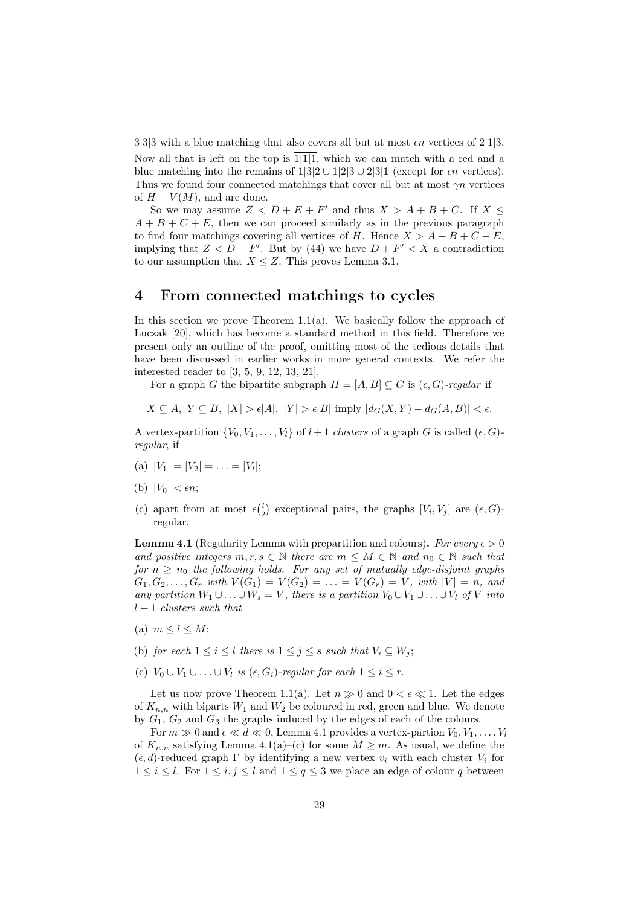$\overline{3|3|3}$ with a blue matching that also covers all but at most $\epsilon n$ vertices of $\underline{2|1|3}$. Now all that is left on the top is $\overline{1|1|1}$, which we can match with a red and a blue matching into the remains of $\underline{1|3|2} \cup \underline{1|2|3} \cup \underline{2|3|1}$ (except for $\epsilon n$ vertices). Thus we found four connected matchings that cover all but at most $\gamma n$ vertices of $H - V(M)$, and are done.

So we may assume $Z < D + E + F'$ and thus $X > A + B + C$. If $X \leq A + B + C + E$, then we can proceed similarly as in the previous paragraph to find four matchings covering all vertices of $H$. Hence $X > A + B + C + E$, implying that $Z < D + F'$. But by (44) we have $D + F' < X$ a contradiction to our assumption that $X \leq Z$. This proves Lemma 3.1.

# 4 From connected matchings to cycles

In this section we prove Theorem 1.1(a). We basically follow the approach of Łuczak [20], which has become a standard method in this field. Therefore we present only an outline of the proof, omitting most of the tedious details that have been discussed in earlier works in more general contexts. We refer the interested reader to [3, 5, 9, 12, 13, 21].

For a graph $G$ the bipartite subgraph $H = [A, B] \subseteq G$ is *$(\epsilon, G)$-regular* if

$$X \subseteq A,\ Y \subseteq B,\ |X| > \epsilon|A|,\ |Y| > \epsilon|B| \text{ imply } |d_G(X, Y) - d_G(A, B)| < \epsilon.$$

A vertex-partition $\{V_0, V_1, \ldots, V_l\}$ of $l + 1$ *clusters* of a graph $G$ is called *$(\epsilon, G)$-regular*, if

(a) $|V_1| = |V_2| = \ldots = |V_l|$;

(b) $|V_0| < \epsilon n$;

(c) apart from at most $\epsilon\binom{l}{2}$ exceptional pairs, the graphs $[V_i, V_j]$ are $(\epsilon, G)$-regular.

**Lemma 4.1** (Regularity Lemma with prepartition and colours)**.** *For every $\epsilon > 0$ and positive integers $m, r, s \in \mathbb{N}$ there are $m \leq M \in \mathbb{N}$ and $n_0 \in \mathbb{N}$ such that for $n \geq n_0$ the following holds. For any set of mutually edge-disjoint graphs $G_1, G_2, \ldots, G_r$ with $V(G_1) = V(G_2) = \ldots = V(G_r) = V$, with $|V| = n$, and any partition $W_1 \cup \ldots \cup W_s = V$, there is a partition $V_0 \cup V_1 \cup \ldots \cup V_l$ of $V$ into $l + 1$ clusters such that*

(a) *$m \leq l \leq M$;*

(b) *for each $1 \leq i \leq l$ there is $1 \leq j \leq s$ such that $V_i \subseteq W_j$;*

(c) *$V_0 \cup V_1 \cup \ldots \cup V_l$ is $(\epsilon, G_i)$-regular for each $1 \leq i \leq r$.*

Let us now prove Theorem 1.1(a). Let $n \gg 0$ and $0 < \epsilon \ll 1$. Let the edges of $K_{n,n}$ with biparts $W_1$ and $W_2$ be coloured in red, green and blue. We denote by $G_1$, $G_2$ and $G_3$ the graphs induced by the edges of each of the colours.

For $m \gg 0$ and $\epsilon \ll d \ll 0$, Lemma 4.1 provides a vertex-partion $V_0, V_1, \ldots, V_l$ of $K_{n,n}$ satisfying Lemma 4.1(a)–(c) for some $M \geq m$. As usual, we define the $(\epsilon, d)$-reduced graph $\Gamma$ by identifying a new vertex $v_i$ with each cluster $V_i$ for $1 \leq i \leq l$. For $1 \leq i, j \leq l$ and $1 \leq q \leq 3$ we place an edge of colour $q$ between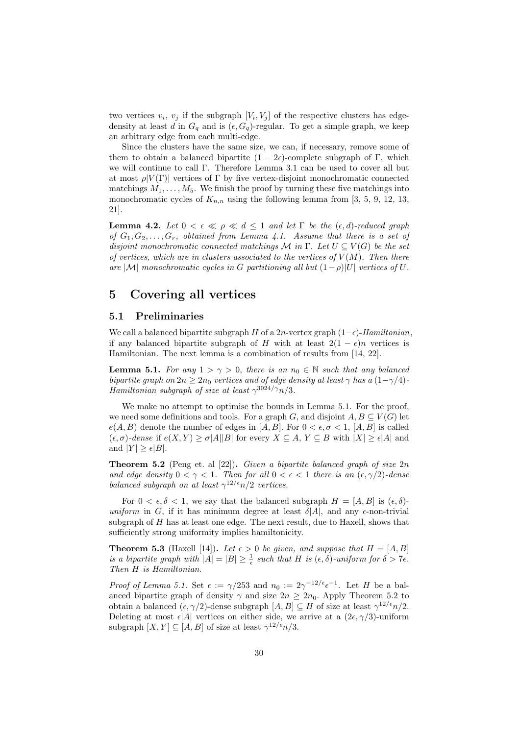two vertices $v_i$, $v_j$ if the subgraph $[V_i, V_j]$ of the respective clusters has edge-density at least $d$ in $G_q$ and is $(\epsilon, G_q)$-regular. To get a simple graph, we keep an arbitrary edge from each multi-edge.

Since the clusters have the same size, we can, if necessary, remove some of them to obtain a balanced bipartite $(1 - 2\epsilon)$-complete subgraph of $\Gamma$, which we will continue to call $\Gamma$. Therefore Lemma 3.1 can be used to cover all but at most $\rho|V(\Gamma)|$ vertices of $\Gamma$ by five vertex-disjoint monochromatic connected matchings $M_1, \ldots, M_5$. We finish the proof by turning these five matchings into monochromatic cycles of $K_{n,n}$ using the following lemma from [3, 5, 9, 12, 13, 21].

**Lemma 4.2.** *Let $0 < \epsilon \ll \rho \ll d \leq 1$ and let $\Gamma$ be the $(\epsilon, d)$-reduced graph of $G_1, G_2, \ldots, G_r$, obtained from Lemma 4.1. Assume that there is a set of disjoint monochromatic connected matchings $\mathcal{M}$ in $\Gamma$. Let $U \subseteq V(G)$ be the set of vertices, which are in clusters associated to the vertices of $V(M)$. Then there are $|\mathcal{M}|$ monochromatic cycles in $G$ partitioning all but $(1-\rho)|U|$ vertices of $U$.*

# 5 Covering all vertices

## 5.1 Preliminaries

We call a balanced bipartite subgraph $H$ of a $2n$-vertex graph $(1-\epsilon)$-*Hamiltonian*, if any balanced bipartite subgraph of $H$ with at least $2(1 - \epsilon)n$ vertices is Hamiltonian. The next lemma is a combination of results from [14, 22].

**Lemma 5.1.** *For any $1 > \gamma > 0$, there is an $n_0 \in \mathbb{N}$ such that any balanced bipartite graph on $2n \geq 2n_0$ vertices and of edge density at least $\gamma$ has a $(1-\gamma/4)$-Hamiltonian subgraph of size at least $\gamma^{3024/\gamma}n/3$.*

We make no attempt to optimise the bounds in Lemma 5.1. For the proof, we need some definitions and tools. For a graph $G$, and disjoint $A, B \subseteq V(G)$ let $e(A, B)$ denote the number of edges in $[A, B]$. For $0 < \epsilon, \sigma < 1$, $[A, B]$ is called $(\epsilon, \sigma)$-*dense* if $e(X, Y) \geq \sigma|A||B|$ for every $X \subseteq A$, $Y \subseteq B$ with $|X| \geq \epsilon|A|$ and and $|Y| \geq \epsilon|B|$.

**Theorem 5.2** (Peng et. al [22])**.** *Given a bipartite balanced graph of size $2n$ and edge density $0 < \gamma < 1$. Then for all $0 < \epsilon < 1$ there is an $(\epsilon, \gamma/2)$-dense balanced subgraph on at least $\gamma^{12/\epsilon}n/2$ vertices.*

For $0 < \epsilon, \delta < 1$, we say that the balanced subgraph $H = [A, B]$ is $(\epsilon, \delta)$-*uniform* in $G$, if it has minimum degree at least $\delta|A|$, and any $\epsilon$-non-trivial subgraph of $H$ has at least one edge. The next result, due to Haxell, shows that sufficiently strong uniformity implies hamiltonicity.

**Theorem 5.3** (Haxell [14])**.** *Let $\epsilon > 0$ be given, and suppose that $H = [A, B]$ is a bipartite graph with $|A| = |B| \geq \frac{1}{\epsilon}$ such that $H$ is $(\epsilon, \delta)$-uniform for $\delta > 7\epsilon$. Then $H$ is Hamiltonian.*

*Proof of Lemma 5.1.* Set $\epsilon := \gamma/253$ and $n_0 := 2\gamma^{-12/\epsilon}\epsilon^{-1}$. Let $H$ be a balanced bipartite graph of density $\gamma$ and size $2n \geq 2n_0$. Apply Theorem 5.2 to obtain a balanced $(\epsilon, \gamma/2)$-dense subgraph $[A, B] \subseteq H$ of size at least $\gamma^{12/\epsilon}n/2$. Deleting at most $\epsilon|A|$ vertices on either side, we arrive at a $(2\epsilon, \gamma/3)$-uniform subgraph $[X, Y] \subseteq [A, B]$ of size at least $\gamma^{12/\epsilon}n/3$.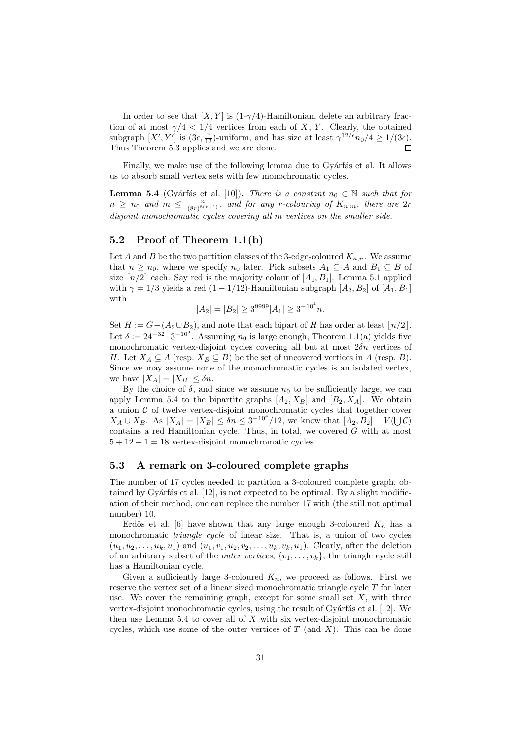In order to see that $[X, Y]$ is (1-$\gamma/4$)-Hamiltonian, delete an arbitrary fraction of at most $\gamma/4 < 1/4$ vertices from each of $X$, $Y$. Clearly, the obtained subgraph $[X', Y']$ is $(3\epsilon, \frac{\gamma}{12})$-uniform, and has size at least $\gamma^{12/\epsilon} n_0/4 \geq 1/(3\epsilon)$. Thus Theorem 5.3 applies and we are done. □

Finally, we make use of the following lemma due to Gyárfás et al. It allows us to absorb small vertex sets with few monochromatic cycles.

**Lemma 5.4** (Gyárfás et al. [10])**.** *There is a constant $n_0 \in \mathbb{N}$ such that for $n \geq n_0$ and $m \leq \frac{n}{(8r)^{8(r+1)}}$, and for any $r$-colouring of $K_{n,m}$, there are $2r$ disjoint monochromatic cycles covering all $m$ vertices on the smaller side.*

## 5.2 Proof of Theorem 1.1(b)

Let $A$ and $B$ be the two partition classes of the 3-edge-coloured $K_{n,n}$. We assume that $n \geq n_0$, where we specify $n_0$ later. Pick subsets $A_1 \subseteq A$ and $B_1 \subseteq B$ of size $\lceil n/2 \rceil$ each. Say red is the majority colour of $[A_1, B_1]$. Lemma 5.1 applied with $\gamma = 1/3$ yields a red $(1 - 1/12)$-Hamiltonian subgraph $[A_2, B_2]$ of $[A_1, B_1]$ with

$$|A_2| = |B_2| \geq 3^{9999}|A_1| \geq 3^{-10^4} n.$$

Set $H := G - (A_2 \cup B_2)$, and note that each bipart of $H$ has order at least $\lfloor n/2 \rfloor$. Let $\delta := 24^{-32} \cdot 3^{-10^4}$. Assuming $n_0$ is large enough, Theorem 1.1(a) yields five monochromatic vertex-disjoint cycles covering all but at most $2\delta n$ vertices of $H$. Let $X_A \subseteq A$ (resp. $X_B \subseteq B$) be the set of uncovered vertices in $A$ (resp. $B$). Since we may assume none of the monochromatic cycles is an isolated vertex, we have $|X_A| = |X_B| \leq \delta n$.

By the choice of $\delta$, and since we assume $n_0$ to be sufficiently large, we can apply Lemma 5.4 to the bipartite graphs $[A_2, X_B]$ and $[B_2, X_A]$. We obtain a union $\mathcal{C}$ of twelve vertex-disjoint monochromatic cycles that together cover $X_A \cup X_B$. As $|X_A| = |X_B| \leq \delta n \leq 3^{-10^4}/12$, we know that $[A_2, B_2] - V(\bigcup \mathcal{C})$ contains a red Hamiltonian cycle. Thus, in total, we covered $G$ with at most $5 + 12 + 1 = 18$ vertex-disjoint monochromatic cycles.

## 5.3 A remark on 3-coloured complete graphs

The number of 17 cycles needed to partition a 3-coloured complete graph, obtained by Gyárfás et al. [12], is not expected to be optimal. By a slight modification of their method, one can replace the number 17 with (the still not optimal number) 10.

Erdős et al. [6] have shown that any large enough 3-coloured $K_n$ has a monochromatic *triangle cycle* of linear size. That is, a union of two cycles $(u_1, u_2, \ldots, u_k, u_1)$ and $(u_1, v_1, u_2, v_2, \ldots, u_k, v_k, u_1)$. Clearly, after the deletion of an arbitrary subset of the *outer vertices*, $\{v_1, \ldots, v_k\}$, the triangle cycle still has a Hamiltonian cycle.

Given a sufficiently large 3-coloured $K_n$, we proceed as follows. First we reserve the vertex set of a linear sized monochromatic triangle cycle $T$ for later use. We cover the remaining graph, except for some small set $X$, with three vertex-disjoint monochromatic cycles, using the result of Gyárfás et al. [12]. We then use Lemma 5.4 to cover all of $X$ with six vertex-disjoint monochromatic cycles, which use some of the outer vertices of $T$ (and $X$). This can be done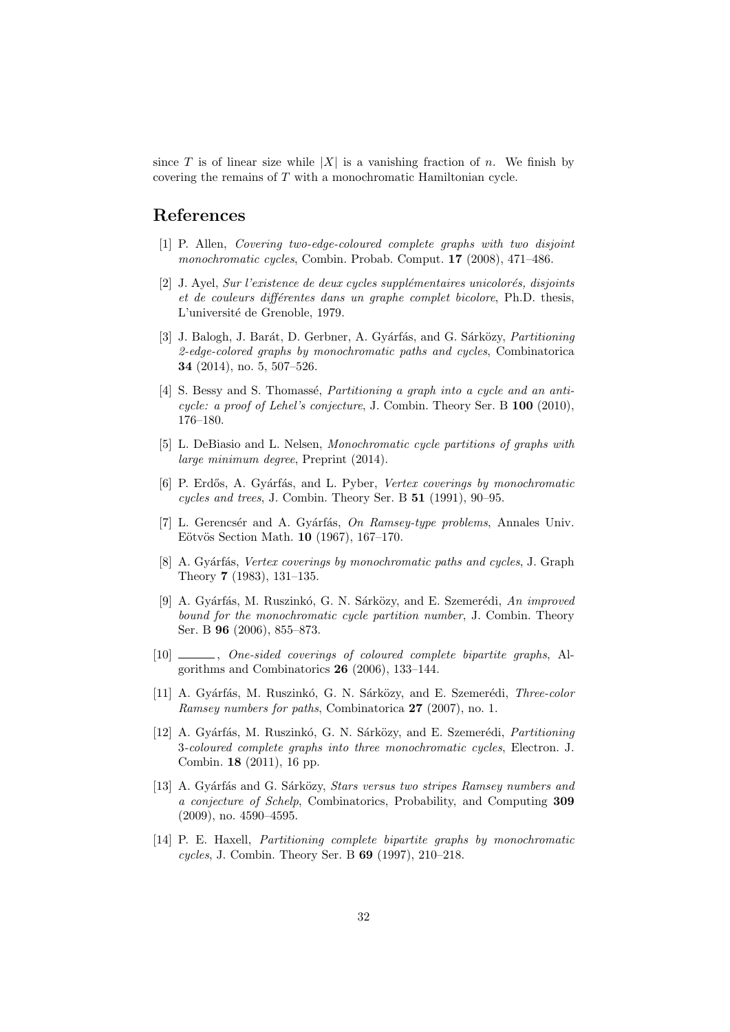since $T$ is of linear size while $|X|$ is a vanishing fraction of $n$. We finish by covering the remains of $T$ with a monochromatic Hamiltonian cycle.

## References

[1] P. Allen, *Covering two-edge-coloured complete graphs with two disjoint monochromatic cycles*, Combin. Probab. Comput. **17** (2008), 471–486.

[2] J. Ayel, *Sur l'existence de deux cycles supplémentaires unicolorés, disjoints et de couleurs différentes dans un graphe complet bicolore*, Ph.D. thesis, L'université de Grenoble, 1979.

[3] J. Balogh, J. Barát, D. Gerbner, A. Gyárfás, and G. Sárközy, *Partitioning 2-edge-colored graphs by monochromatic paths and cycles*, Combinatorica **34** (2014), no. 5, 507–526.

[4] S. Bessy and S. Thomassé, *Partitioning a graph into a cycle and an anticycle: a proof of Lehel's conjecture*, J. Combin. Theory Ser. B **100** (2010), 176–180.

[5] L. DeBiasio and L. Nelsen, *Monochromatic cycle partitions of graphs with large minimum degree*, Preprint (2014).

[6] P. Erdős, A. Gyárfás, and L. Pyber, *Vertex coverings by monochromatic cycles and trees*, J. Combin. Theory Ser. B **51** (1991), 90–95.

[7] L. Gerencsér and A. Gyárfás, *On Ramsey-type problems*, Annales Univ. Eötvös Section Math. **10** (1967), 167–170.

[8] A. Gyárfás, *Vertex coverings by monochromatic paths and cycles*, J. Graph Theory **7** (1983), 131–135.

[9] A. Gyárfás, M. Ruszinkó, G. N. Sárközy, and E. Szemerédi, *An improved bound for the monochromatic cycle partition number*, J. Combin. Theory Ser. B **96** (2006), 855–873.

[10] ______, *One-sided coverings of coloured complete bipartite graphs*, Algorithms and Combinatorics **26** (2006), 133–144.

[11] A. Gyárfás, M. Ruszinkó, G. N. Sárközy, and E. Szemerédi, *Three-color Ramsey numbers for paths*, Combinatorica **27** (2007), no. 1.

[12] A. Gyárfás, M. Ruszinkó, G. N. Sárközy, and E. Szemerédi, *Partitioning 3-coloured complete graphs into three monochromatic cycles*, Electron. J. Combin. **18** (2011), 16 pp.

[13] A. Gyárfás and G. Sárközy, *Stars versus two stripes Ramsey numbers and a conjecture of Schelp*, Combinatorics, Probability, and Computing **309** (2009), no. 4590–4595.

[14] P. E. Haxell, *Partitioning complete bipartite graphs by monochromatic cycles*, J. Combin. Theory Ser. B **69** (1997), 210–218.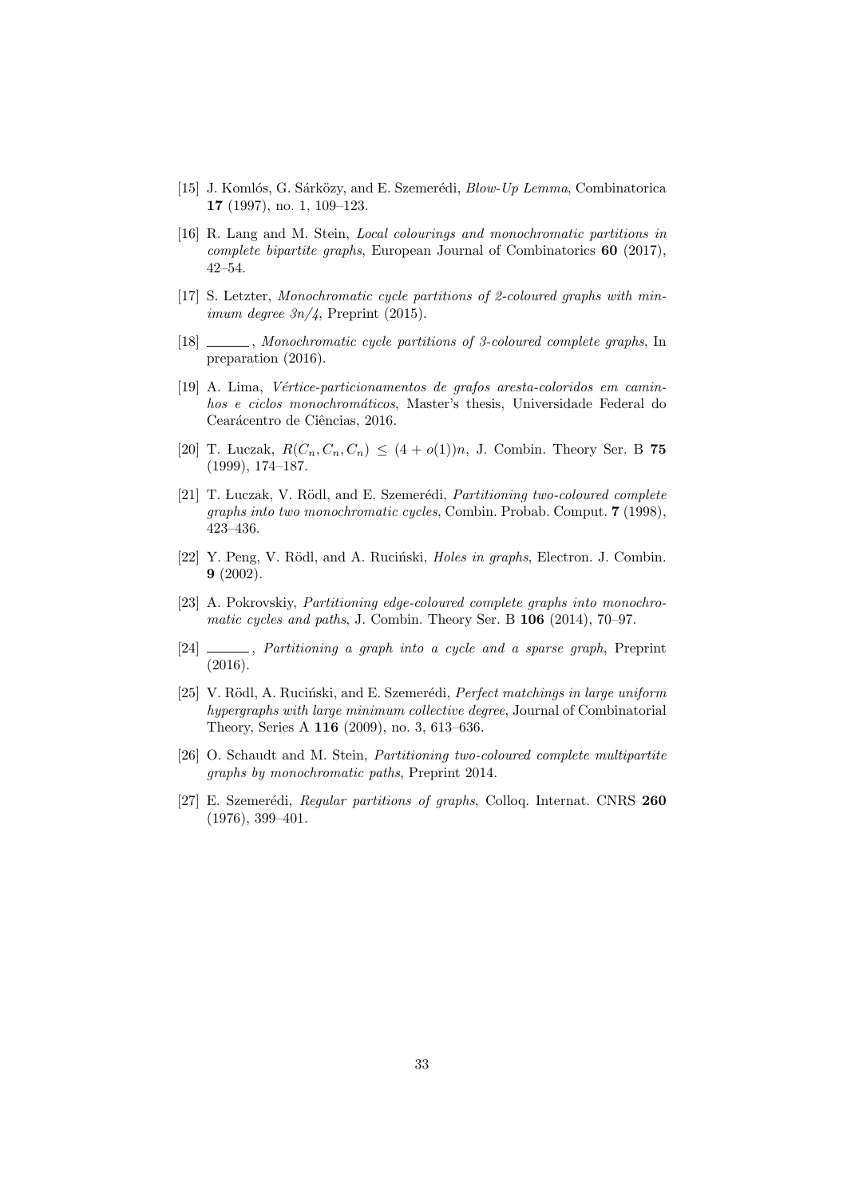[15] J. Komlós, G. Sárközy, and E. Szemerédi, *Blow-Up Lemma*, Combinatorica **17** (1997), no. 1, 109–123.

[16] R. Lang and M. Stein, *Local colourings and monochromatic partitions in complete bipartite graphs*, European Journal of Combinatorics **60** (2017), 42–54.

[17] S. Letzter, *Monochromatic cycle partitions of 2-coloured graphs with minimum degree 3n/4*, Preprint (2015).

[18] ______, *Monochromatic cycle partitions of 3-coloured complete graphs*, In preparation (2016).

[19] A. Lima, *Vértice-particionamentos de grafos aresta-coloridos em caminhos e ciclos monochromáticos*, Master's thesis, Universidade Federal do Cearácentro de Ciências, 2016.

[20] T. Łuczak, $R(C_n, C_n, C_n) \leq (4 + o(1))n$, J. Combin. Theory Ser. B **75** (1999), 174–187.

[21] T. Łuczak, V. Rödl, and E. Szemerédi, *Partitioning two-coloured complete graphs into two monochromatic cycles*, Combin. Probab. Comput. **7** (1998), 423–436.

[22] Y. Peng, V. Rödl, and A. Ruciński, *Holes in graphs*, Electron. J. Combin. **9** (2002).

[23] A. Pokrovskiy, *Partitioning edge-coloured complete graphs into monochromatic cycles and paths*, J. Combin. Theory Ser. B **106** (2014), 70–97.

[24] ______, *Partitioning a graph into a cycle and a sparse graph*, Preprint (2016).

[25] V. Rödl, A. Ruciński, and E. Szemerédi, *Perfect matchings in large uniform hypergraphs with large minimum collective degree*, Journal of Combinatorial Theory, Series A **116** (2009), no. 3, 613–636.

[26] O. Schaudt and M. Stein, *Partitioning two-coloured complete multipartite graphs by monochromatic paths*, Preprint 2014.

[27] E. Szemerédi, *Regular partitions of graphs*, Colloq. Internat. CNRS **260** (1976), 399–401.